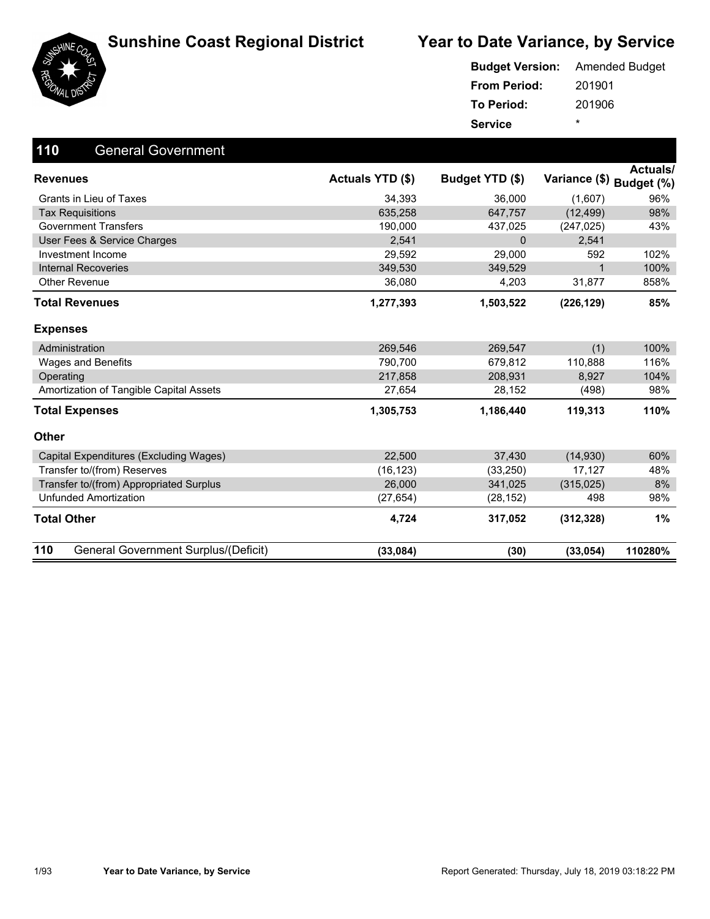# Sunshine Coast Regional District

## Year to Date Variance, by Service

**Budget Version:** Amended Budget
**From Period:** 201901
**To Period:** 201906
**Service** *

### 110 General Government

| Revenues | Actuals YTD ($) | Budget YTD ($) | Variance ($) | Actuals/ Budget (%) |
|---|---|---|---|---|
| Grants in Lieu of Taxes | 34,393 | 36,000 | (1,607) | 96% |
| Tax Requisitions | 635,258 | 647,757 | (12,499) | 98% |
| Government Transfers | 190,000 | 437,025 | (247,025) | 43% |
| User Fees & Service Charges | 2,541 | 0 | 2,541 | |
| Investment Income | 29,592 | 29,000 | 592 | 102% |
| Internal Recoveries | 349,530 | 349,529 | 1 | 100% |
| Other Revenue | 36,080 | 4,203 | 31,877 | 858% |
| **Total Revenues** | **1,277,393** | **1,503,522** | **(226,129)** | **85%** |
| **Expenses** | | | | |
| Administration | 269,546 | 269,547 | (1) | 100% |
| Wages and Benefits | 790,700 | 679,812 | 110,888 | 116% |
| Operating | 217,858 | 208,931 | 8,927 | 104% |
| Amortization of Tangible Capital Assets | 27,654 | 28,152 | (498) | 98% |
| **Total Expenses** | **1,305,753** | **1,186,440** | **119,313** | **110%** |
| **Other** | | | | |
| Capital Expenditures (Excluding Wages) | 22,500 | 37,430 | (14,930) | 60% |
| Transfer to/(from) Reserves | (16,123) | (33,250) | 17,127 | 48% |
| Transfer to/(from) Appropriated Surplus | 26,000 | 341,025 | (315,025) | 8% |
| Unfunded Amortization | (27,654) | (28,152) | 498 | 98% |
| **Total Other** | **4,724** | **317,052** | **(312,328)** | **1%** |
| **110** General Government Surplus/(Deficit) | **(33,084)** | **(30)** | **(33,054)** | **110280%** |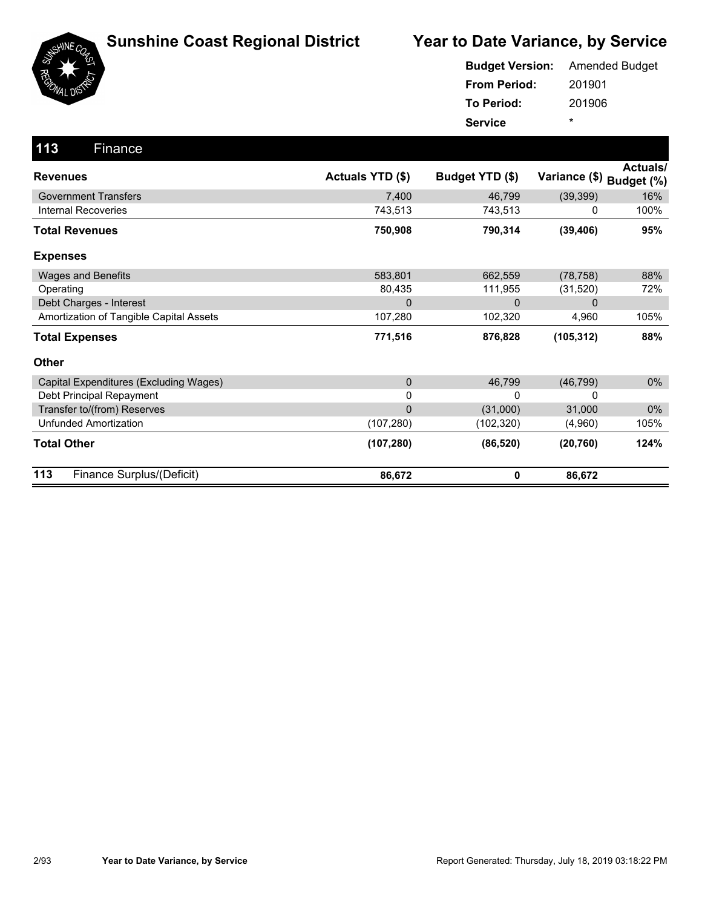# Sunshine Coast Regional District

## Year to Date Variance, by Service

**Budget Version:** Amended Budget
**From Period:** 201901
**To Period:** 201906
**Service** *

### 113 Finance

| Revenues | Actuals YTD ($) | Budget YTD ($) | Variance ($) | Actuals/ Budget (%) |
|---|---|---|---|---|
| Government Transfers | 7,400 | 46,799 | (39,399) | 16% |
| Internal Recoveries | 743,513 | 743,513 | 0 | 100% |
| **Total Revenues** | **750,908** | **790,314** | **(39,406)** | **95%** |
| **Expenses** | | | | |
| Wages and Benefits | 583,801 | 662,559 | (78,758) | 88% |
| Operating | 80,435 | 111,955 | (31,520) | 72% |
| Debt Charges - Interest | 0 | 0 | 0 | |
| Amortization of Tangible Capital Assets | 107,280 | 102,320 | 4,960 | 105% |
| **Total Expenses** | **771,516** | **876,828** | **(105,312)** | **88%** |
| **Other** | | | | |
| Capital Expenditures (Excluding Wages) | 0 | 46,799 | (46,799) | 0% |
| Debt Principal Repayment | 0 | 0 | 0 | |
| Transfer to/(from) Reserves | 0 | (31,000) | 31,000 | 0% |
| Unfunded Amortization | (107,280) | (102,320) | (4,960) | 105% |
| **Total Other** | **(107,280)** | **(86,520)** | **(20,760)** | **124%** |
| **113 Finance Surplus/(Deficit)** | **86,672** | **0** | **86,672** | |

Year to Date Variance, by Service

Report Generated: Thursday, July 18, 2019 03:18:22 PM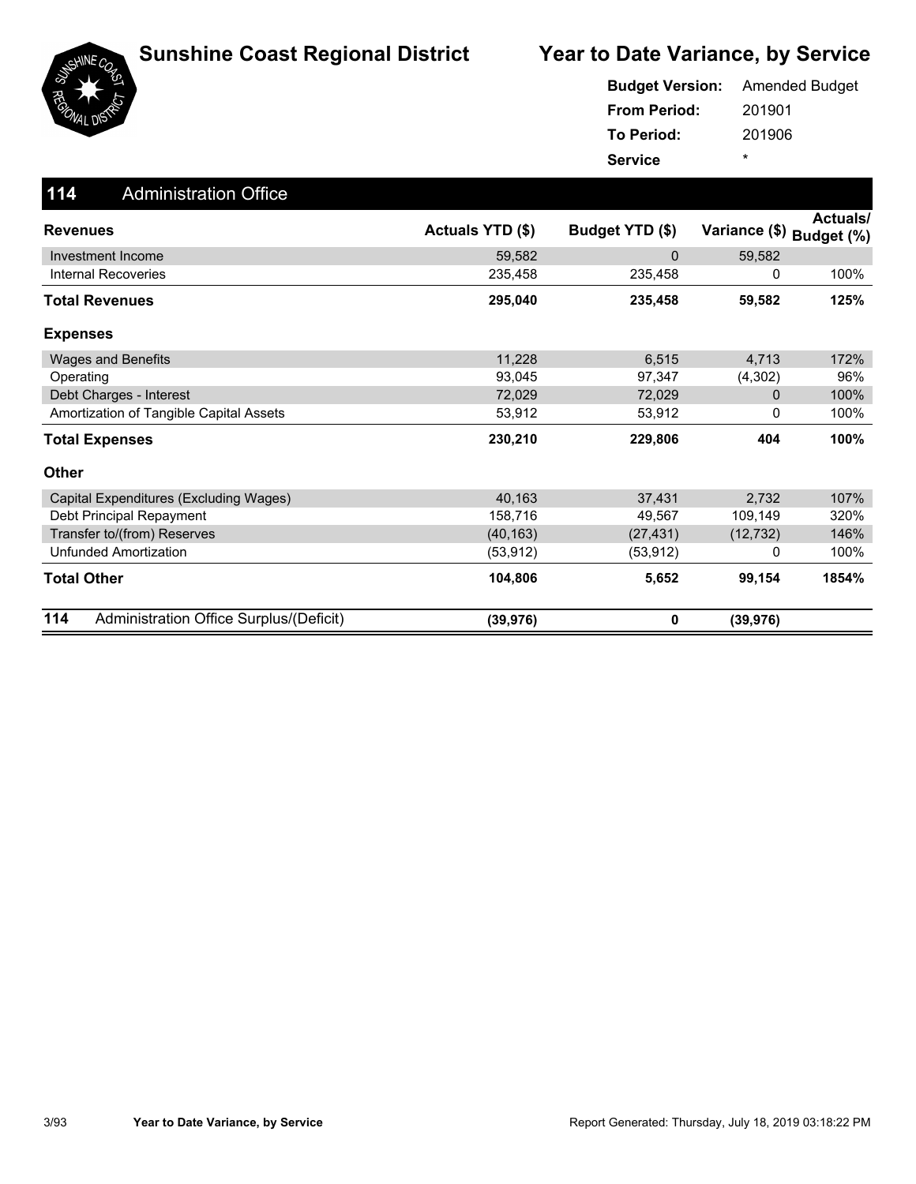# Sunshine Coast Regional District

## Year to Date Variance, by Service

**Budget Version:** Amended Budget
**From Period:** 201901
**To Period:** 201906
**Service** *

## 114 Administration Office

| Revenues | Actuals YTD ($) | Budget YTD ($) | Variance ($) | Actuals/ Budget (%) |
|---|---|---|---|---|
| Investment Income | 59,582 | 0 | 59,582 | |
| Internal Recoveries | 235,458 | 235,458 | 0 | 100% |
| **Total Revenues** | **295,040** | **235,458** | **59,582** | **125%** |
| **Expenses** | | | | |
| Wages and Benefits | 11,228 | 6,515 | 4,713 | 172% |
| Operating | 93,045 | 97,347 | (4,302) | 96% |
| Debt Charges - Interest | 72,029 | 72,029 | 0 | 100% |
| Amortization of Tangible Capital Assets | 53,912 | 53,912 | 0 | 100% |
| **Total Expenses** | **230,210** | **229,806** | **404** | **100%** |
| **Other** | | | | |
| Capital Expenditures (Excluding Wages) | 40,163 | 37,431 | 2,732 | 107% |
| Debt Principal Repayment | 158,716 | 49,567 | 109,149 | 320% |
| Transfer to/(from) Reserves | (40,163) | (27,431) | (12,732) | 146% |
| Unfunded Amortization | (53,912) | (53,912) | 0 | 100% |
| **Total Other** | **104,806** | **5,652** | **99,154** | **1854%** |
| **114 Administration Office Surplus/(Deficit)** | **(39,976)** | **0** | **(39,976)** | |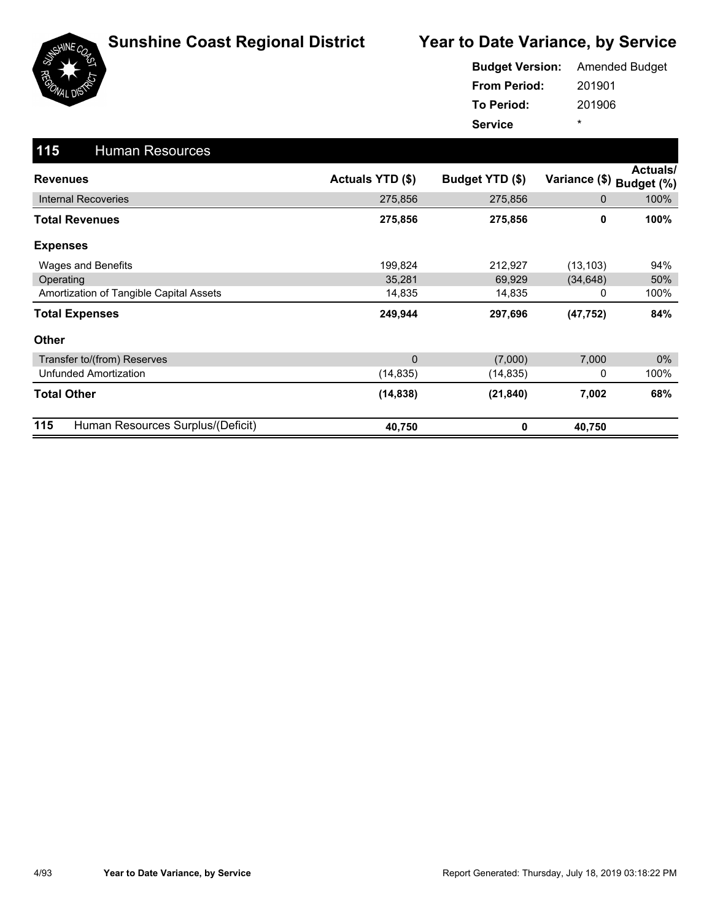# Sunshine Coast Regional District

## Year to Date Variance, by Service

**Budget Version:** Amended Budget
**From Period:** 201901
**To Period:** 201906
**Service** *

### 115 Human Resources

| Revenues | Actuals YTD ($) | Budget YTD ($) | Variance ($) | Actuals/ Budget (%) |
|---|---|---|---|---|
| Internal Recoveries | 275,856 | 275,856 | 0 | 100% |
| **Total Revenues** | **275,856** | **275,856** | **0** | **100%** |
| **Expenses** | | | | |
| Wages and Benefits | 199,824 | 212,927 | (13,103) | 94% |
| Operating | 35,281 | 69,929 | (34,648) | 50% |
| Amortization of Tangible Capital Assets | 14,835 | 14,835 | 0 | 100% |
| **Total Expenses** | **249,944** | **297,696** | **(47,752)** | **84%** |
| **Other** | | | | |
| Transfer to/(from) Reserves | 0 | (7,000) | 7,000 | 0% |
| Unfunded Amortization | (14,835) | (14,835) | 0 | 100% |
| **Total Other** | **(14,838)** | **(21,840)** | **7,002** | **68%** |
| **115 Human Resources Surplus/(Deficit)** | **40,750** | **0** | **40,750** | |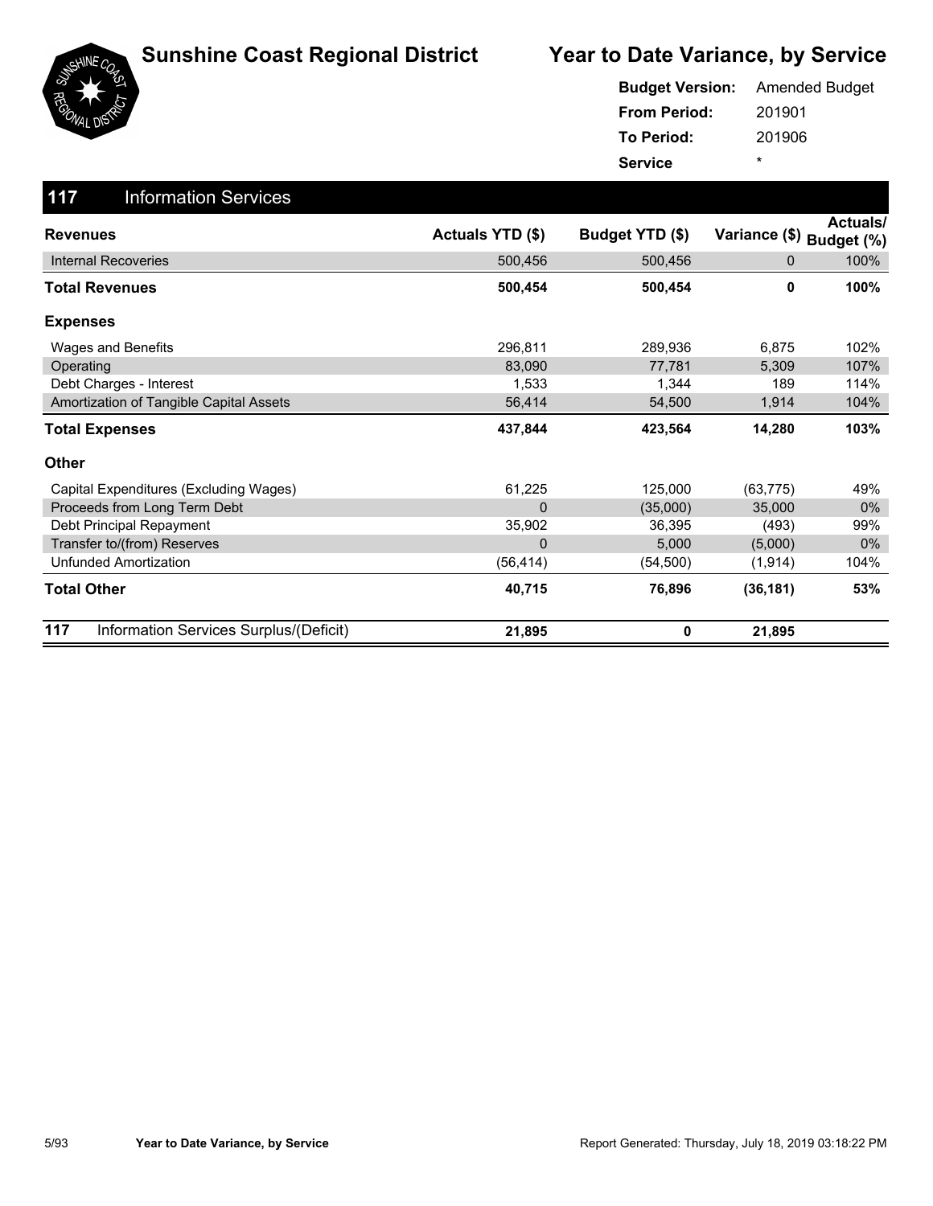# Sunshine Coast Regional District

## Year to Date Variance, by Service

**Budget Version:** Amended Budget
**From Period:** 201901
**To Period:** 201906
**Service** *

### 117 Information Services

| Revenues | Actuals YTD ($) | Budget YTD ($) | Variance ($) | Actuals/ Budget (%) |
|---|---|---|---|---|
| Internal Recoveries | 500,456 | 500,456 | 0 | 100% |
| **Total Revenues** | **500,454** | **500,454** | **0** | **100%** |
| **Expenses** | | | | |
| Wages and Benefits | 296,811 | 289,936 | 6,875 | 102% |
| Operating | 83,090 | 77,781 | 5,309 | 107% |
| Debt Charges - Interest | 1,533 | 1,344 | 189 | 114% |
| Amortization of Tangible Capital Assets | 56,414 | 54,500 | 1,914 | 104% |
| **Total Expenses** | **437,844** | **423,564** | **14,280** | **103%** |
| **Other** | | | | |
| Capital Expenditures (Excluding Wages) | 61,225 | 125,000 | (63,775) | 49% |
| Proceeds from Long Term Debt | 0 | (35,000) | 35,000 | 0% |
| Debt Principal Repayment | 35,902 | 36,395 | (493) | 99% |
| Transfer to/(from) Reserves | 0 | 5,000 | (5,000) | 0% |
| Unfunded Amortization | (56,414) | (54,500) | (1,914) | 104% |
| **Total Other** | **40,715** | **76,896** | **(36,181)** | **53%** |
| **117 Information Services Surplus/(Deficit)** | **21,895** | **0** | **21,895** | |

Year to Date Variance, by Service

Report Generated: Thursday, July 18, 2019 03:18:22 PM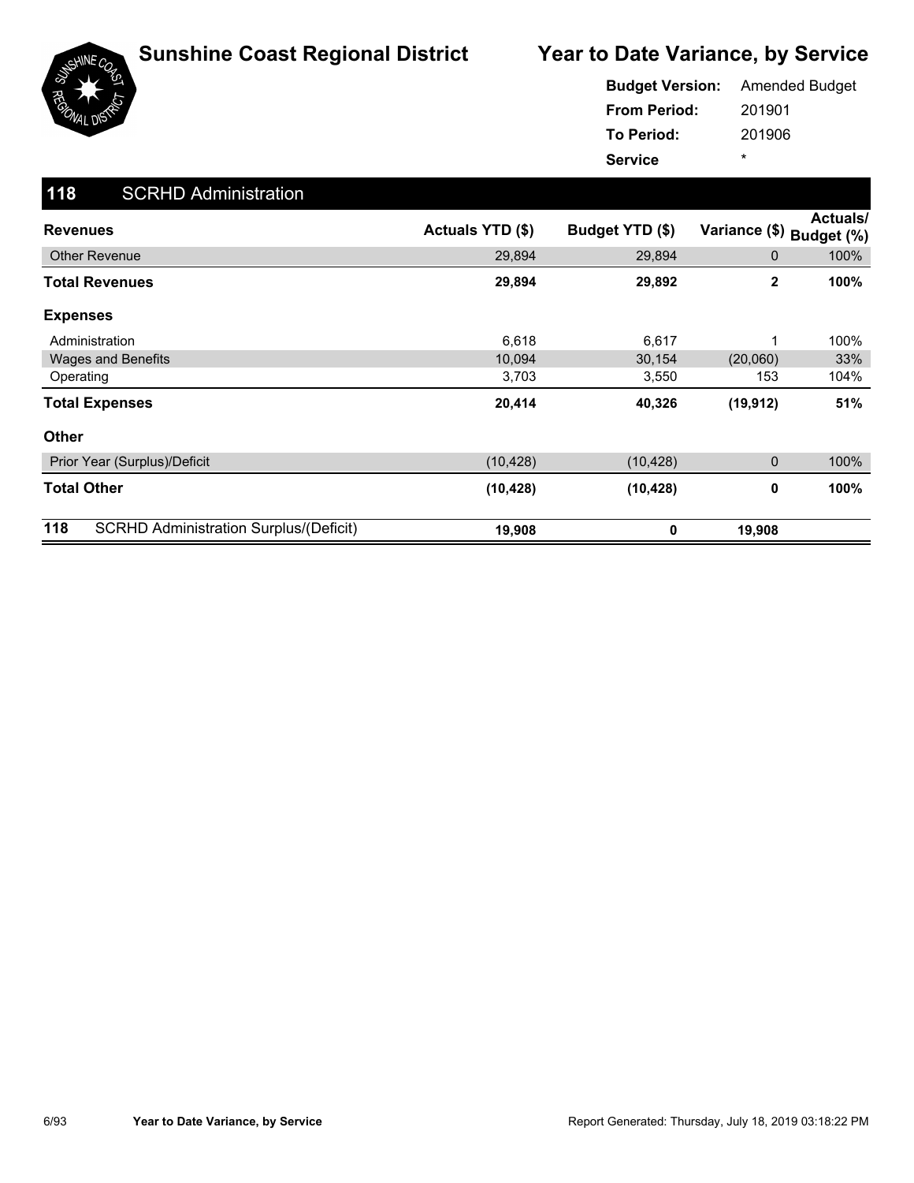# Sunshine Coast Regional District

## Year to Date Variance, by Service

**Budget Version:** Amended Budget
**From Period:** 201901
**To Period:** 201906
**Service** *

### 118 SCRHD Administration

| Revenues | Actuals YTD ($) | Budget YTD ($) | Variance ($) | Actuals/ Budget (%) |
|---|---|---|---|---|
| Other Revenue | 29,894 | 29,894 | 0 | 100% |
| **Total Revenues** | **29,894** | **29,892** | **2** | **100%** |
| **Expenses** | | | | |
| Administration | 6,618 | 6,617 | 1 | 100% |
| Wages and Benefits | 10,094 | 30,154 | (20,060) | 33% |
| Operating | 3,703 | 3,550 | 153 | 104% |
| **Total Expenses** | **20,414** | **40,326** | **(19,912)** | **51%** |
| **Other** | | | | |
| Prior Year (Surplus)/Deficit | (10,428) | (10,428) | 0 | 100% |
| **Total Other** | **(10,428)** | **(10,428)** | **0** | **100%** |
| **118 SCRHD Administration Surplus/(Deficit)** | **19,908** | **0** | **19,908** | |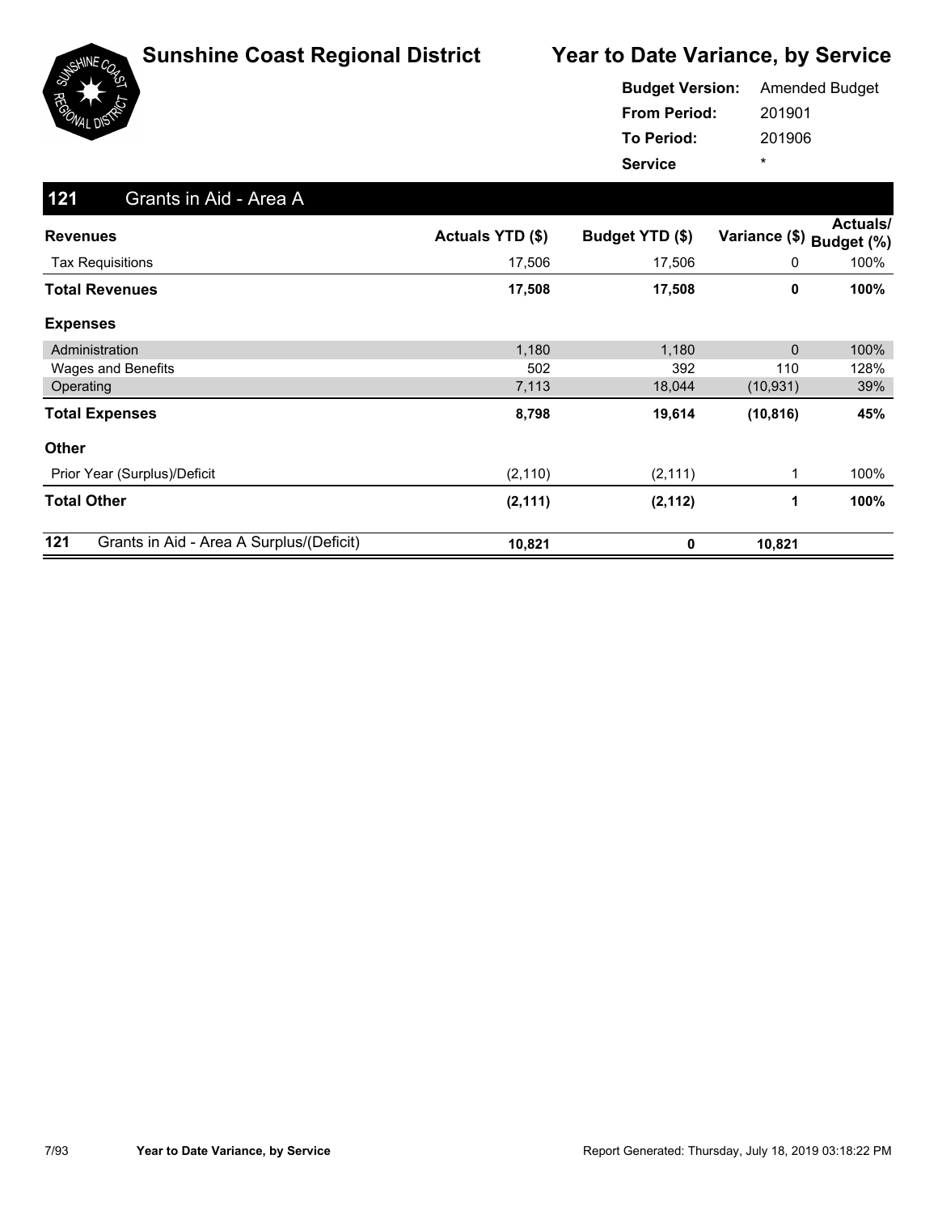# Sunshine Coast Regional District

## Year to Date Variance, by Service

**Budget Version:** Amended Budget
**From Period:** 201901
**To Period:** 201906
**Service** *

### 121 Grants in Aid - Area A

| Revenues | Actuals YTD ($) | Budget YTD ($) | Variance ($) | Actuals/ Budget (%) |
|---|---|---|---|---|
| Tax Requisitions | 17,506 | 17,506 | 0 | 100% |
| **Total Revenues** | **17,508** | **17,508** | **0** | **100%** |
| **Expenses** | | | | |
| Administration | 1,180 | 1,180 | 0 | 100% |
| Wages and Benefits | 502 | 392 | 110 | 128% |
| Operating | 7,113 | 18,044 | (10,931) | 39% |
| **Total Expenses** | **8,798** | **19,614** | **(10,816)** | **45%** |
| **Other** | | | | |
| Prior Year (Surplus)/Deficit | (2,110) | (2,111) | 1 | 100% |
| **Total Other** | **(2,111)** | **(2,112)** | **1** | **100%** |
| **121 Grants in Aid - Area A Surplus/(Deficit)** | **10,821** | **0** | **10,821** | |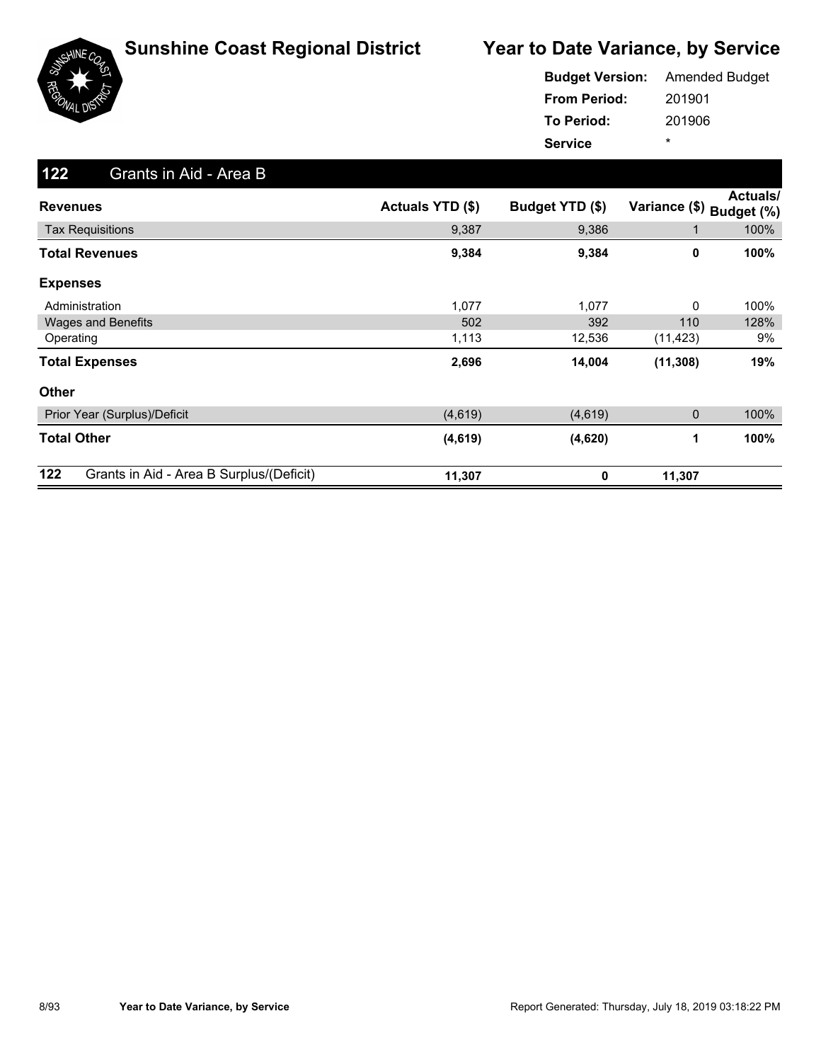# Sunshine Coast Regional District

# Year to Date Variance, by Service

**Budget Version:** Amended Budget
**From Period:** 201901
**To Period:** 201906
**Service** *

## 122 Grants in Aid - Area B

| Revenues | Actuals YTD ($) | Budget YTD ($) | Variance ($) | Actuals/ Budget (%) |
|---|---|---|---|---|
| Tax Requisitions | 9,387 | 9,386 | 1 | 100% |
| **Total Revenues** | **9,384** | **9,384** | **0** | **100%** |
| **Expenses** | | | | |
| Administration | 1,077 | 1,077 | 0 | 100% |
| Wages and Benefits | 502 | 392 | 110 | 128% |
| Operating | 1,113 | 12,536 | (11,423) | 9% |
| **Total Expenses** | **2,696** | **14,004** | **(11,308)** | **19%** |
| **Other** | | | | |
| Prior Year (Surplus)/Deficit | (4,619) | (4,619) | 0 | 100% |
| **Total Other** | **(4,619)** | **(4,620)** | **1** | **100%** |
| **122 Grants in Aid - Area B Surplus/(Deficit)** | **11,307** | **0** | **11,307** | |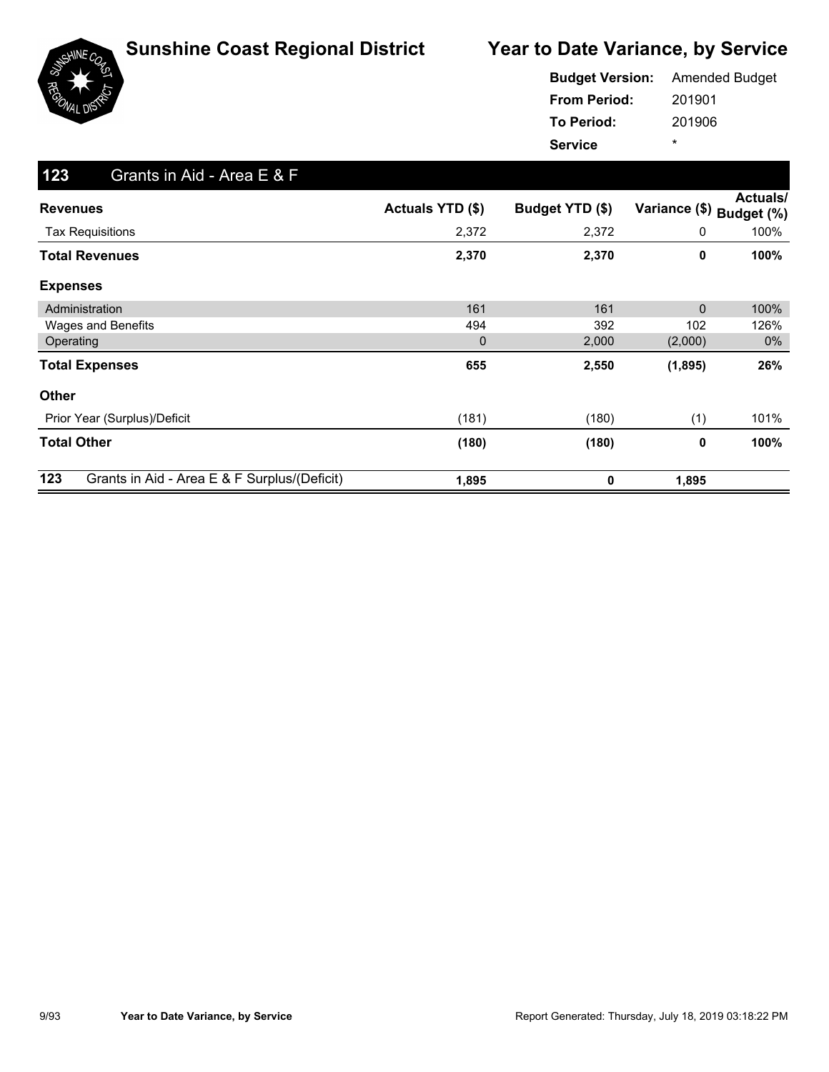# Sunshine Coast Regional District

# Year to Date Variance, by Service

**Budget Version:** Amended Budget
**From Period:** 201901
**To Period:** 201906
**Service** *

## 123 Grants in Aid - Area E & F

| Revenues | Actuals YTD ($) | Budget YTD ($) | Variance ($) | Actuals/ Budget (%) |
|---|---|---|---|---|
| Tax Requisitions | 2,372 | 2,372 | 0 | 100% |
| **Total Revenues** | **2,370** | **2,370** | **0** | **100%** |
| **Expenses** | | | | |
| Administration | 161 | 161 | 0 | 100% |
| Wages and Benefits | 494 | 392 | 102 | 126% |
| Operating | 0 | 2,000 | (2,000) | 0% |
| **Total Expenses** | **655** | **2,550** | **(1,895)** | **26%** |
| **Other** | | | | |
| Prior Year (Surplus)/Deficit | (181) | (180) | (1) | 101% |
| **Total Other** | **(180)** | **(180)** | **0** | **100%** |
| **123 Grants in Aid - Area E & F Surplus/(Deficit)** | **1,895** | **0** | **1,895** | |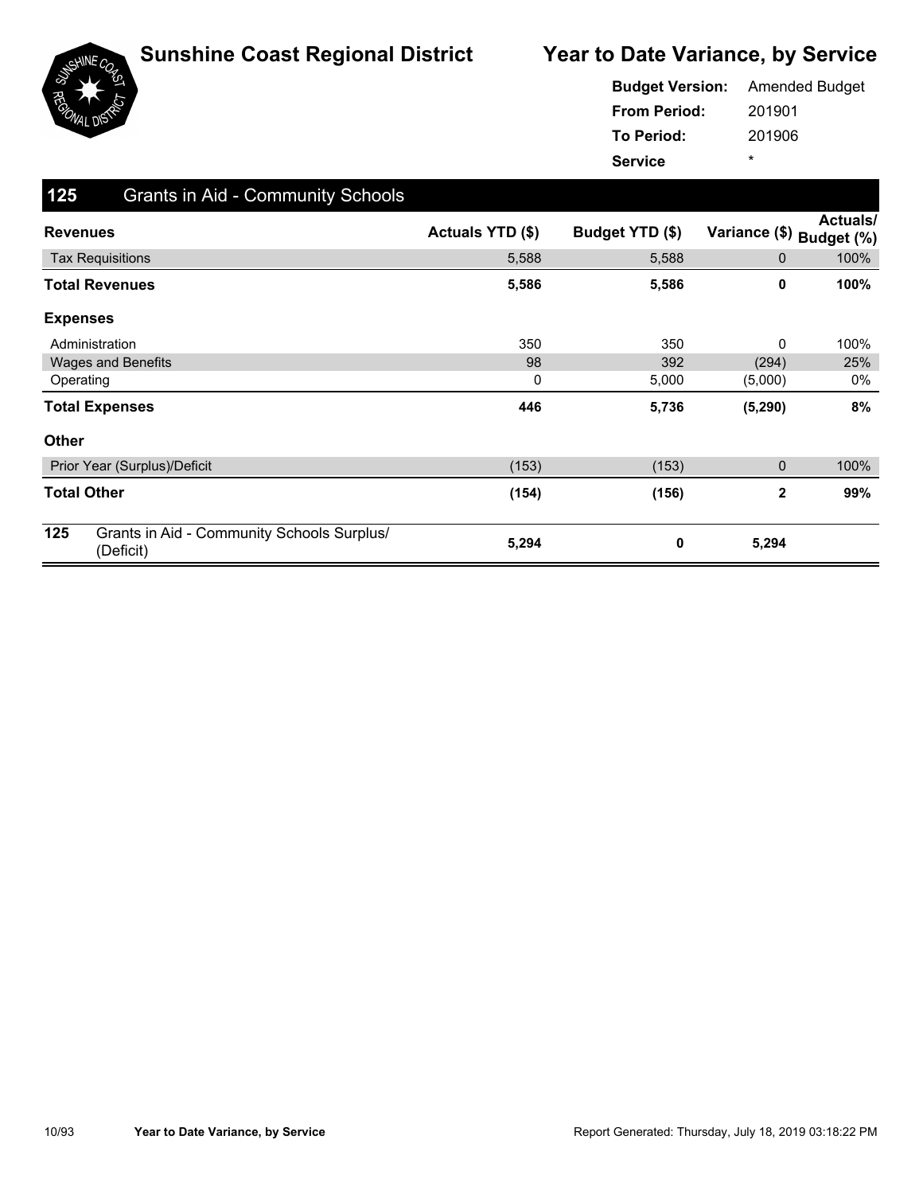# Sunshine Coast Regional District

## Year to Date Variance, by Service

**Budget Version:** Amended Budget
**From Period:** 201901
**To Period:** 201906
**Service** *

### 125 Grants in Aid - Community Schools

| Revenues | Actuals YTD ($) | Budget YTD ($) | Variance ($) | Actuals/ Budget (%) |
|---|---|---|---|---|
| Tax Requisitions | 5,588 | 5,588 | 0 | 100% |
| **Total Revenues** | **5,586** | **5,586** | **0** | **100%** |
| **Expenses** | | | | |
| Administration | 350 | 350 | 0 | 100% |
| Wages and Benefits | 98 | 392 | (294) | 25% |
| Operating | 0 | 5,000 | (5,000) | 0% |
| **Total Expenses** | **446** | **5,736** | **(5,290)** | **8%** |
| **Other** | | | | |
| Prior Year (Surplus)/Deficit | (153) | (153) | 0 | 100% |
| **Total Other** | **(154)** | **(156)** | **2** | **99%** |
| **125 Grants in Aid - Community Schools Surplus/ (Deficit)** | **5,294** | **0** | **5,294** | |

Year to Date Variance, by Service

Report Generated: Thursday, July 18, 2019 03:18:22 PM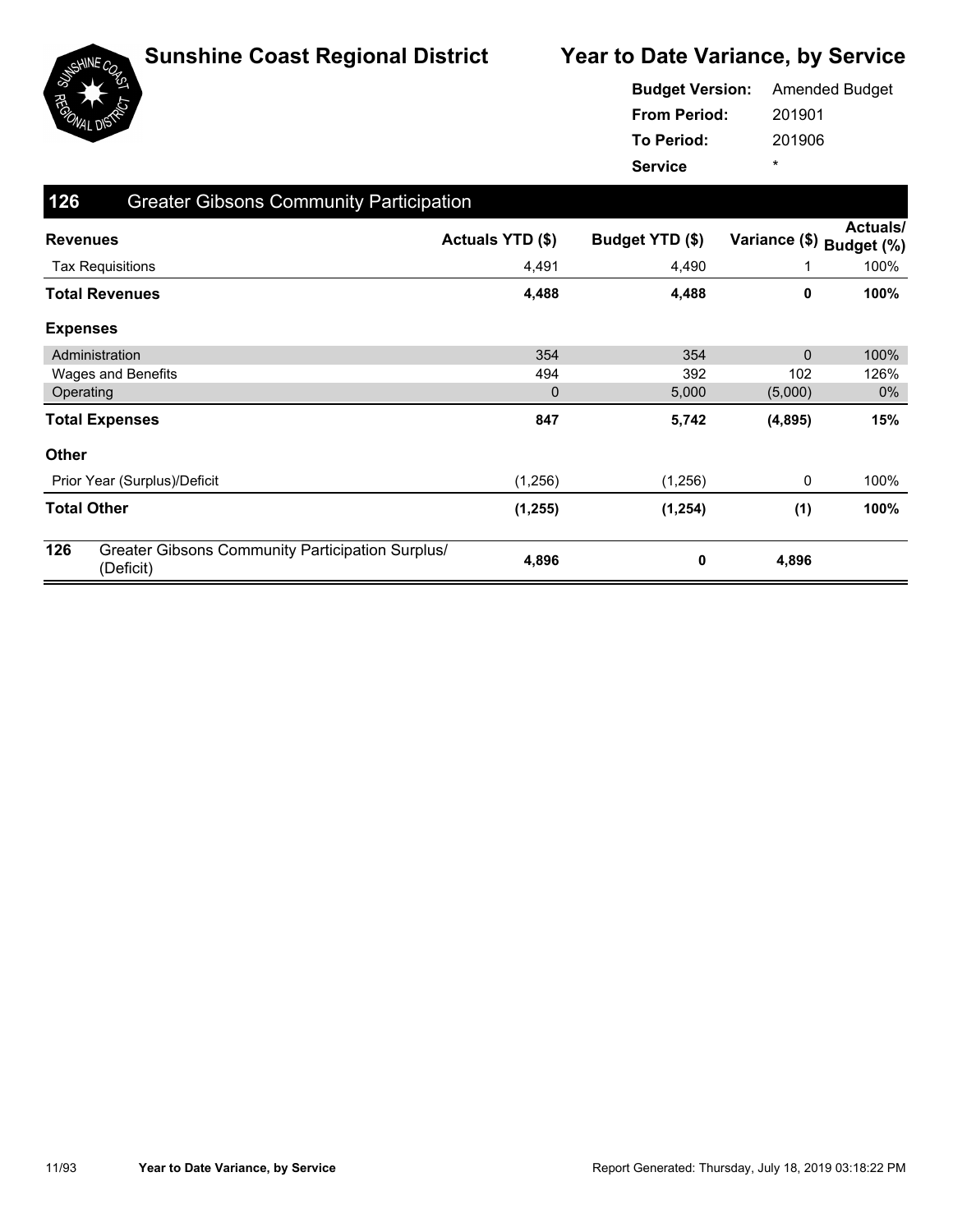# Sunshine Coast Regional District

# Year to Date Variance, by Service

**Budget Version:** Amended Budget
**From Period:** 201901
**To Period:** 201906
**Service** *

## 126 Greater Gibsons Community Participation

| Revenues | Actuals YTD ($) | Budget YTD ($) | Variance ($) | Actuals/ Budget (%) |
|---|---|---|---|---|
| Tax Requisitions | 4,491 | 4,490 | 1 | 100% |
| **Total Revenues** | **4,488** | **4,488** | **0** | **100%** |
| **Expenses** | | | | |
| Administration | 354 | 354 | 0 | 100% |
| Wages and Benefits | 494 | 392 | 102 | 126% |
| Operating | 0 | 5,000 | (5,000) | 0% |
| **Total Expenses** | **847** | **5,742** | **(4,895)** | **15%** |
| **Other** | | | | |
| Prior Year (Surplus)/Deficit | (1,256) | (1,256) | 0 | 100% |
| **Total Other** | **(1,255)** | **(1,254)** | **(1)** | **100%** |
| **126** Greater Gibsons Community Participation Surplus/ (Deficit) | **4,896** | **0** | **4,896** | |

Report Generated: Thursday, July 18, 2019 03:18:22 PM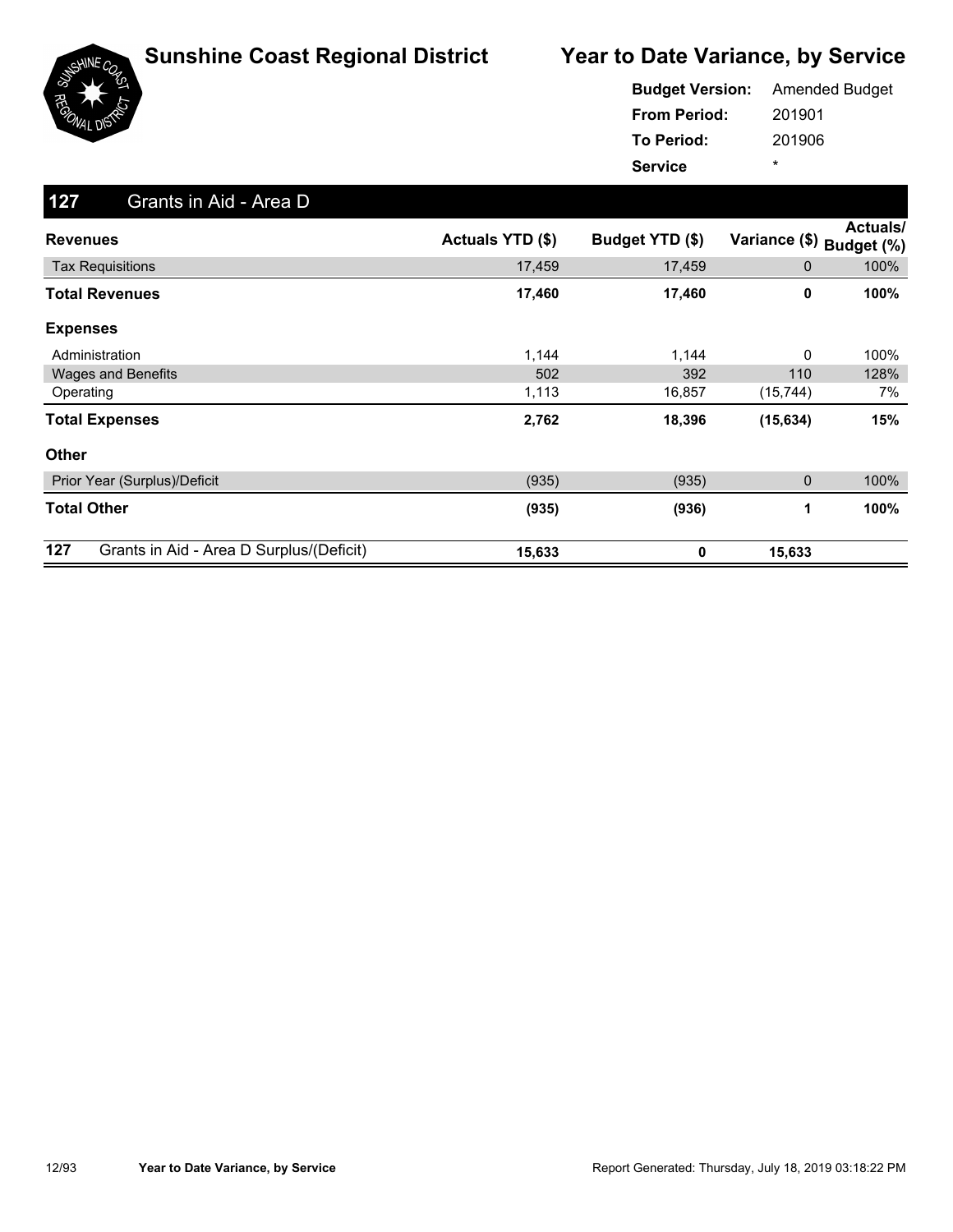# Sunshine Coast Regional District

## Year to Date Variance, by Service

**Budget Version:** Amended Budget
**From Period:** 201901
**To Period:** 201906
**Service** *

## 127 Grants in Aid - Area D

| Revenues | Actuals YTD ($) | Budget YTD ($) | Variance ($) | Actuals/ Budget (%) |
|---|---|---|---|---|
| Tax Requisitions | 17,459 | 17,459 | 0 | 100% |
| **Total Revenues** | **17,460** | **17,460** | **0** | **100%** |
| **Expenses** | | | | |
| Administration | 1,144 | 1,144 | 0 | 100% |
| Wages and Benefits | 502 | 392 | 110 | 128% |
| Operating | 1,113 | 16,857 | (15,744) | 7% |
| **Total Expenses** | **2,762** | **18,396** | **(15,634)** | **15%** |
| **Other** | | | | |
| Prior Year (Surplus)/Deficit | (935) | (935) | 0 | 100% |
| **Total Other** | **(935)** | **(936)** | **1** | **100%** |
| **127 Grants in Aid - Area D Surplus/(Deficit)** | **15,633** | **0** | **15,633** | |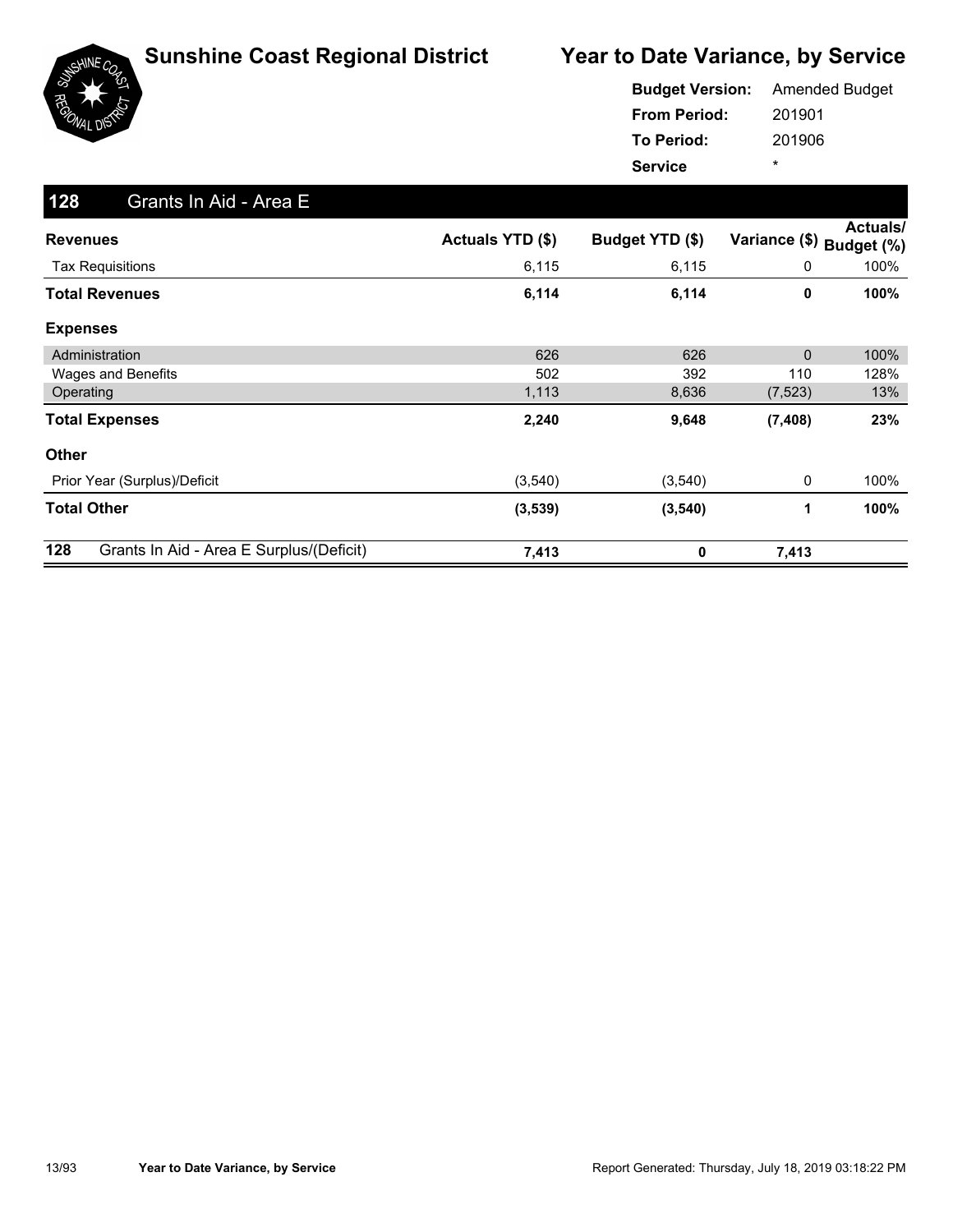# Sunshine Coast Regional District

## Year to Date Variance, by Service

**Budget Version:** Amended Budget
**From Period:** 201901
**To Period:** 201906
**Service** *

### 128 Grants In Aid - Area E

| Revenues | Actuals YTD ($) | Budget YTD ($) | Variance ($) | Actuals/ Budget (%) |
|---|---|---|---|---|
| Tax Requisitions | 6,115 | 6,115 | 0 | 100% |
| **Total Revenues** | **6,114** | **6,114** | **0** | **100%** |
| **Expenses** | | | | |
| Administration | 626 | 626 | 0 | 100% |
| Wages and Benefits | 502 | 392 | 110 | 128% |
| Operating | 1,113 | 8,636 | (7,523) | 13% |
| **Total Expenses** | **2,240** | **9,648** | **(7,408)** | **23%** |
| **Other** | | | | |
| Prior Year (Surplus)/Deficit | (3,540) | (3,540) | 0 | 100% |
| **Total Other** | **(3,539)** | **(3,540)** | **1** | **100%** |
| **128 Grants In Aid - Area E Surplus/(Deficit)** | **7,413** | **0** | **7,413** | |

Year to Date Variance, by Service

Report Generated: Thursday, July 18, 2019 03:18:22 PM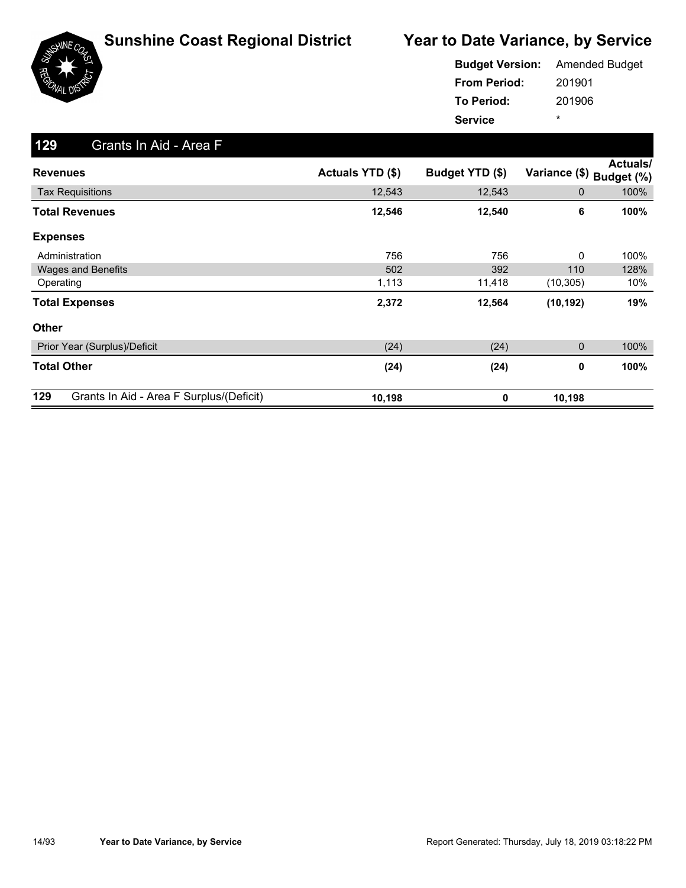# Sunshine Coast Regional District

## Year to Date Variance, by Service

**Budget Version:** Amended Budget
**From Period:** 201901
**To Period:** 201906
**Service** *

### 129 Grants In Aid - Area F

| Revenues | Actuals YTD ($) | Budget YTD ($) | Variance ($) | Actuals/ Budget (%) |
|---|---|---|---|---|
| Tax Requisitions | 12,543 | 12,543 | 0 | 100% |
| **Total Revenues** | **12,546** | **12,540** | **6** | **100%** |
| **Expenses** | | | | |
| Administration | 756 | 756 | 0 | 100% |
| Wages and Benefits | 502 | 392 | 110 | 128% |
| Operating | 1,113 | 11,418 | (10,305) | 10% |
| **Total Expenses** | **2,372** | **12,564** | **(10,192)** | **19%** |
| **Other** | | | | |
| Prior Year (Surplus)/Deficit | (24) | (24) | 0 | 100% |
| **Total Other** | **(24)** | **(24)** | **0** | **100%** |
| **129 Grants In Aid - Area F Surplus/(Deficit)** | **10,198** | **0** | **10,198** | |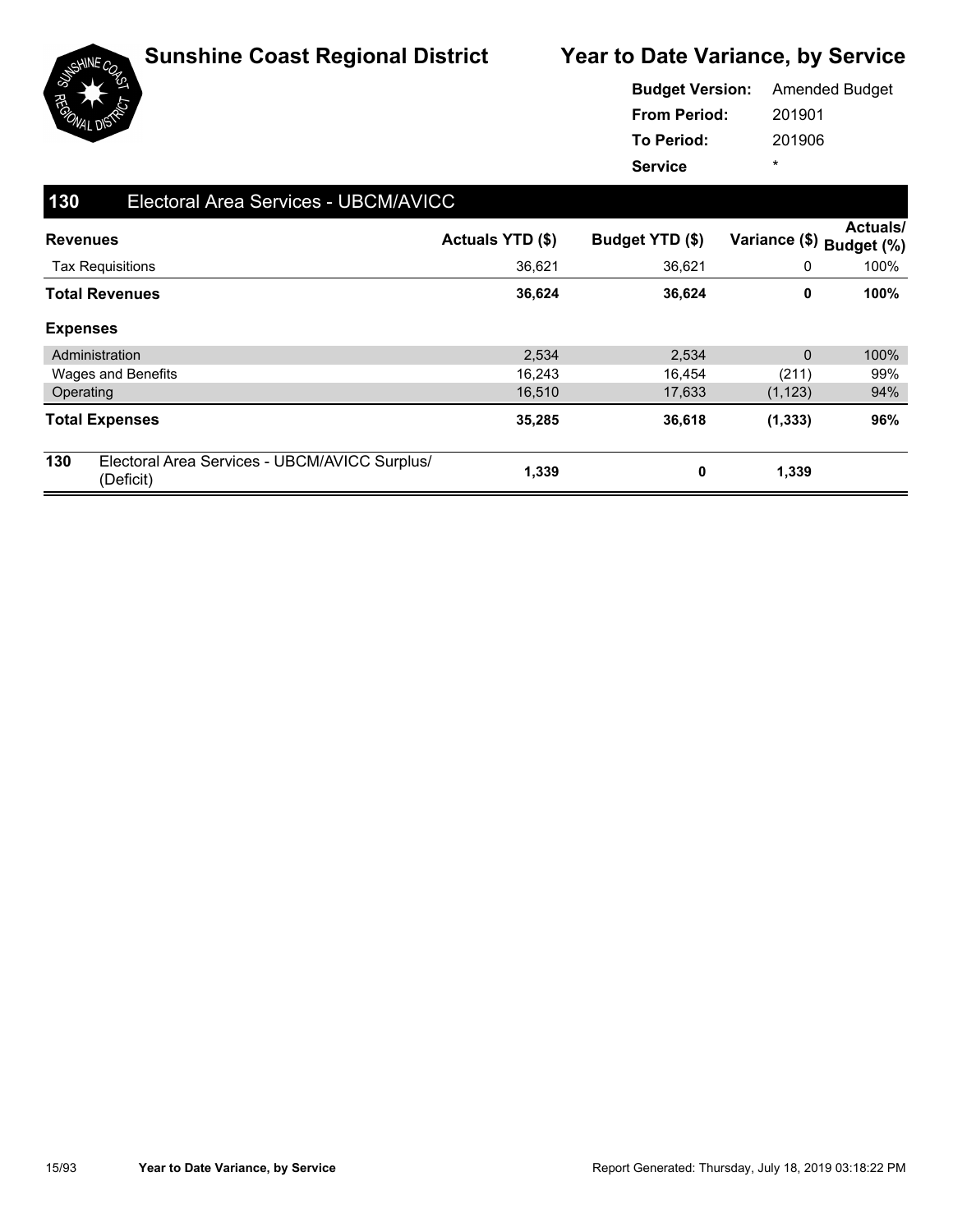# Sunshine Coast Regional District

## Year to Date Variance, by Service

**Budget Version:** Amended Budget
**From Period:** 201901
**To Period:** 201906
**Service** *

### 130 Electoral Area Services - UBCM/AVICC

| Revenues | Actuals YTD ($) | Budget YTD ($) | Variance ($) | Actuals/ Budget (%) |
|---|---|---|---|---|
| Tax Requisitions | 36,621 | 36,621 | 0 | 100% |
| **Total Revenues** | **36,624** | **36,624** | **0** | **100%** |
| **Expenses** | | | | |
| Administration | 2,534 | 2,534 | 0 | 100% |
| Wages and Benefits | 16,243 | 16,454 | (211) | 99% |
| Operating | 16,510 | 17,633 | (1,123) | 94% |
| **Total Expenses** | **35,285** | **36,618** | **(1,333)** | **96%** |
| **130** Electoral Area Services - UBCM/AVICC Surplus/ (Deficit) | **1,339** | **0** | **1,339** | |

Year to Date Variance, by Service

Report Generated: Thursday, July 18, 2019 03:18:22 PM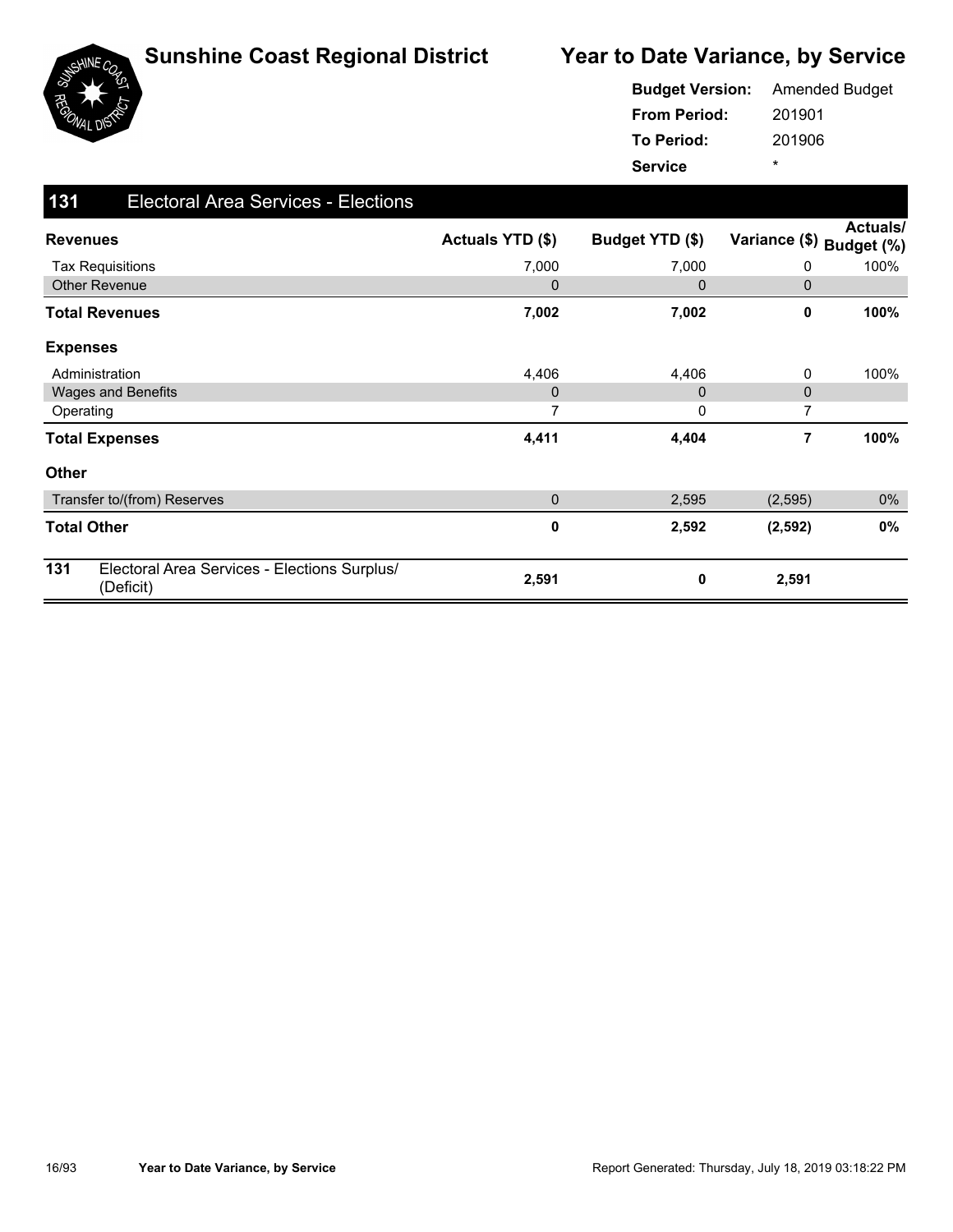# Sunshine Coast Regional District

## Year to Date Variance, by Service

**Budget Version:** Amended Budget
**From Period:** 201901
**To Period:** 201906
**Service** *

### 131 Electoral Area Services - Elections

| Revenues | Actuals YTD ($) | Budget YTD ($) | Variance ($) | Actuals/ Budget (%) |
|---|---|---|---|---|
| Tax Requisitions | 7,000 | 7,000 | 0 | 100% |
| Other Revenue | 0 | 0 | 0 | |
| **Total Revenues** | **7,002** | **7,002** | **0** | **100%** |
| **Expenses** | | | | |
| Administration | 4,406 | 4,406 | 0 | 100% |
| Wages and Benefits | 0 | 0 | 0 | |
| Operating | 7 | 0 | 7 | |
| **Total Expenses** | **4,411** | **4,404** | **7** | **100%** |
| **Other** | | | | |
| Transfer to/(from) Reserves | 0 | 2,595 | (2,595) | 0% |
| **Total Other** | **0** | **2,592** | **(2,592)** | **0%** |
| **131** Electoral Area Services - Elections Surplus/ (Deficit) | **2,591** | **0** | **2,591** | |

Year to Date Variance, by Service

Report Generated: Thursday, July 18, 2019 03:18:22 PM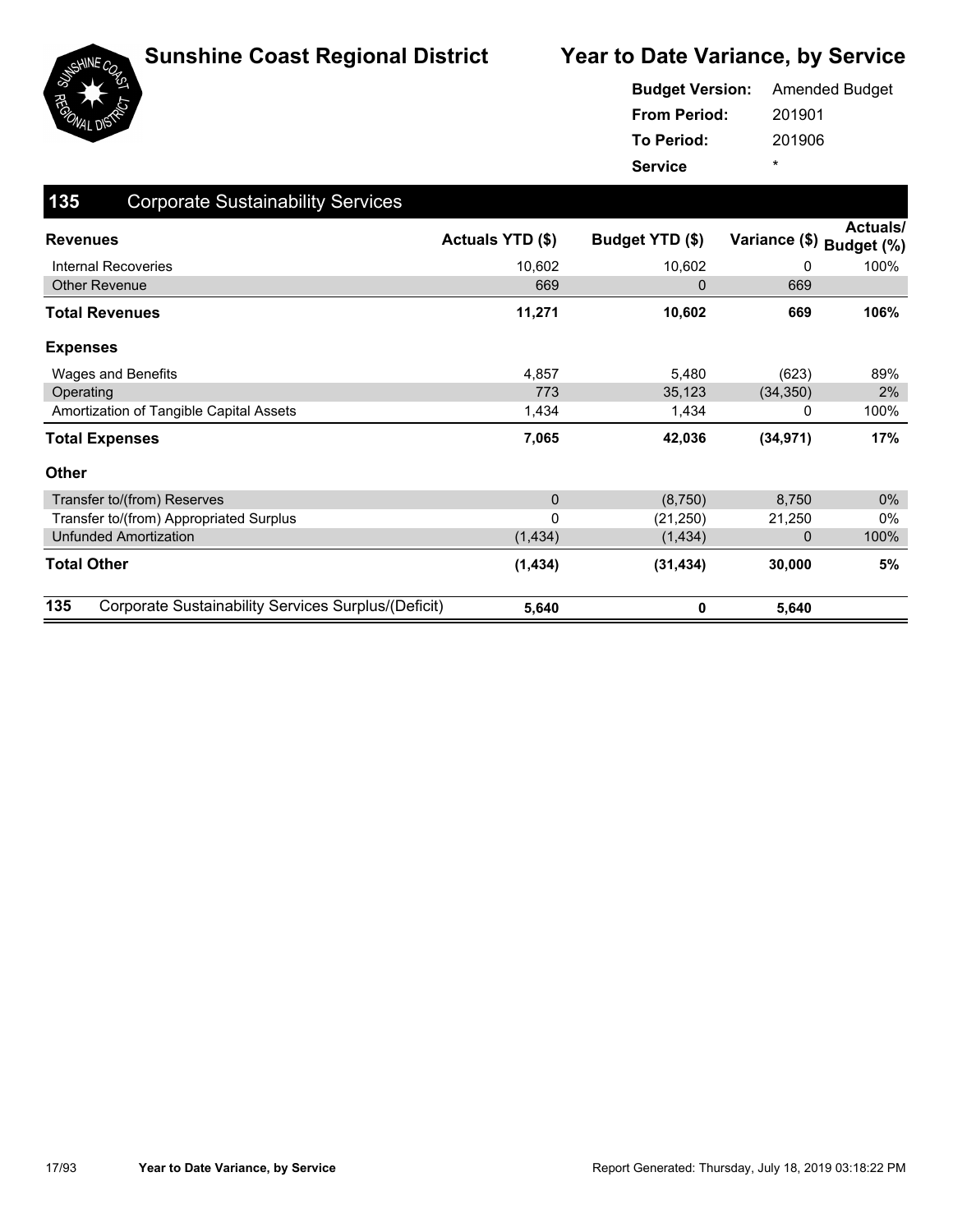# Sunshine Coast Regional District

## Year to Date Variance, by Service

**Budget Version:** Amended Budget
**From Period:** 201901
**To Period:** 201906
**Service** *

### 135 Corporate Sustainability Services

| Revenues | Actuals YTD ($) | Budget YTD ($) | Variance ($) | Actuals/ Budget (%) |
|---|---|---|---|---|
| Internal Recoveries | 10,602 | 10,602 | 0 | 100% |
| Other Revenue | 669 | 0 | 669 | |
| **Total Revenues** | **11,271** | **10,602** | **669** | **106%** |
| **Expenses** | | | | |
| Wages and Benefits | 4,857 | 5,480 | (623) | 89% |
| Operating | 773 | 35,123 | (34,350) | 2% |
| Amortization of Tangible Capital Assets | 1,434 | 1,434 | 0 | 100% |
| **Total Expenses** | **7,065** | **42,036** | **(34,971)** | **17%** |
| **Other** | | | | |
| Transfer to/(from) Reserves | 0 | (8,750) | 8,750 | 0% |
| Transfer to/(from) Appropriated Surplus | 0 | (21,250) | 21,250 | 0% |
| Unfunded Amortization | (1,434) | (1,434) | 0 | 100% |
| **Total Other** | **(1,434)** | **(31,434)** | **30,000** | **5%** |
| **135 Corporate Sustainability Services Surplus/(Deficit)** | **5,640** | **0** | **5,640** | |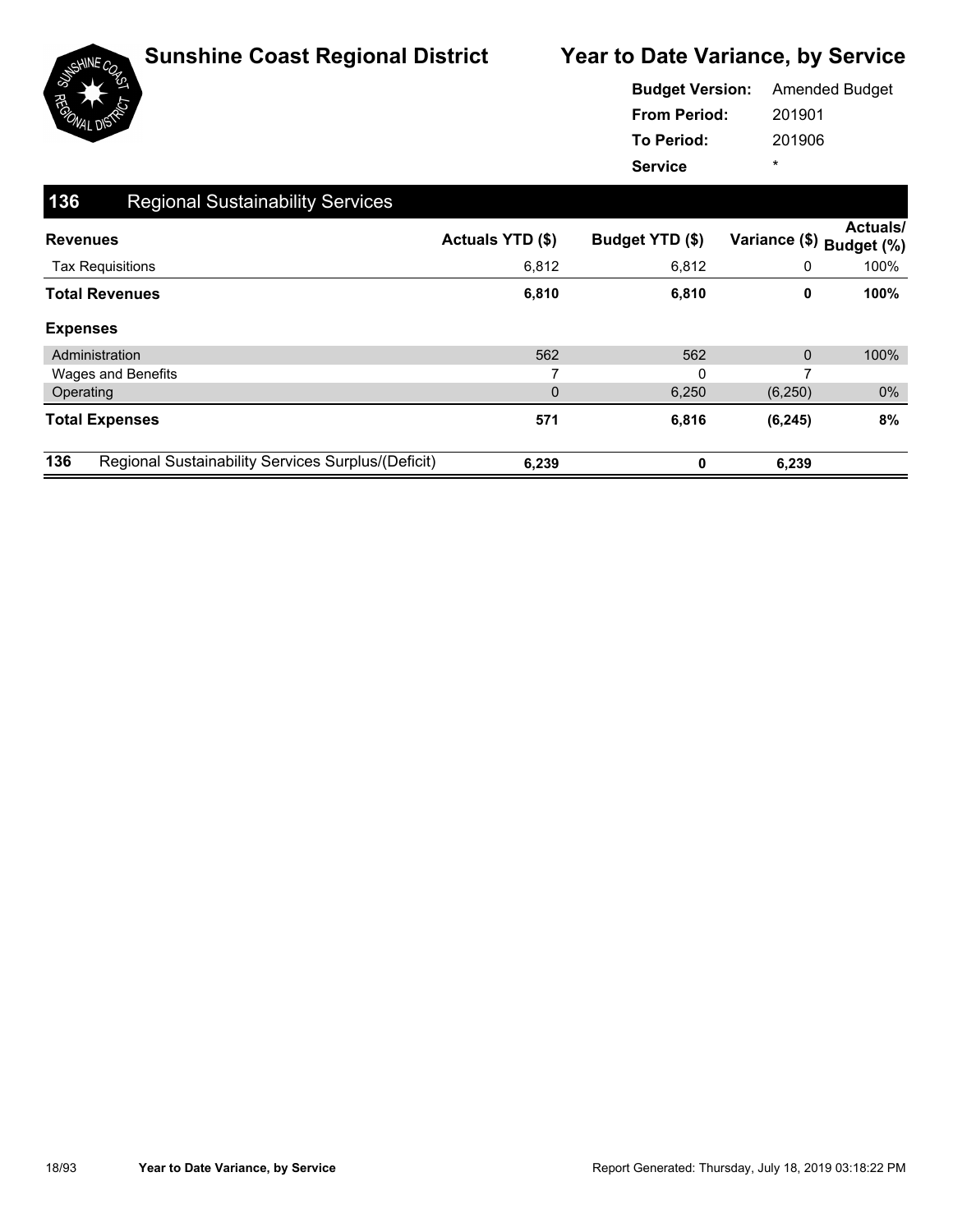# Sunshine Coast Regional District

## Year to Date Variance, by Service

**Budget Version:** Amended Budget
**From Period:** 201901
**To Period:** 201906
**Service** *

### 136 Regional Sustainability Services

| Revenues | Actuals YTD ($) | Budget YTD ($) | Variance ($) | Actuals/ Budget (%) |
|---|---|---|---|---|
| Tax Requisitions | 6,812 | 6,812 | 0 | 100% |
| **Total Revenues** | **6,810** | **6,810** | **0** | **100%** |
| **Expenses** | | | | |
| Administration | 562 | 562 | 0 | 100% |
| Wages and Benefits | 7 | 0 | 7 | |
| Operating | 0 | 6,250 | (6,250) | 0% |
| **Total Expenses** | **571** | **6,816** | **(6,245)** | **8%** |
| **136** Regional Sustainability Services Surplus/(Deficit) | **6,239** | **0** | **6,239** | |

Year to Date Variance, by Service

Report Generated: Thursday, July 18, 2019 03:18:22 PM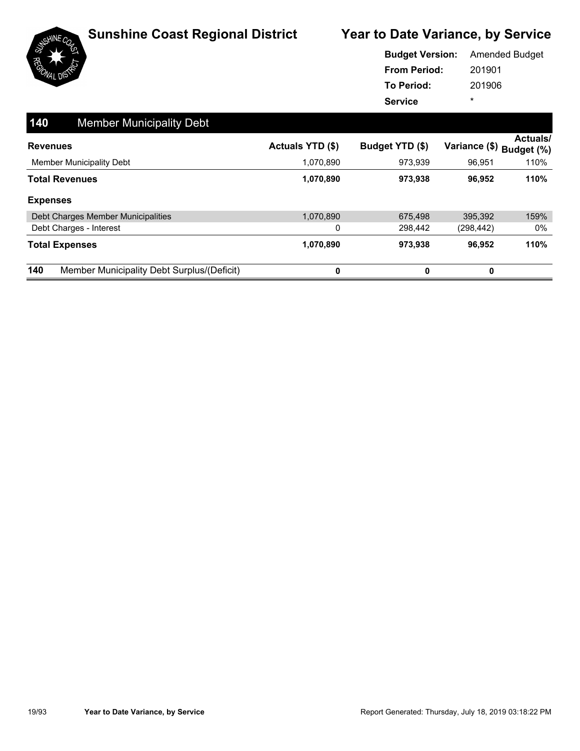# Sunshine Coast Regional District

## Year to Date Variance, by Service

**Budget Version:** Amended Budget
**From Period:** 201901
**To Period:** 201906
**Service** *

### 140 Member Municipality Debt

| Revenues | Actuals YTD ($) | Budget YTD ($) | Variance ($) | Actuals/ Budget (%) |
|---|---|---|---|---|
| Member Municipality Debt | 1,070,890 | 973,939 | 96,951 | 110% |
| **Total Revenues** | **1,070,890** | **973,938** | **96,952** | **110%** |
| **Expenses** | | | | |
| Debt Charges Member Municipalities | 1,070,890 | 675,498 | 395,392 | 159% |
| Debt Charges - Interest | 0 | 298,442 | (298,442) | 0% |
| **Total Expenses** | **1,070,890** | **973,938** | **96,952** | **110%** |
| **140 Member Municipality Debt Surplus/(Deficit)** | **0** | **0** | **0** | |

Year to Date Variance, by Service

Report Generated: Thursday, July 18, 2019 03:18:22 PM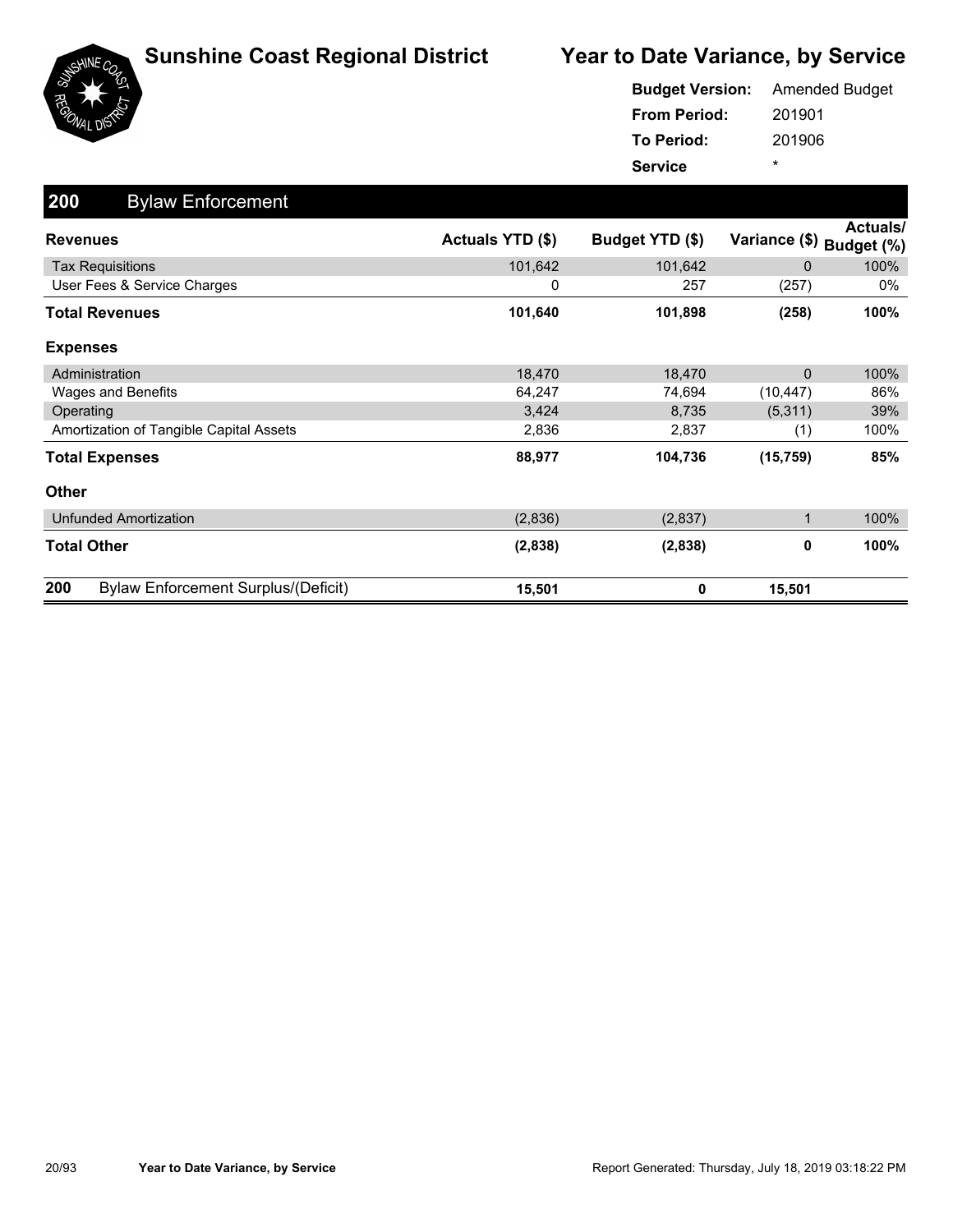# Sunshine Coast Regional District

## Year to Date Variance, by Service

**Budget Version:** Amended Budget
**From Period:** 201901
**To Period:** 201906
**Service** *

### 200 Bylaw Enforcement

| Revenues | Actuals YTD ($) | Budget YTD ($) | Variance ($) | Actuals/ Budget (%) |
|---|---|---|---|---|
| Tax Requisitions | 101,642 | 101,642 | 0 | 100% |
| User Fees & Service Charges | 0 | 257 | (257) | 0% |
| **Total Revenues** | **101,640** | **101,898** | **(258)** | **100%** |
| **Expenses** | | | | |
| Administration | 18,470 | 18,470 | 0 | 100% |
| Wages and Benefits | 64,247 | 74,694 | (10,447) | 86% |
| Operating | 3,424 | 8,735 | (5,311) | 39% |
| Amortization of Tangible Capital Assets | 2,836 | 2,837 | (1) | 100% |
| **Total Expenses** | **88,977** | **104,736** | **(15,759)** | **85%** |
| **Other** | | | | |
| Unfunded Amortization | (2,836) | (2,837) | 1 | 100% |
| **Total Other** | **(2,838)** | **(2,838)** | **0** | **100%** |
| **200 Bylaw Enforcement Surplus/(Deficit)** | **15,501** | **0** | **15,501** | |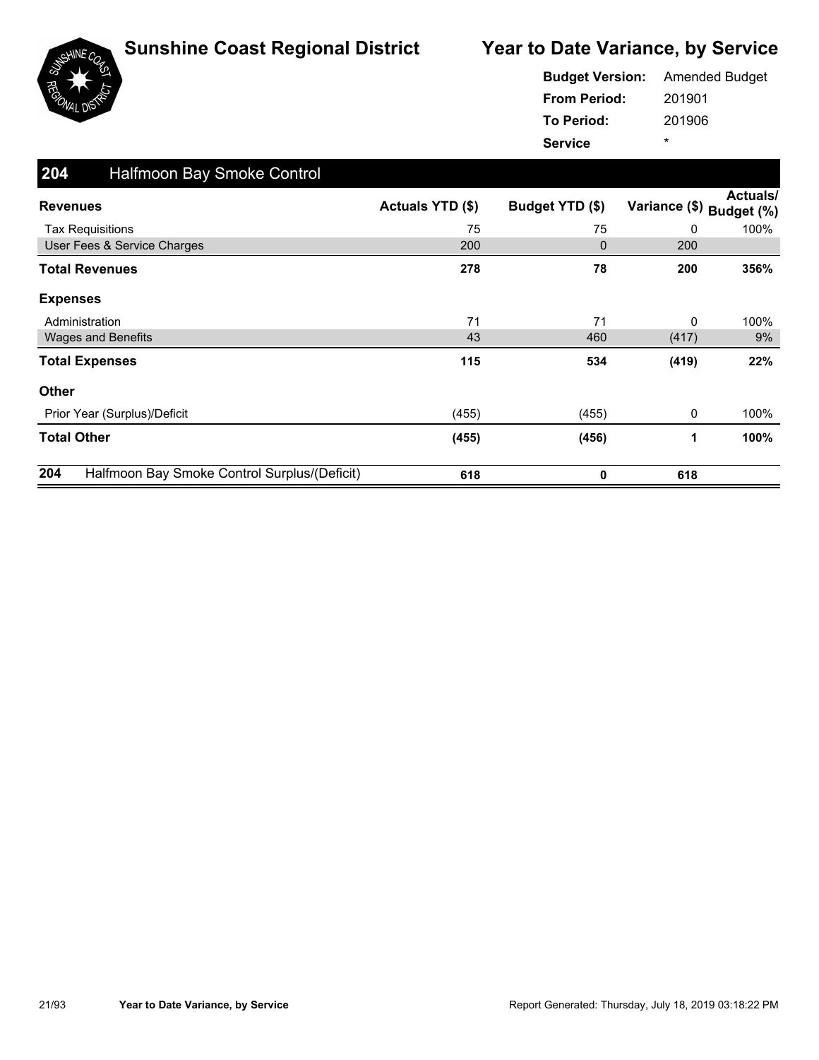# Sunshine Coast Regional District

# Year to Date Variance, by Service

| | |
|---|---|
| **Budget Version:** | Amended Budget |
| **From Period:** | 201901 |
| **To Period:** | 201906 |
| **Service** | * |

## 204 Halfmoon Bay Smoke Control

| Revenues | Actuals YTD ($) | Budget YTD ($) | Variance ($) | Actuals/ Budget (%) |
|---|---|---|---|---|
| Tax Requisitions | 75 | 75 | 0 | 100% |
| User Fees & Service Charges | 200 | 0 | 200 | |
| **Total Revenues** | **278** | **78** | **200** | **356%** |
| **Expenses** | | | | |
| Administration | 71 | 71 | 0 | 100% |
| Wages and Benefits | 43 | 460 | (417) | 9% |
| **Total Expenses** | **115** | **534** | **(419)** | **22%** |
| **Other** | | | | |
| Prior Year (Surplus)/Deficit | (455) | (455) | 0 | 100% |
| **Total Other** | **(455)** | **(456)** | **1** | **100%** |
| **204 Halfmoon Bay Smoke Control Surplus/(Deficit)** | **618** | **0** | **618** | |

Report Generated: Thursday, July 18, 2019 03:18:22 PM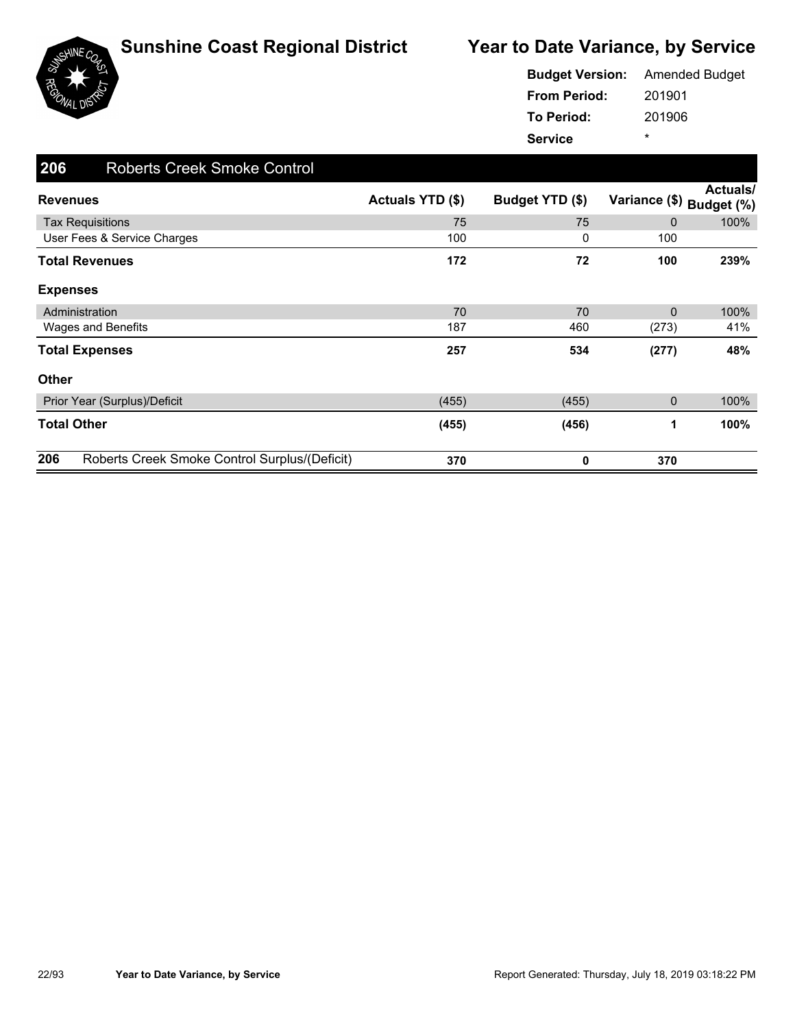# Sunshine Coast Regional District

## Year to Date Variance, by Service

**Budget Version:** Amended Budget
**From Period:** 201901
**To Period:** 201906
**Service** *

### 206 Roberts Creek Smoke Control

| Revenues | Actuals YTD ($) | Budget YTD ($) | Variance ($) | Actuals/ Budget (%) |
|---|---|---|---|---|
| Tax Requisitions | 75 | 75 | 0 | 100% |
| User Fees & Service Charges | 100 | 0 | 100 | |
| **Total Revenues** | **172** | **72** | **100** | **239%** |
| **Expenses** | | | | |
| Administration | 70 | 70 | 0 | 100% |
| Wages and Benefits | 187 | 460 | (273) | 41% |
| **Total Expenses** | **257** | **534** | **(277)** | **48%** |
| **Other** | | | | |
| Prior Year (Surplus)/Deficit | (455) | (455) | 0 | 100% |
| **Total Other** | **(455)** | **(456)** | **1** | **100%** |
| **206 Roberts Creek Smoke Control Surplus/(Deficit)** | **370** | **0** | **370** | |

Year to Date Variance, by Service

Report Generated: Thursday, July 18, 2019 03:18:22 PM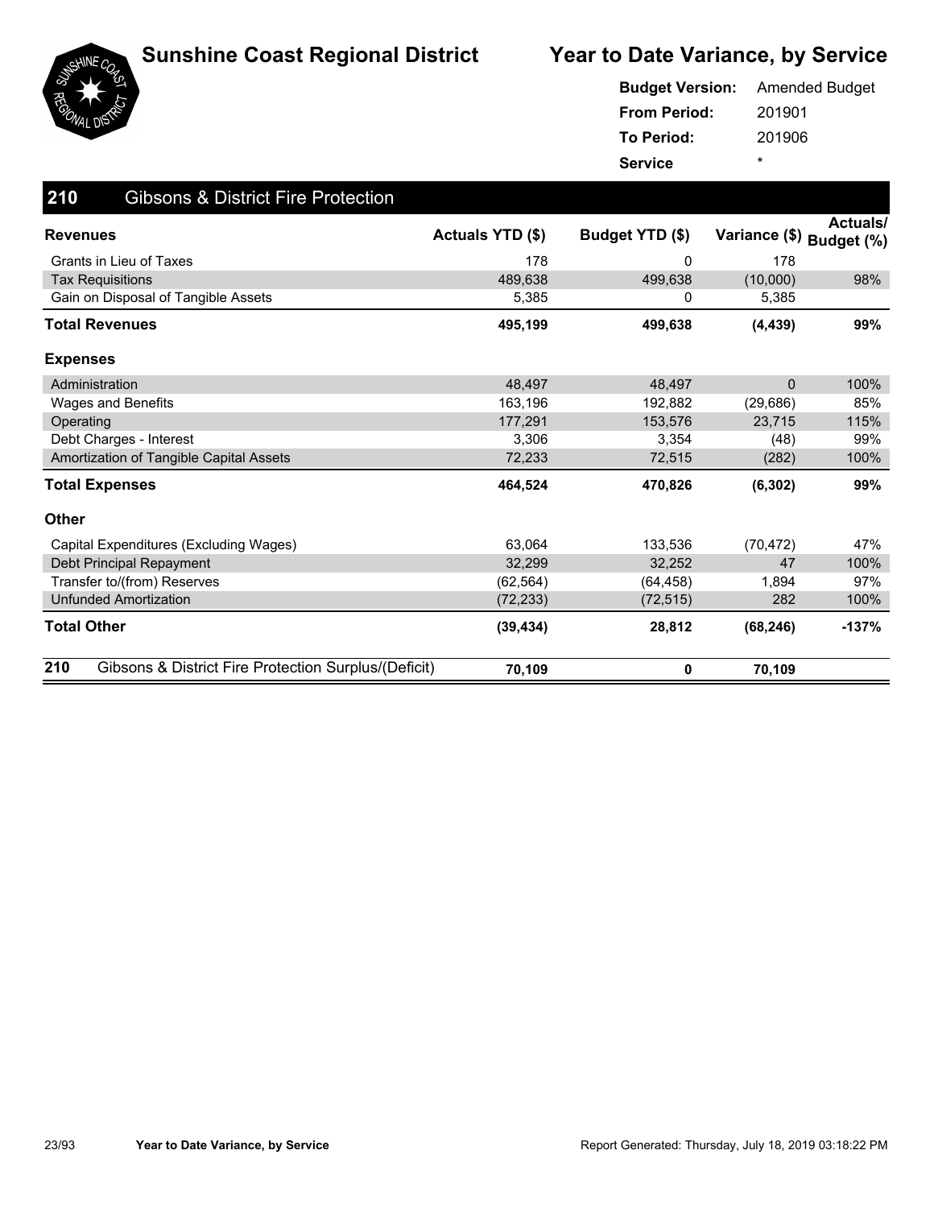# Sunshine Coast Regional District

# Year to Date Variance, by Service

**Budget Version:** Amended Budget
**From Period:** 201901
**To Period:** 201906
**Service** *

## 210 Gibsons & District Fire Protection

| Revenues | Actuals YTD ($) | Budget YTD ($) | Variance ($) | Actuals/ Budget (%) |
|---|---|---|---|---|
| Grants in Lieu of Taxes | 178 | 0 | 178 | |
| Tax Requisitions | 489,638 | 499,638 | (10,000) | 98% |
| Gain on Disposal of Tangible Assets | 5,385 | 0 | 5,385 | |
| **Total Revenues** | **495,199** | **499,638** | **(4,439)** | **99%** |
| **Expenses** | | | | |
| Administration | 48,497 | 48,497 | 0 | 100% |
| Wages and Benefits | 163,196 | 192,882 | (29,686) | 85% |
| Operating | 177,291 | 153,576 | 23,715 | 115% |
| Debt Charges - Interest | 3,306 | 3,354 | (48) | 99% |
| Amortization of Tangible Capital Assets | 72,233 | 72,515 | (282) | 100% |
| **Total Expenses** | **464,524** | **470,826** | **(6,302)** | **99%** |
| **Other** | | | | |
| Capital Expenditures (Excluding Wages) | 63,064 | 133,536 | (70,472) | 47% |
| Debt Principal Repayment | 32,299 | 32,252 | 47 | 100% |
| Transfer to/(from) Reserves | (62,564) | (64,458) | 1,894 | 97% |
| Unfunded Amortization | (72,233) | (72,515) | 282 | 100% |
| **Total Other** | **(39,434)** | **28,812** | **(68,246)** | **-137%** |
| **210 Gibsons & District Fire Protection Surplus/(Deficit)** | **70,109** | **0** | **70,109** | |

Year to Date Variance, by Service

Report Generated: Thursday, July 18, 2019 03:18:22 PM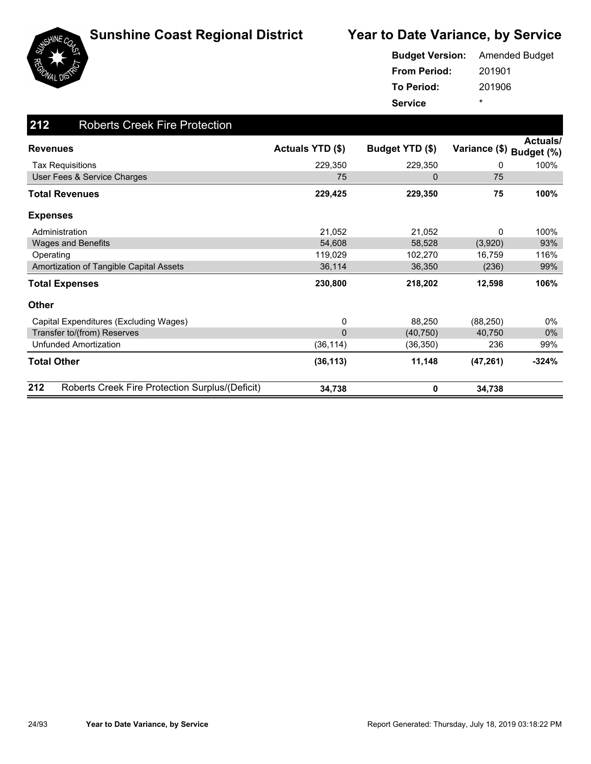# Sunshine Coast Regional District

## Year to Date Variance, by Service

**Budget Version:** Amended Budget
**From Period:** 201901
**To Period:** 201906
**Service** *

### 212 Roberts Creek Fire Protection

| Revenues | Actuals YTD ($) | Budget YTD ($) | Variance ($) | Actuals/ Budget (%) |
|---|---|---|---|---|
| Tax Requisitions | 229,350 | 229,350 | 0 | 100% |
| User Fees & Service Charges | 75 | 0 | 75 | |
| **Total Revenues** | **229,425** | **229,350** | **75** | **100%** |
| **Expenses** | | | | |
| Administration | 21,052 | 21,052 | 0 | 100% |
| Wages and Benefits | 54,608 | 58,528 | (3,920) | 93% |
| Operating | 119,029 | 102,270 | 16,759 | 116% |
| Amortization of Tangible Capital Assets | 36,114 | 36,350 | (236) | 99% |
| **Total Expenses** | **230,800** | **218,202** | **12,598** | **106%** |
| **Other** | | | | |
| Capital Expenditures (Excluding Wages) | 0 | 88,250 | (88,250) | 0% |
| Transfer to/(from) Reserves | 0 | (40,750) | 40,750 | 0% |
| Unfunded Amortization | (36,114) | (36,350) | 236 | 99% |
| **Total Other** | **(36,113)** | **11,148** | **(47,261)** | **-324%** |
| **212 Roberts Creek Fire Protection Surplus/(Deficit)** | **34,738** | **0** | **34,738** | |

Year to Date Variance, by Service

Report Generated: Thursday, July 18, 2019 03:18:22 PM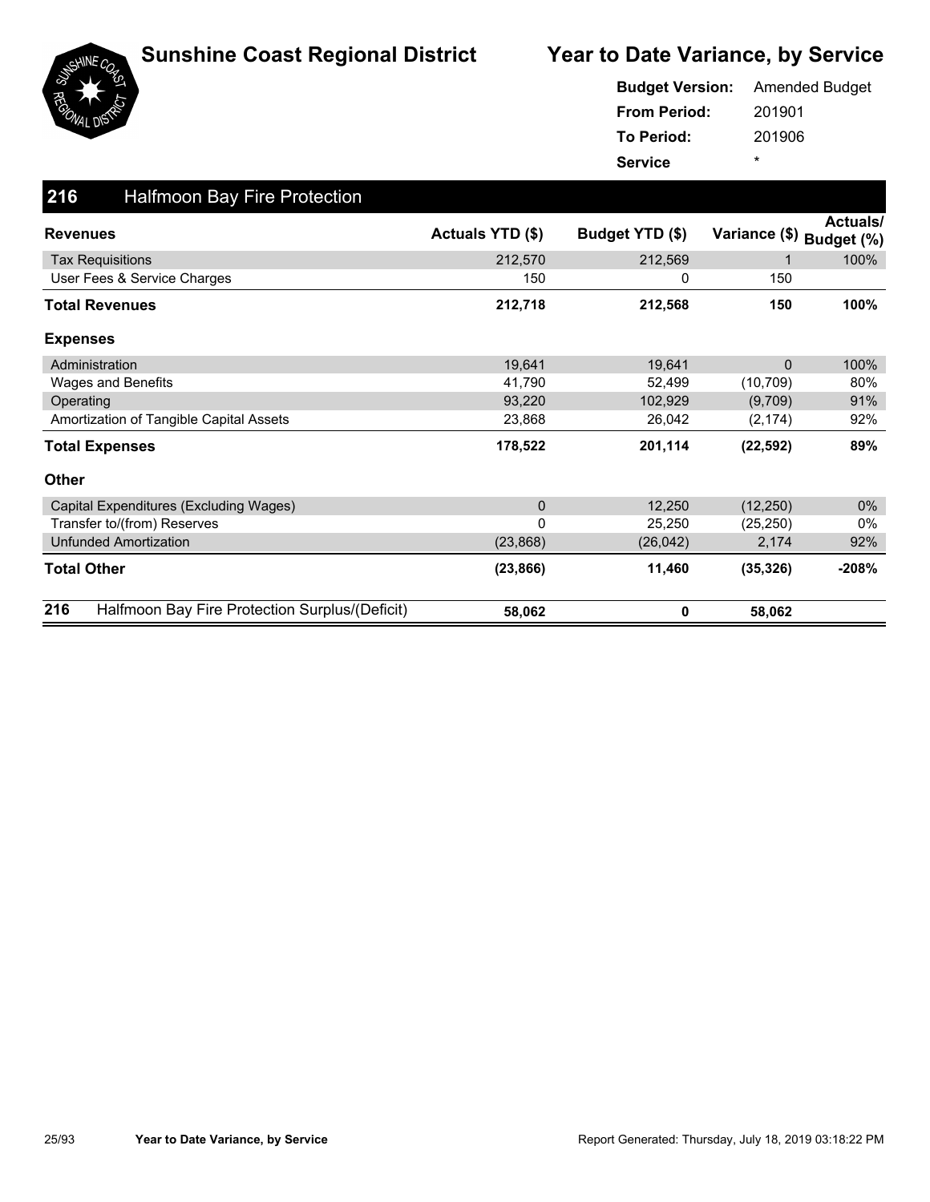# Sunshine Coast Regional District

## Year to Date Variance, by Service

**Budget Version:** Amended Budget
**From Period:** 201901
**To Period:** 201906
**Service** *

## 216 Halfmoon Bay Fire Protection

| Revenues | Actuals YTD ($) | Budget YTD ($) | Variance ($) | Actuals/ Budget (%) |
|---|---|---|---|---|
| Tax Requisitions | 212,570 | 212,569 | 1 | 100% |
| User Fees & Service Charges | 150 | 0 | 150 | |
| **Total Revenues** | **212,718** | **212,568** | **150** | **100%** |
| **Expenses** | | | | |
| Administration | 19,641 | 19,641 | 0 | 100% |
| Wages and Benefits | 41,790 | 52,499 | (10,709) | 80% |
| Operating | 93,220 | 102,929 | (9,709) | 91% |
| Amortization of Tangible Capital Assets | 23,868 | 26,042 | (2,174) | 92% |
| **Total Expenses** | **178,522** | **201,114** | **(22,592)** | **89%** |
| **Other** | | | | |
| Capital Expenditures (Excluding Wages) | 0 | 12,250 | (12,250) | 0% |
| Transfer to/(from) Reserves | 0 | 25,250 | (25,250) | 0% |
| Unfunded Amortization | (23,868) | (26,042) | 2,174 | 92% |
| **Total Other** | **(23,866)** | **11,460** | **(35,326)** | **-208%** |
| **216 Halfmoon Bay Fire Protection Surplus/(Deficit)** | **58,062** | **0** | **58,062** | |

Report Generated: Thursday, July 18, 2019 03:18:22 PM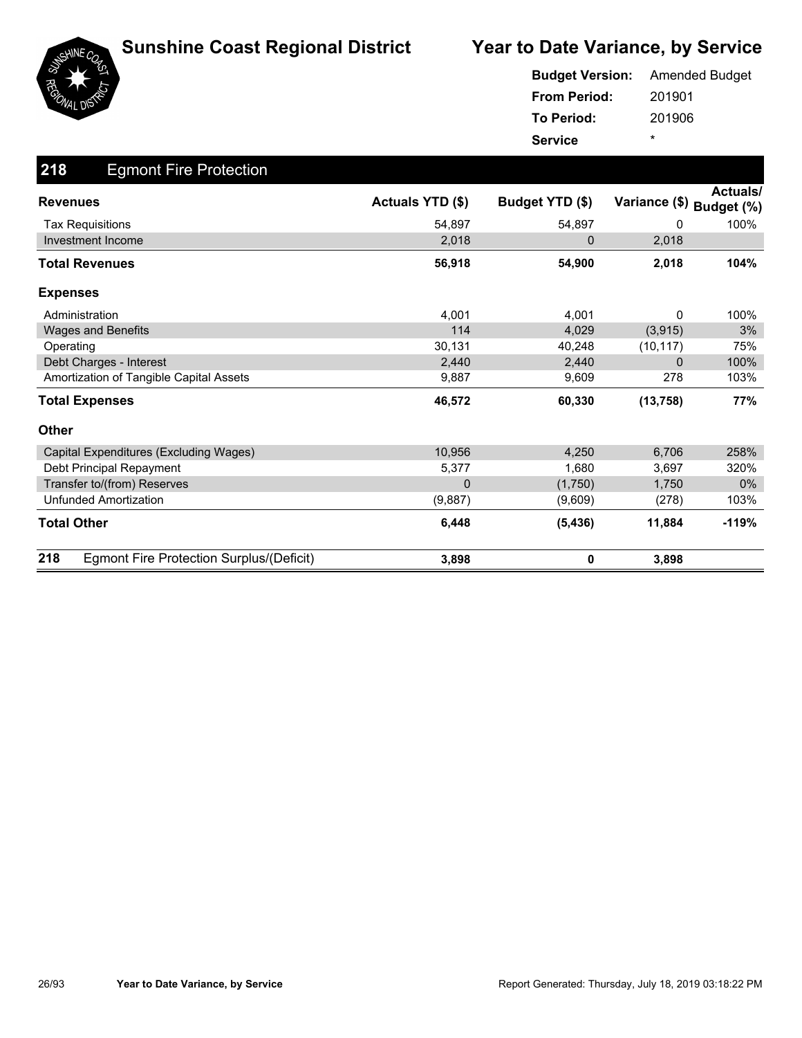# Sunshine Coast Regional District

## Year to Date Variance, by Service

**Budget Version:** Amended Budget
**From Period:** 201901
**To Period:** 201906
**Service** *

### 218 Egmont Fire Protection

| Revenues | Actuals YTD ($) | Budget YTD ($) | Variance ($) | Actuals/ Budget (%) |
|---|---|---|---|---|
| Tax Requisitions | 54,897 | 54,897 | 0 | 100% |
| Investment Income | 2,018 | 0 | 2,018 | |
| **Total Revenues** | **56,918** | **54,900** | **2,018** | **104%** |
| **Expenses** | | | | |
| Administration | 4,001 | 4,001 | 0 | 100% |
| Wages and Benefits | 114 | 4,029 | (3,915) | 3% |
| Operating | 30,131 | 40,248 | (10,117) | 75% |
| Debt Charges - Interest | 2,440 | 2,440 | 0 | 100% |
| Amortization of Tangible Capital Assets | 9,887 | 9,609 | 278 | 103% |
| **Total Expenses** | **46,572** | **60,330** | **(13,758)** | **77%** |
| **Other** | | | | |
| Capital Expenditures (Excluding Wages) | 10,956 | 4,250 | 6,706 | 258% |
| Debt Principal Repayment | 5,377 | 1,680 | 3,697 | 320% |
| Transfer to/(from) Reserves | 0 | (1,750) | 1,750 | 0% |
| Unfunded Amortization | (9,887) | (9,609) | (278) | 103% |
| **Total Other** | **6,448** | **(5,436)** | **11,884** | **-119%** |
| **218 Egmont Fire Protection Surplus/(Deficit)** | **3,898** | **0** | **3,898** | |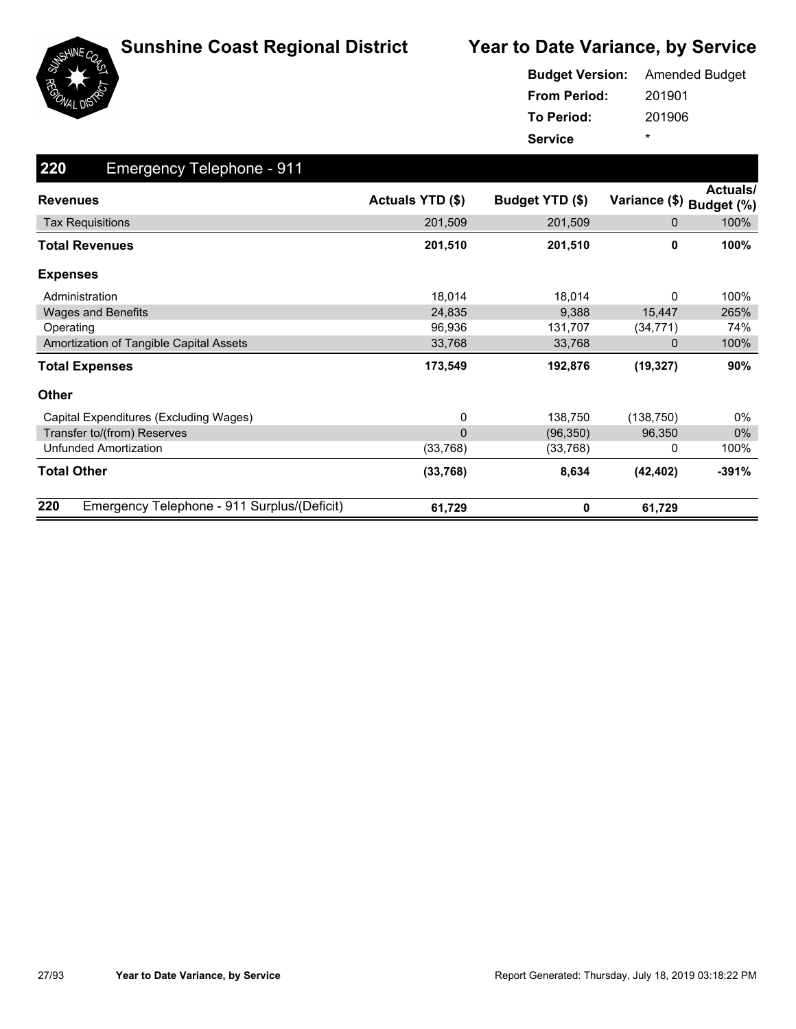# Sunshine Coast Regional District

## Year to Date Variance, by Service

**Budget Version:** Amended Budget
**From Period:** 201901
**To Period:** 201906
**Service** *

### 220 Emergency Telephone - 911

| Revenues | Actuals YTD ($) | Budget YTD ($) | Variance ($) | Actuals/ Budget (%) |
|---|---|---|---|---|
| Tax Requisitions | 201,509 | 201,509 | 0 | 100% |
| **Total Revenues** | **201,510** | **201,510** | **0** | **100%** |
| **Expenses** | | | | |
| Administration | 18,014 | 18,014 | 0 | 100% |
| Wages and Benefits | 24,835 | 9,388 | 15,447 | 265% |
| Operating | 96,936 | 131,707 | (34,771) | 74% |
| Amortization of Tangible Capital Assets | 33,768 | 33,768 | 0 | 100% |
| **Total Expenses** | **173,549** | **192,876** | **(19,327)** | **90%** |
| **Other** | | | | |
| Capital Expenditures (Excluding Wages) | 0 | 138,750 | (138,750) | 0% |
| Transfer to/(from) Reserves | 0 | (96,350) | 96,350 | 0% |
| Unfunded Amortization | (33,768) | (33,768) | 0 | 100% |
| **Total Other** | **(33,768)** | **8,634** | **(42,402)** | **-391%** |
| **220 Emergency Telephone - 911 Surplus/(Deficit)** | **61,729** | **0** | **61,729** | |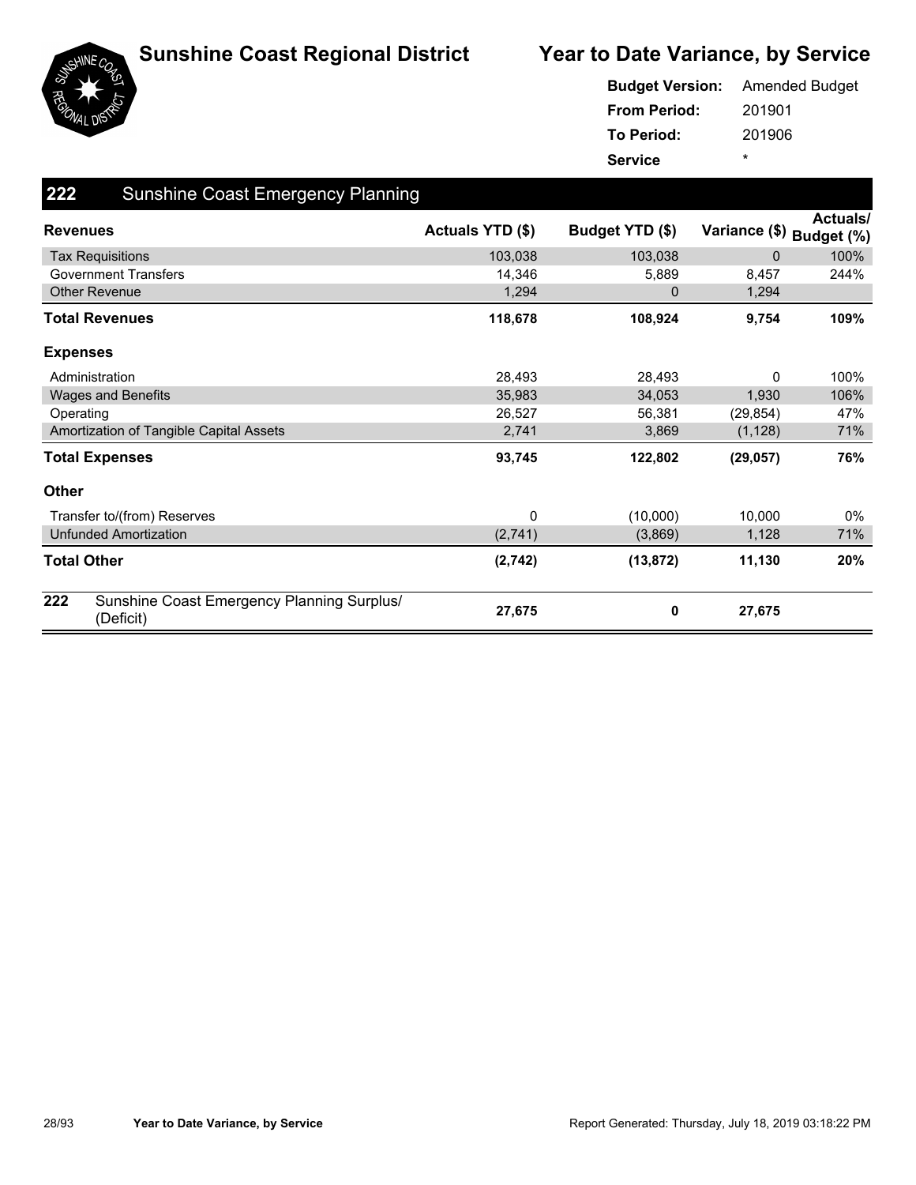# Sunshine Coast Regional District

## Year to Date Variance, by Service

**Budget Version:** Amended Budget
**From Period:** 201901
**To Period:** 201906
**Service** *

### 222 Sunshine Coast Emergency Planning

| Revenues | Actuals YTD ($) | Budget YTD ($) | Variance ($) | Actuals/ Budget (%) |
|---|---|---|---|---|
| Tax Requisitions | 103,038 | 103,038 | 0 | 100% |
| Government Transfers | 14,346 | 5,889 | 8,457 | 244% |
| Other Revenue | 1,294 | 0 | 1,294 | |
| **Total Revenues** | **118,678** | **108,924** | **9,754** | **109%** |
| **Expenses** | | | | |
| Administration | 28,493 | 28,493 | 0 | 100% |
| Wages and Benefits | 35,983 | 34,053 | 1,930 | 106% |
| Operating | 26,527 | 56,381 | (29,854) | 47% |
| Amortization of Tangible Capital Assets | 2,741 | 3,869 | (1,128) | 71% |
| **Total Expenses** | **93,745** | **122,802** | **(29,057)** | **76%** |
| **Other** | | | | |
| Transfer to/(from) Reserves | 0 | (10,000) | 10,000 | 0% |
| Unfunded Amortization | (2,741) | (3,869) | 1,128 | 71% |
| **Total Other** | **(2,742)** | **(13,872)** | **11,130** | **20%** |
| 222 Sunshine Coast Emergency Planning Surplus/ (Deficit) | **27,675** | **0** | **27,675** | |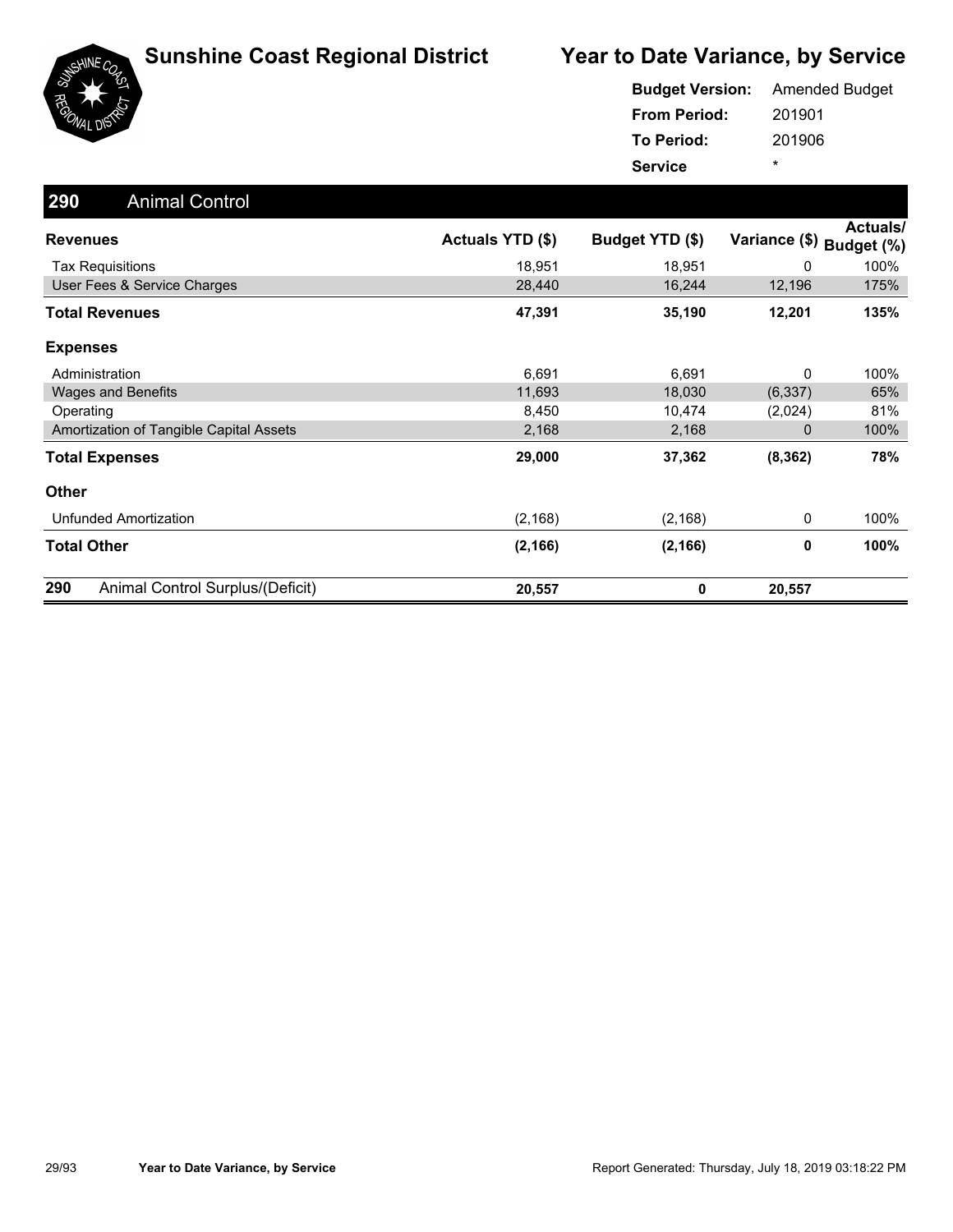# Sunshine Coast Regional District

## Year to Date Variance, by Service

**Budget Version:** Amended Budget
**From Period:** 201901
**To Period:** 201906
**Service** *

### 290 Animal Control

| Revenues | Actuals YTD ($) | Budget YTD ($) | Variance ($) | Actuals/ Budget (%) |
|---|---|---|---|---|
| Tax Requisitions | 18,951 | 18,951 | 0 | 100% |
| User Fees & Service Charges | 28,440 | 16,244 | 12,196 | 175% |
| **Total Revenues** | **47,391** | **35,190** | **12,201** | **135%** |
| **Expenses** | | | | |
| Administration | 6,691 | 6,691 | 0 | 100% |
| Wages and Benefits | 11,693 | 18,030 | (6,337) | 65% |
| Operating | 8,450 | 10,474 | (2,024) | 81% |
| Amortization of Tangible Capital Assets | 2,168 | 2,168 | 0 | 100% |
| **Total Expenses** | **29,000** | **37,362** | **(8,362)** | **78%** |
| **Other** | | | | |
| Unfunded Amortization | (2,168) | (2,168) | 0 | 100% |
| **Total Other** | **(2,166)** | **(2,166)** | **0** | **100%** |
| **290 Animal Control Surplus/(Deficit)** | **20,557** | **0** | **20,557** | |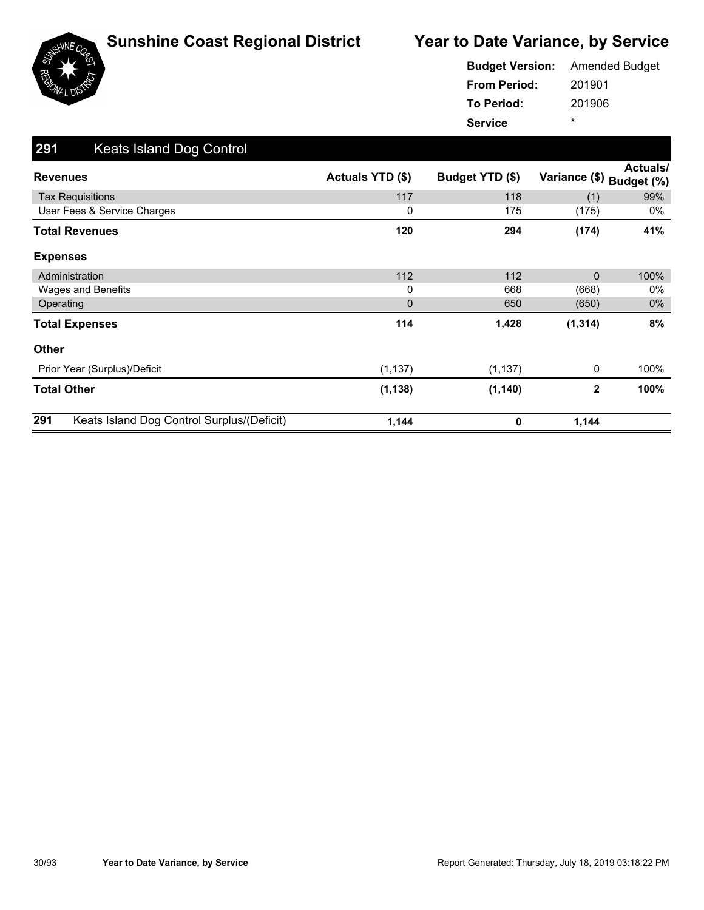# Sunshine Coast Regional District

## Year to Date Variance, by Service

**Budget Version:** Amended Budget
**From Period:** 201901
**To Period:** 201906
**Service** *

## 291 Keats Island Dog Control

| Revenues | Actuals YTD ($) | Budget YTD ($) | Variance ($) | Actuals/ Budget (%) |
|---|---|---|---|---|
| Tax Requisitions | 117 | 118 | (1) | 99% |
| User Fees & Service Charges | 0 | 175 | (175) | 0% |
| **Total Revenues** | **120** | **294** | **(174)** | **41%** |
| **Expenses** | | | | |
| Administration | 112 | 112 | 0 | 100% |
| Wages and Benefits | 0 | 668 | (668) | 0% |
| Operating | 0 | 650 | (650) | 0% |
| **Total Expenses** | **114** | **1,428** | **(1,314)** | **8%** |
| **Other** | | | | |
| Prior Year (Surplus)/Deficit | (1,137) | (1,137) | 0 | 100% |
| **Total Other** | **(1,138)** | **(1,140)** | **2** | **100%** |
| **291** Keats Island Dog Control Surplus/(Deficit) | **1,144** | **0** | **1,144** | |

Year to Date Variance, by Service

Report Generated: Thursday, July 18, 2019 03:18:22 PM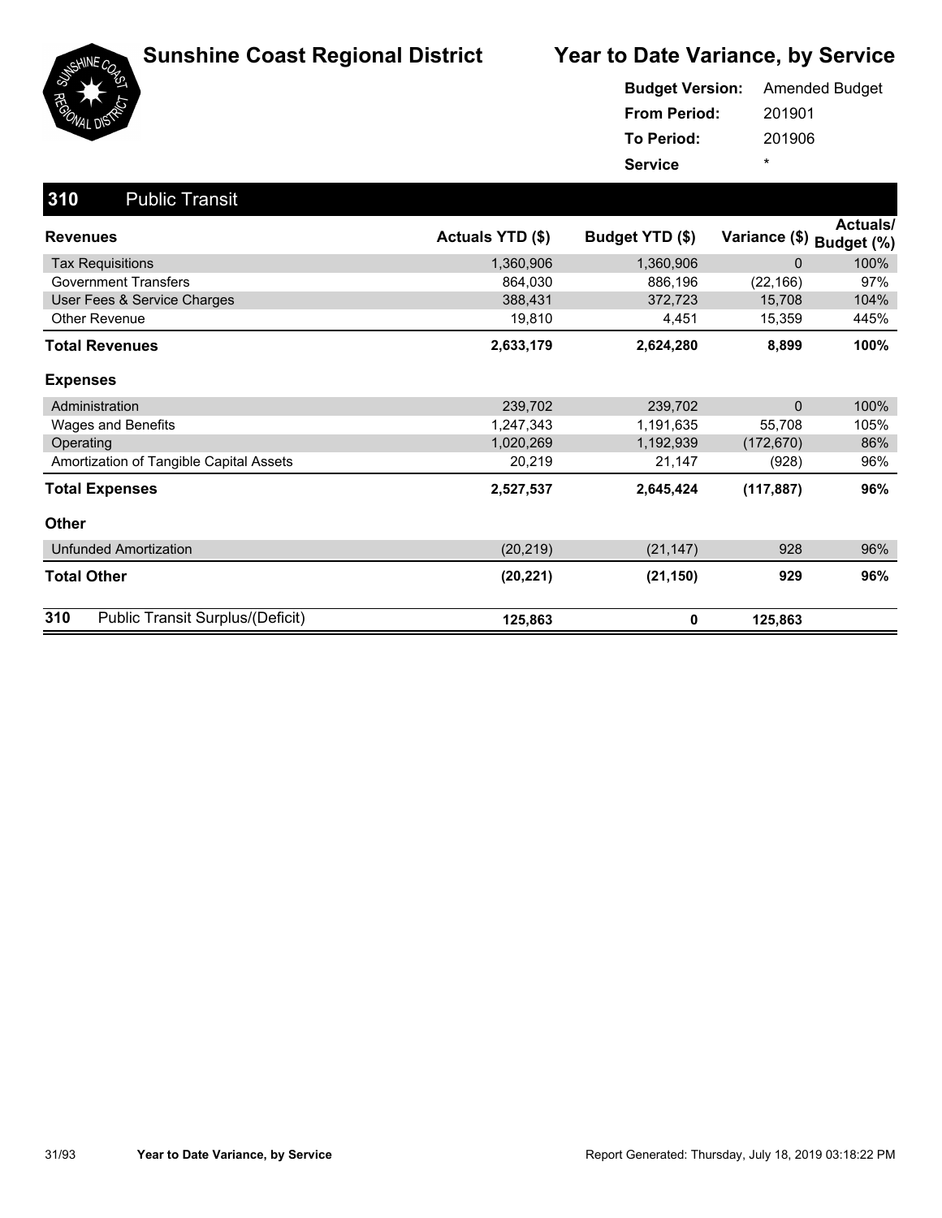# Sunshine Coast Regional District

# Year to Date Variance, by Service

**Budget Version:** Amended Budget
**From Period:** 201901
**To Period:** 201906
**Service** *

## 310 Public Transit

| Revenues | Actuals YTD ($) | Budget YTD ($) | Variance ($) | Actuals/ Budget (%) |
|---|---|---|---|---|
| Tax Requisitions | 1,360,906 | 1,360,906 | 0 | 100% |
| Government Transfers | 864,030 | 886,196 | (22,166) | 97% |
| User Fees & Service Charges | 388,431 | 372,723 | 15,708 | 104% |
| Other Revenue | 19,810 | 4,451 | 15,359 | 445% |
| **Total Revenues** | **2,633,179** | **2,624,280** | **8,899** | **100%** |
| **Expenses** | | | | |
| Administration | 239,702 | 239,702 | 0 | 100% |
| Wages and Benefits | 1,247,343 | 1,191,635 | 55,708 | 105% |
| Operating | 1,020,269 | 1,192,939 | (172,670) | 86% |
| Amortization of Tangible Capital Assets | 20,219 | 21,147 | (928) | 96% |
| **Total Expenses** | **2,527,537** | **2,645,424** | **(117,887)** | **96%** |
| **Other** | | | | |
| Unfunded Amortization | (20,219) | (21,147) | 928 | 96% |
| **Total Other** | **(20,221)** | **(21,150)** | **929** | **96%** |
| **310 Public Transit Surplus/(Deficit)** | **125,863** | **0** | **125,863** | |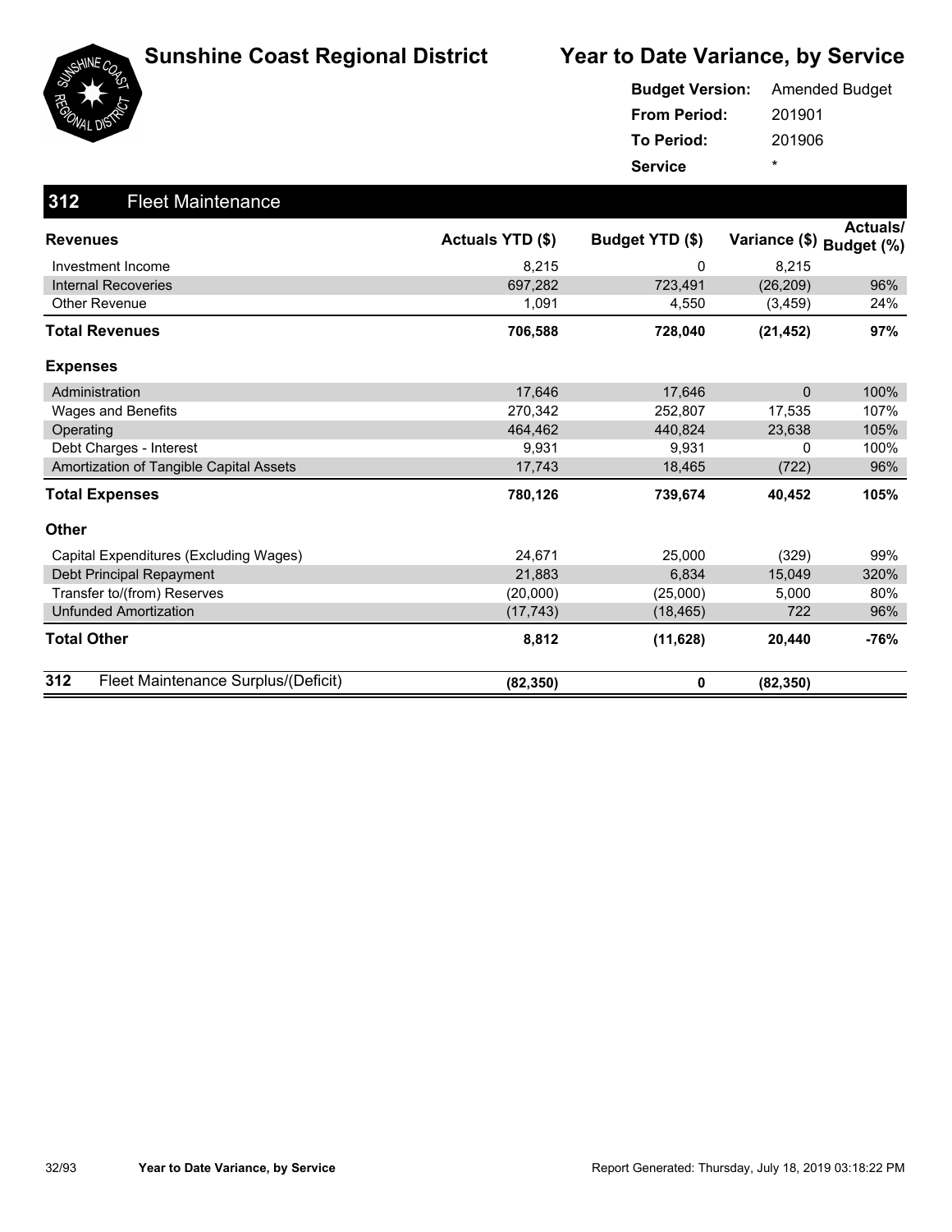# Sunshine Coast Regional District

## Year to Date Variance, by Service

**Budget Version:** Amended Budget
**From Period:** 201901
**To Period:** 201906
**Service** *

### 312 Fleet Maintenance

| Revenues | Actuals YTD ($) | Budget YTD ($) | Variance ($) | Actuals/ Budget (%) |
|---|---|---|---|---|
| Investment Income | 8,215 | 0 | 8,215 | |
| Internal Recoveries | 697,282 | 723,491 | (26,209) | 96% |
| Other Revenue | 1,091 | 4,550 | (3,459) | 24% |
| **Total Revenues** | **706,588** | **728,040** | **(21,452)** | **97%** |
| **Expenses** | | | | |
| Administration | 17,646 | 17,646 | 0 | 100% |
| Wages and Benefits | 270,342 | 252,807 | 17,535 | 107% |
| Operating | 464,462 | 440,824 | 23,638 | 105% |
| Debt Charges - Interest | 9,931 | 9,931 | 0 | 100% |
| Amortization of Tangible Capital Assets | 17,743 | 18,465 | (722) | 96% |
| **Total Expenses** | **780,126** | **739,674** | **40,452** | **105%** |
| **Other** | | | | |
| Capital Expenditures (Excluding Wages) | 24,671 | 25,000 | (329) | 99% |
| Debt Principal Repayment | 21,883 | 6,834 | 15,049 | 320% |
| Transfer to/(from) Reserves | (20,000) | (25,000) | 5,000 | 80% |
| Unfunded Amortization | (17,743) | (18,465) | 722 | 96% |
| **Total Other** | **8,812** | **(11,628)** | **20,440** | **-76%** |
| **312 Fleet Maintenance Surplus/(Deficit)** | **(82,350)** | **0** | **(82,350)** | |

Year to Date Variance, by Service

Report Generated: Thursday, July 18, 2019 03:18:22 PM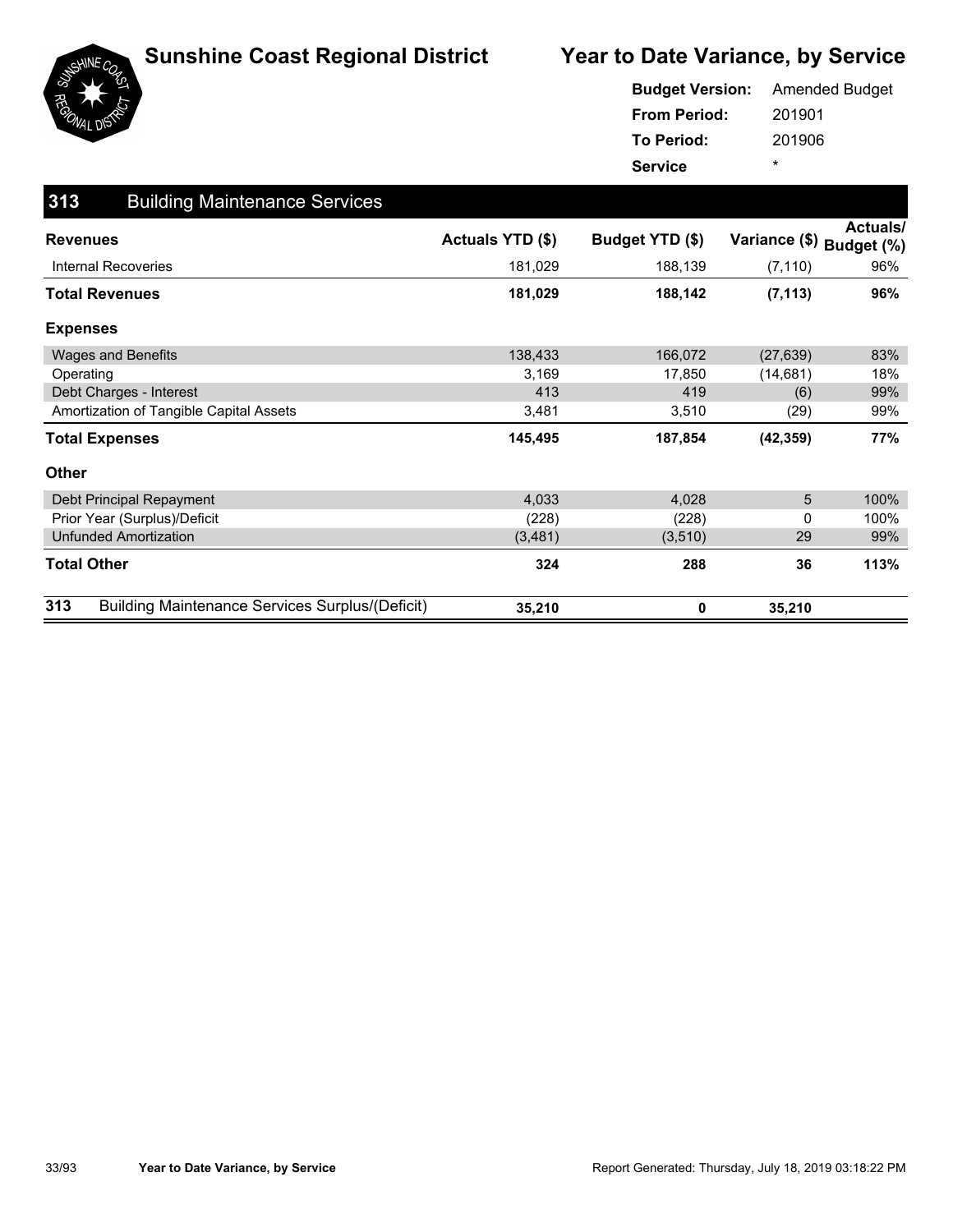# Sunshine Coast Regional District

## Year to Date Variance, by Service

**Budget Version:** Amended Budget
**From Period:** 201901
**To Period:** 201906
**Service** *

### 313 Building Maintenance Services

| Revenues | Actuals YTD ($) | Budget YTD ($) | Variance ($) | Actuals/ Budget (%) |
|---|---|---|---|---|
| Internal Recoveries | 181,029 | 188,139 | (7,110) | 96% |
| **Total Revenues** | **181,029** | **188,142** | **(7,113)** | **96%** |
| **Expenses** | | | | |
| Wages and Benefits | 138,433 | 166,072 | (27,639) | 83% |
| Operating | 3,169 | 17,850 | (14,681) | 18% |
| Debt Charges - Interest | 413 | 419 | (6) | 99% |
| Amortization of Tangible Capital Assets | 3,481 | 3,510 | (29) | 99% |
| **Total Expenses** | **145,495** | **187,854** | **(42,359)** | **77%** |
| **Other** | | | | |
| Debt Principal Repayment | 4,033 | 4,028 | 5 | 100% |
| Prior Year (Surplus)/Deficit | (228) | (228) | 0 | 100% |
| Unfunded Amortization | (3,481) | (3,510) | 29 | 99% |
| **Total Other** | **324** | **288** | **36** | **113%** |
| 313 Building Maintenance Services Surplus/(Deficit) | **35,210** | **0** | **35,210** | |

Report Generated: Thursday, July 18, 2019 03:18:22 PM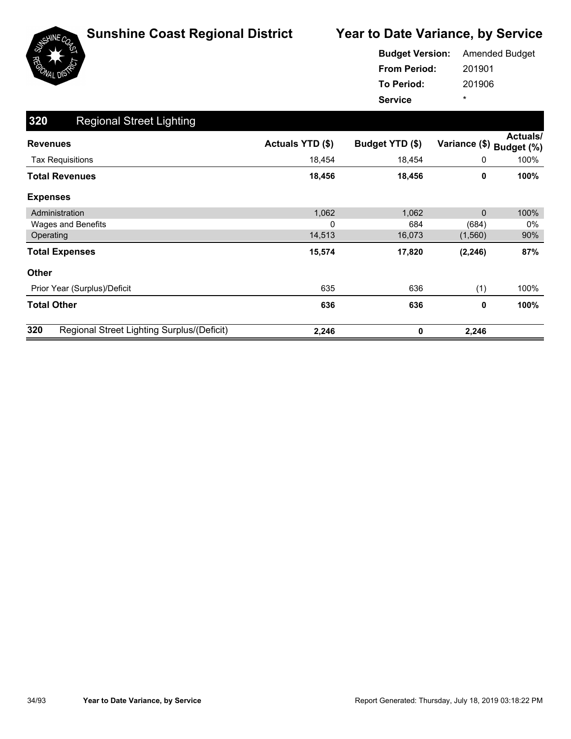# Sunshine Coast Regional District

## Year to Date Variance, by Service

**Budget Version:** Amended Budget
**From Period:** 201901
**To Period:** 201906
**Service** *

## 320 Regional Street Lighting

| Revenues | Actuals YTD ($) | Budget YTD ($) | Variance ($) | Actuals/ Budget (%) |
|---|---|---|---|---|
| Tax Requisitions | 18,454 | 18,454 | 0 | 100% |
| **Total Revenues** | **18,456** | **18,456** | **0** | **100%** |
| **Expenses** | | | | |
| Administration | 1,062 | 1,062 | 0 | 100% |
| Wages and Benefits | 0 | 684 | (684) | 0% |
| Operating | 14,513 | 16,073 | (1,560) | 90% |
| **Total Expenses** | **15,574** | **17,820** | **(2,246)** | **87%** |
| **Other** | | | | |
| Prior Year (Surplus)/Deficit | 635 | 636 | (1) | 100% |
| **Total Other** | **636** | **636** | **0** | **100%** |
| **320 Regional Street Lighting Surplus/(Deficit)** | **2,246** | **0** | **2,246** | |

Report Generated: Thursday, July 18, 2019 03:18:22 PM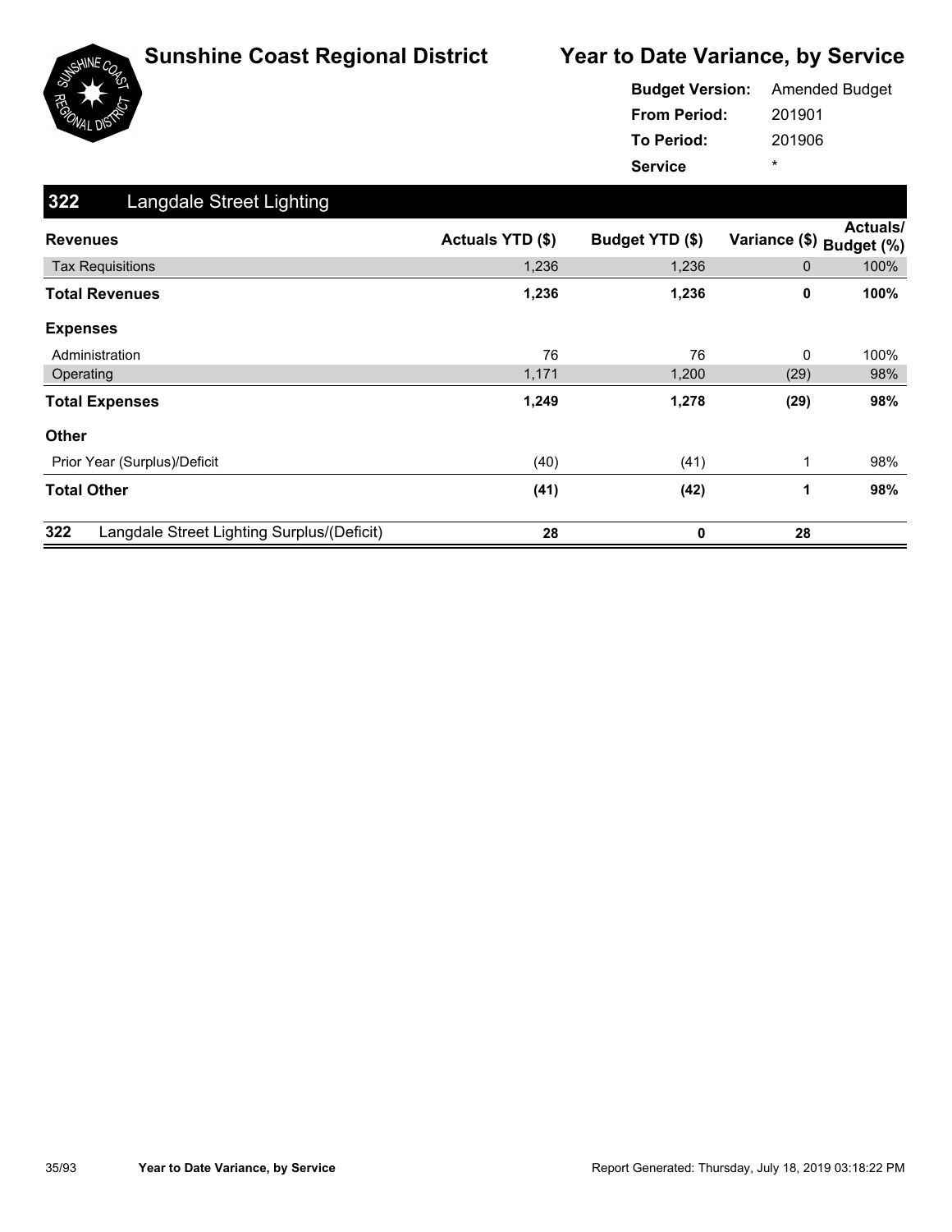# Sunshine Coast Regional District

## Year to Date Variance, by Service

**Budget Version:** Amended Budget
**From Period:** 201901
**To Period:** 201906
**Service** *

## 322 Langdale Street Lighting

| Revenues | Actuals YTD ($) | Budget YTD ($) | Variance ($) | Actuals/ Budget (%) |
|---|---|---|---|---|
| Tax Requisitions | 1,236 | 1,236 | 0 | 100% |
| **Total Revenues** | **1,236** | **1,236** | **0** | **100%** |
| **Expenses** | | | | |
| Administration | 76 | 76 | 0 | 100% |
| Operating | 1,171 | 1,200 | (29) | 98% |
| **Total Expenses** | **1,249** | **1,278** | **(29)** | **98%** |
| **Other** | | | | |
| Prior Year (Surplus)/Deficit | (40) | (41) | 1 | 98% |
| **Total Other** | **(41)** | **(42)** | **1** | **98%** |
| **322 Langdale Street Lighting Surplus/(Deficit)** | **28** | **0** | **28** | |

**Year to Date Variance, by Service**

Report Generated: Thursday, July 18, 2019 03:18:22 PM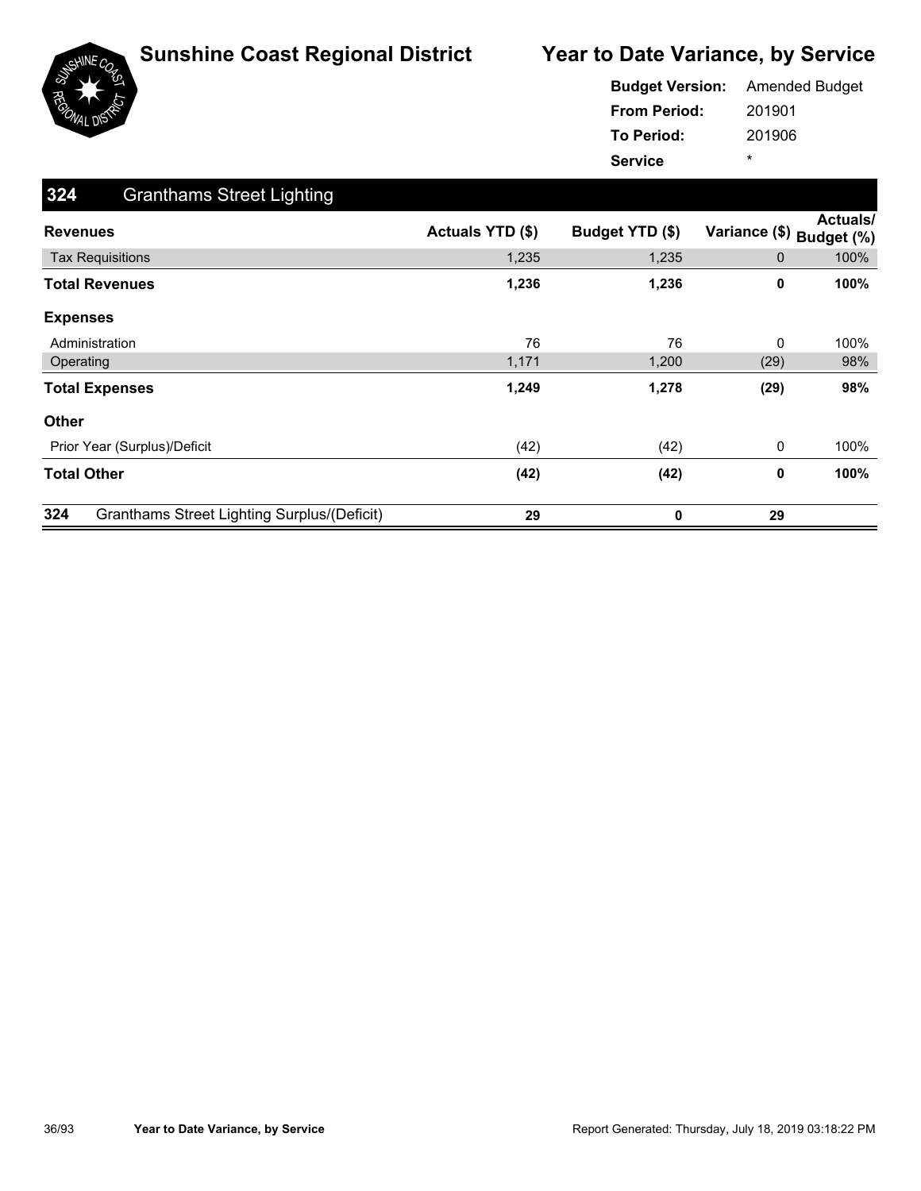# Sunshine Coast Regional District

## Year to Date Variance, by Service

**Budget Version:** Amended Budget
**From Period:** 201901
**To Period:** 201906
**Service** *

### 324 Granthams Street Lighting

| Revenues | Actuals YTD ($) | Budget YTD ($) | Variance ($) | Actuals/ Budget (%) |
|---|---|---|---|---|
| Tax Requisitions | 1,235 | 1,235 | 0 | 100% |
| **Total Revenues** | **1,236** | **1,236** | **0** | **100%** |
| **Expenses** | | | | |
| Administration | 76 | 76 | 0 | 100% |
| Operating | 1,171 | 1,200 | (29) | 98% |
| **Total Expenses** | **1,249** | **1,278** | **(29)** | **98%** |
| **Other** | | | | |
| Prior Year (Surplus)/Deficit | (42) | (42) | 0 | 100% |
| **Total Other** | **(42)** | **(42)** | **0** | **100%** |
| **324 Granthams Street Lighting Surplus/(Deficit)** | **29** | **0** | **29** | |

Year to Date Variance, by Service

Report Generated: Thursday, July 18, 2019 03:18:22 PM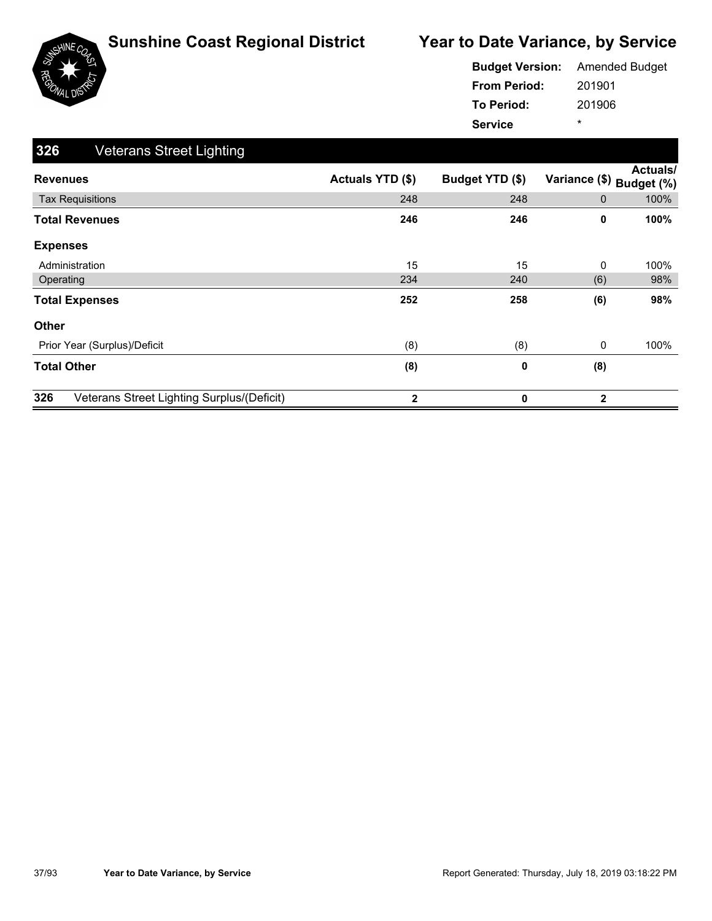# Sunshine Coast Regional District

# Year to Date Variance, by Service

**Budget Version:** Amended Budget
**From Period:** 201901
**To Period:** 201906
**Service** *

## 326 Veterans Street Lighting

| Revenues | Actuals YTD ($) | Budget YTD ($) | Variance ($) | Actuals/ Budget (%) |
|---|---|---|---|---|
| Tax Requisitions | 248 | 248 | 0 | 100% |
| **Total Revenues** | **246** | **246** | **0** | **100%** |
| **Expenses** | | | | |
| Administration | 15 | 15 | 0 | 100% |
| Operating | 234 | 240 | (6) | 98% |
| **Total Expenses** | **252** | **258** | **(6)** | **98%** |
| **Other** | | | | |
| Prior Year (Surplus)/Deficit | (8) | (8) | 0 | 100% |
| **Total Other** | **(8)** | **0** | **(8)** | |
| **326 Veterans Street Lighting Surplus/(Deficit)** | **2** | **0** | **2** | |

Report Generated: Thursday, July 18, 2019 03:18:22 PM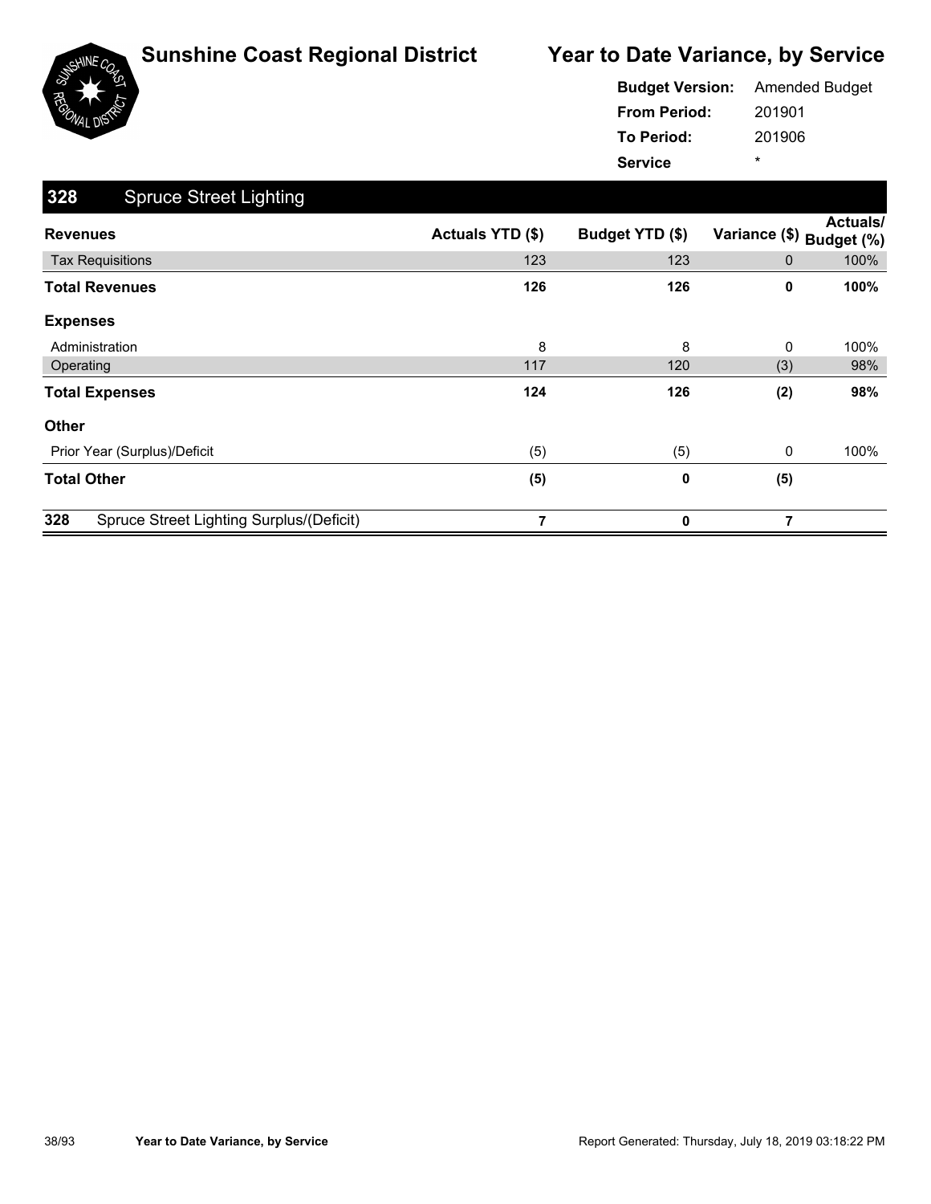# Sunshine Coast Regional District

## Year to Date Variance, by Service

**Budget Version:** Amended Budget
**From Period:** 201901
**To Period:** 201906
**Service** *

## 328 Spruce Street Lighting

| Revenues | Actuals YTD ($) | Budget YTD ($) | Variance ($) | Actuals/ Budget (%) |
|---|---|---|---|---|
| Tax Requisitions | 123 | 123 | 0 | 100% |
| **Total Revenues** | **126** | **126** | **0** | **100%** |
| **Expenses** | | | | |
| Administration | 8 | 8 | 0 | 100% |
| Operating | 117 | 120 | (3) | 98% |
| **Total Expenses** | **124** | **126** | **(2)** | **98%** |
| **Other** | | | | |
| Prior Year (Surplus)/Deficit | (5) | (5) | 0 | 100% |
| **Total Other** | **(5)** | **0** | **(5)** | |
| **328 Spruce Street Lighting Surplus/(Deficit)** | **7** | **0** | **7** | |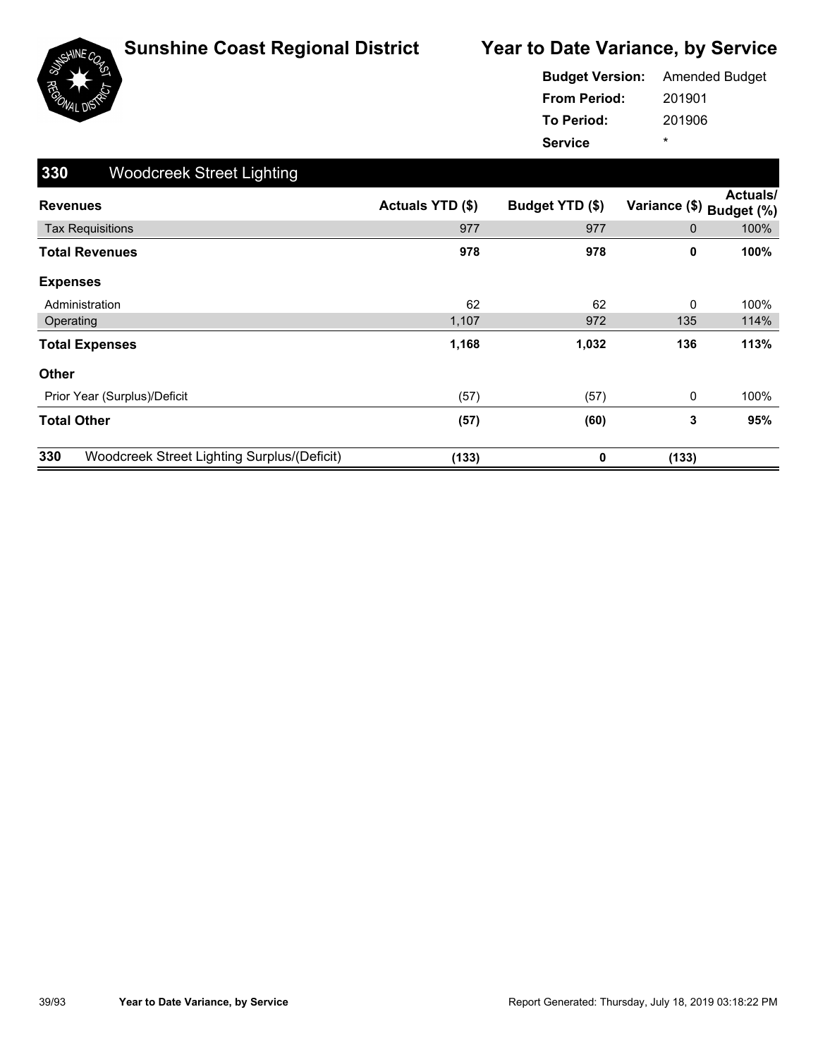# Sunshine Coast Regional District

# Year to Date Variance, by Service

| | |
|---|---|
| **Budget Version:** | Amended Budget |
| **From Period:** | 201901 |
| **To Period:** | 201906 |
| **Service** | * |

## 330 Woodcreek Street Lighting

| Revenues | Actuals YTD ($) | Budget YTD ($) | Variance ($) | Actuals/ Budget (%) |
|---|---|---|---|---|
| Tax Requisitions | 977 | 977 | 0 | 100% |
| **Total Revenues** | **978** | **978** | **0** | **100%** |
| **Expenses** | | | | |
| Administration | 62 | 62 | 0 | 100% |
| Operating | 1,107 | 972 | 135 | 114% |
| **Total Expenses** | **1,168** | **1,032** | **136** | **113%** |
| **Other** | | | | |
| Prior Year (Surplus)/Deficit | (57) | (57) | 0 | 100% |
| **Total Other** | **(57)** | **(60)** | **3** | **95%** |
| **330 Woodcreek Street Lighting Surplus/(Deficit)** | **(133)** | **0** | **(133)** | |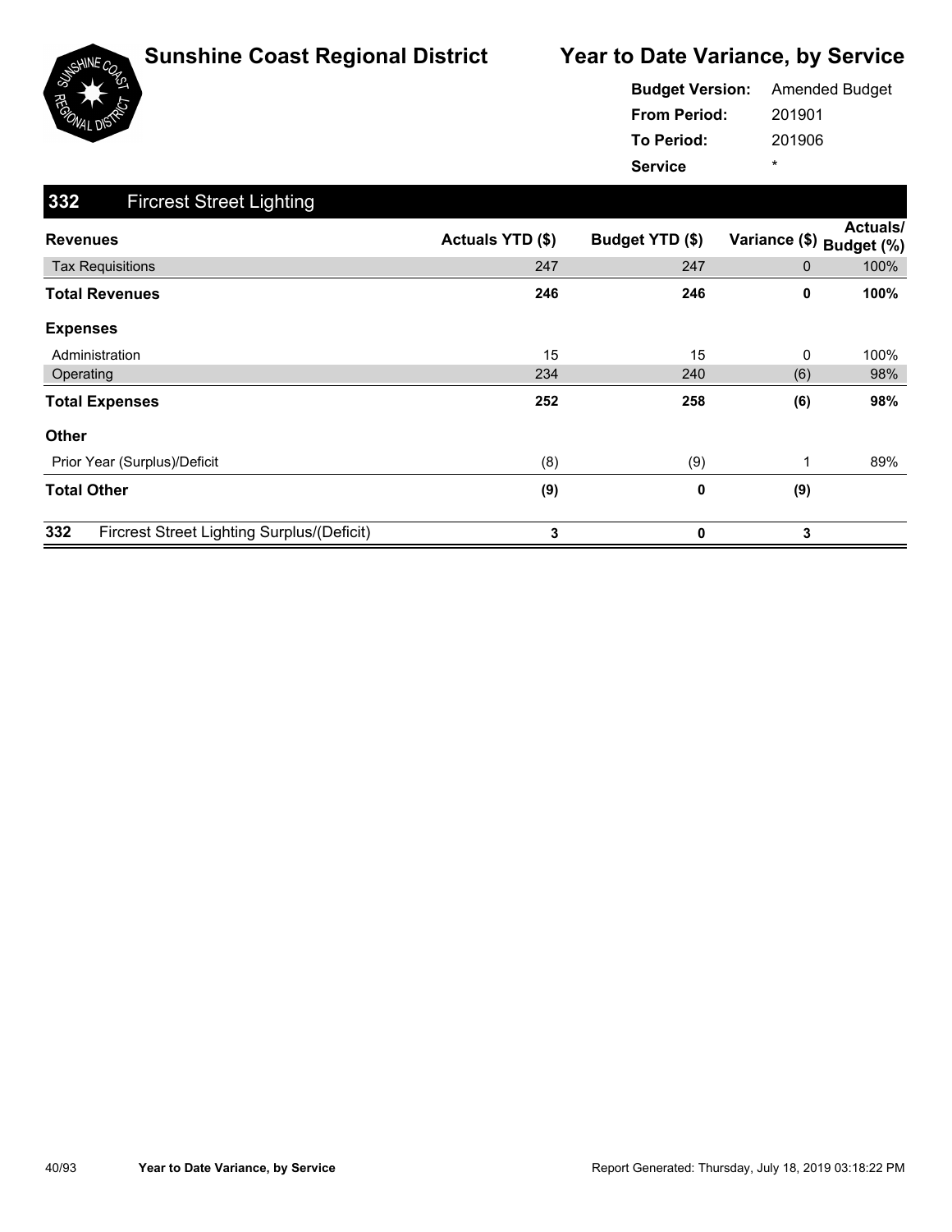# Sunshine Coast Regional District

# Year to Date Variance, by Service

| | |
|---|---|
| **Budget Version:** | Amended Budget |
| **From Period:** | 201901 |
| **To Period:** | 201906 |
| **Service** | * |

## 332 Fircrest Street Lighting

| Revenues | Actuals YTD ($) | Budget YTD ($) | Variance ($) | Actuals/ Budget (%) |
|---|---|---|---|---|
| Tax Requisitions | 247 | 247 | 0 | 100% |
| **Total Revenues** | **246** | **246** | **0** | **100%** |
| **Expenses** | | | | |
| Administration | 15 | 15 | 0 | 100% |
| Operating | 234 | 240 | (6) | 98% |
| **Total Expenses** | **252** | **258** | **(6)** | **98%** |
| **Other** | | | | |
| Prior Year (Surplus)/Deficit | (8) | (9) | 1 | 89% |
| **Total Other** | **(9)** | **0** | **(9)** | |
| **332 Fircrest Street Lighting Surplus/(Deficit)** | **3** | **0** | **3** | |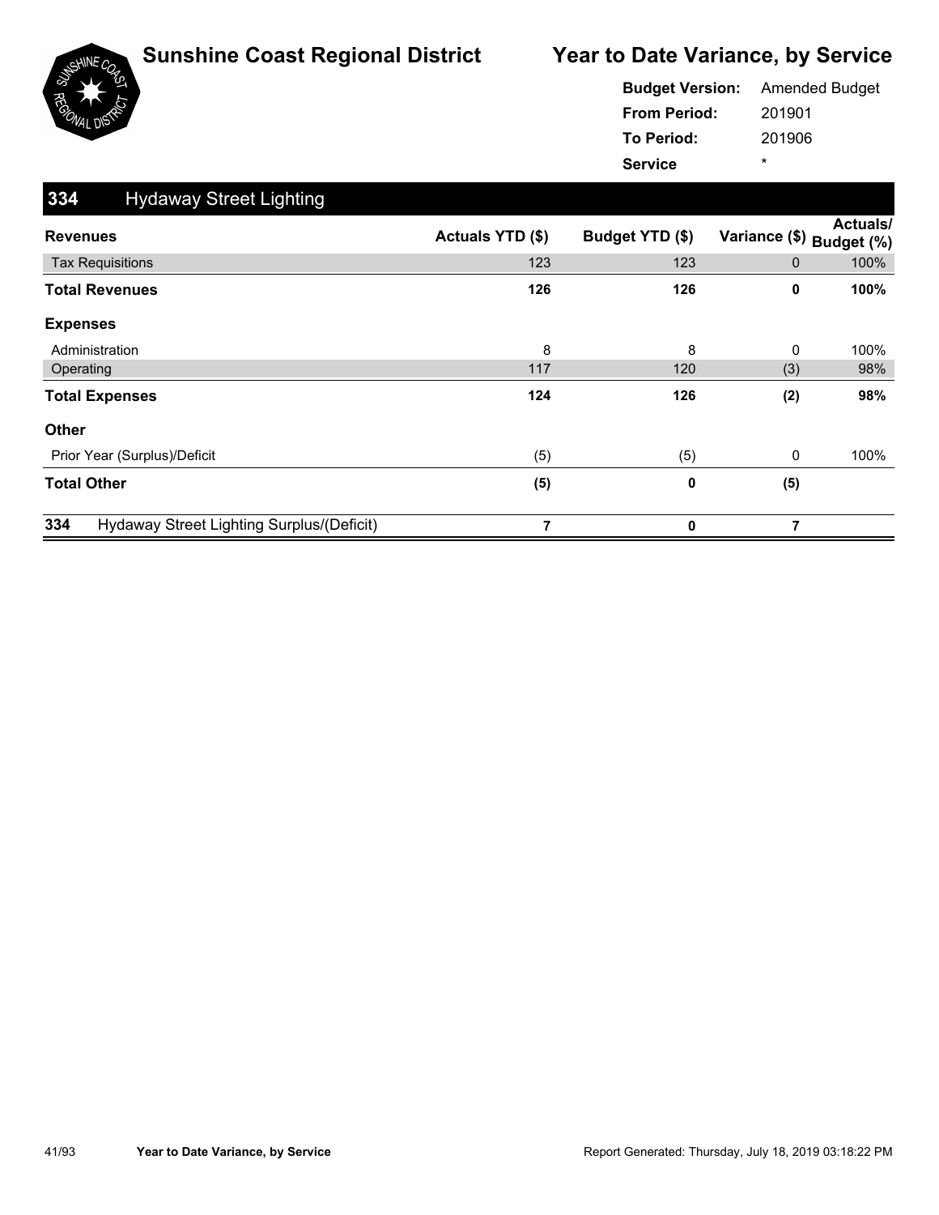# Sunshine Coast Regional District

# Year to Date Variance, by Service

**Budget Version:** Amended Budget
**From Period:** 201901
**To Period:** 201906
**Service** *

## 334 Hydaway Street Lighting

| Revenues | Actuals YTD ($) | Budget YTD ($) | Variance ($) | Actuals/ Budget (%) |
|---|---|---|---|---|
| Tax Requisitions | 123 | 123 | 0 | 100% |
| **Total Revenues** | **126** | **126** | **0** | **100%** |
| **Expenses** | | | | |
| Administration | 8 | 8 | 0 | 100% |
| Operating | 117 | 120 | (3) | 98% |
| **Total Expenses** | **124** | **126** | **(2)** | **98%** |
| **Other** | | | | |
| Prior Year (Surplus)/Deficit | (5) | (5) | 0 | 100% |
| **Total Other** | **(5)** | **0** | **(5)** | |
| **334** Hydaway Street Lighting Surplus/(Deficit) | **7** | **0** | **7** | |

Year to Date Variance, by Service

Report Generated: Thursday, July 18, 2019 03:18:22 PM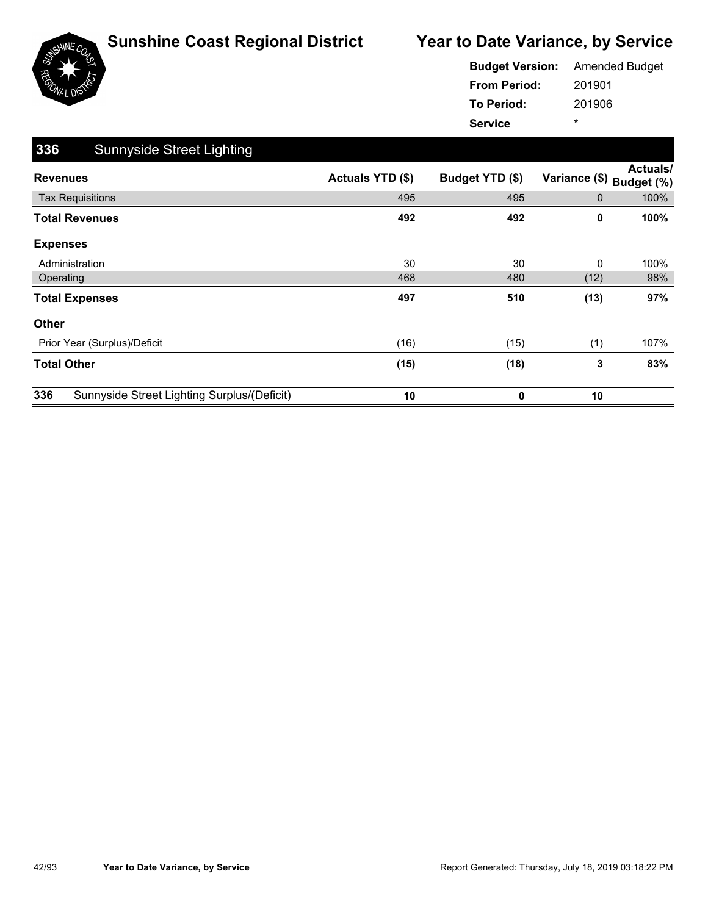# Sunshine Coast Regional District

## Year to Date Variance, by Service

**Budget Version:** Amended Budget
**From Period:** 201901
**To Period:** 201906
**Service** *

### 336 Sunnyside Street Lighting

| Revenues | Actuals YTD ($) | Budget YTD ($) | Variance ($) | Actuals/ Budget (%) |
|---|---|---|---|---|
| Tax Requisitions | 495 | 495 | 0 | 100% |
| **Total Revenues** | **492** | **492** | **0** | **100%** |
| **Expenses** | | | | |
| Administration | 30 | 30 | 0 | 100% |
| Operating | 468 | 480 | (12) | 98% |
| **Total Expenses** | **497** | **510** | **(13)** | **97%** |
| **Other** | | | | |
| Prior Year (Surplus)/Deficit | (16) | (15) | (1) | 107% |
| **Total Other** | **(15)** | **(18)** | **3** | **83%** |
| **336 Sunnyside Street Lighting Surplus/(Deficit)** | **10** | **0** | **10** | |

Year to Date Variance, by Service

Report Generated: Thursday, July 18, 2019 03:18:22 PM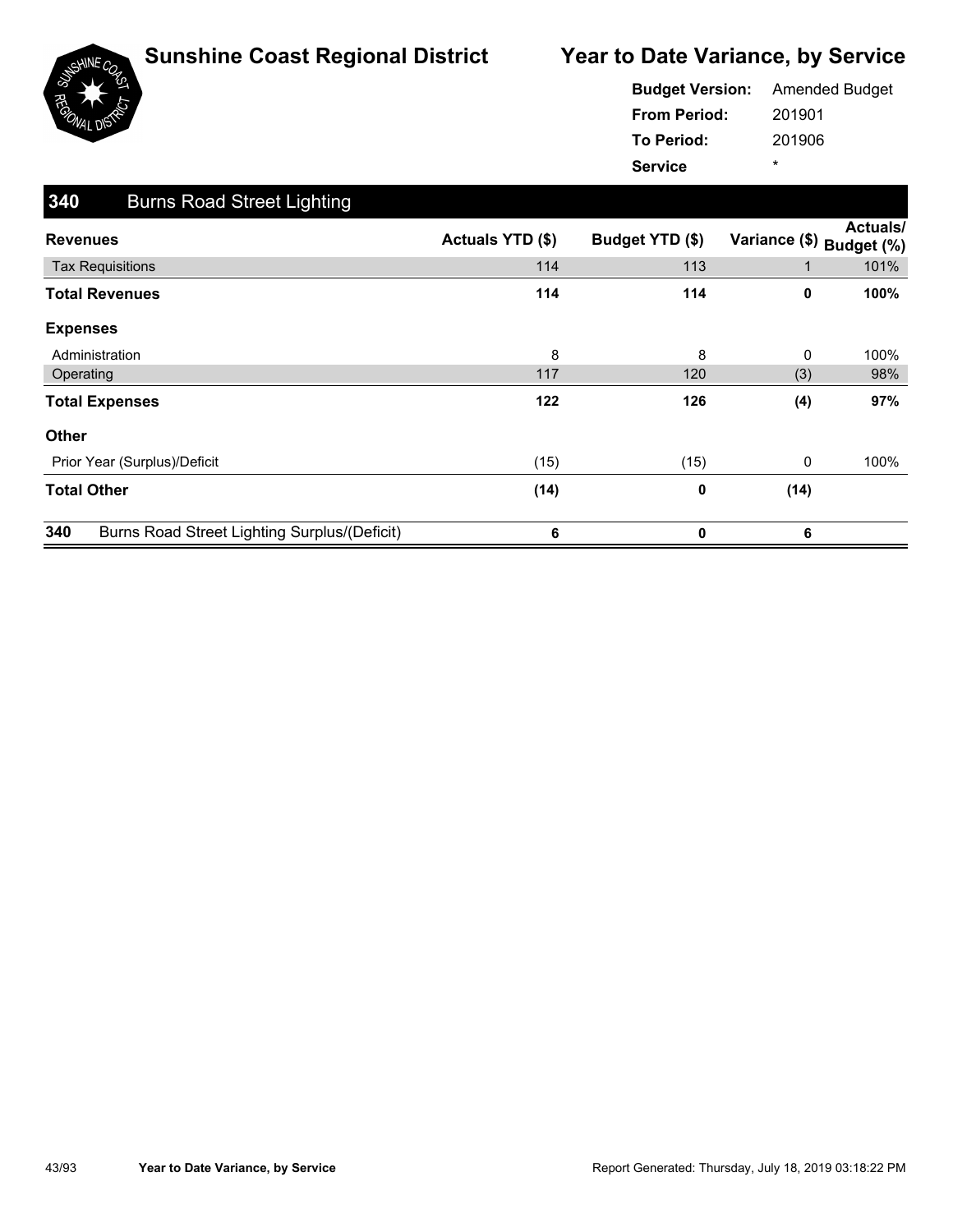# Sunshine Coast Regional District

## Year to Date Variance, by Service

**Budget Version:** Amended Budget
**From Period:** 201901
**To Period:** 201906
**Service** *

### 340 Burns Road Street Lighting

| Revenues | Actuals YTD ($) | Budget YTD ($) | Variance ($) | Actuals/ Budget (%) |
|---|---|---|---|---|
| Tax Requisitions | 114 | 113 | 1 | 101% |
| **Total Revenues** | **114** | **114** | **0** | **100%** |
| **Expenses** | | | | |
| Administration | 8 | 8 | 0 | 100% |
| Operating | 117 | 120 | (3) | 98% |
| **Total Expenses** | **122** | **126** | **(4)** | **97%** |
| **Other** | | | | |
| Prior Year (Surplus)/Deficit | (15) | (15) | 0 | 100% |
| **Total Other** | **(14)** | **0** | **(14)** | |
| **340 Burns Road Street Lighting Surplus/(Deficit)** | **6** | **0** | **6** | |

Report Generated: Thursday, July 18, 2019 03:18:22 PM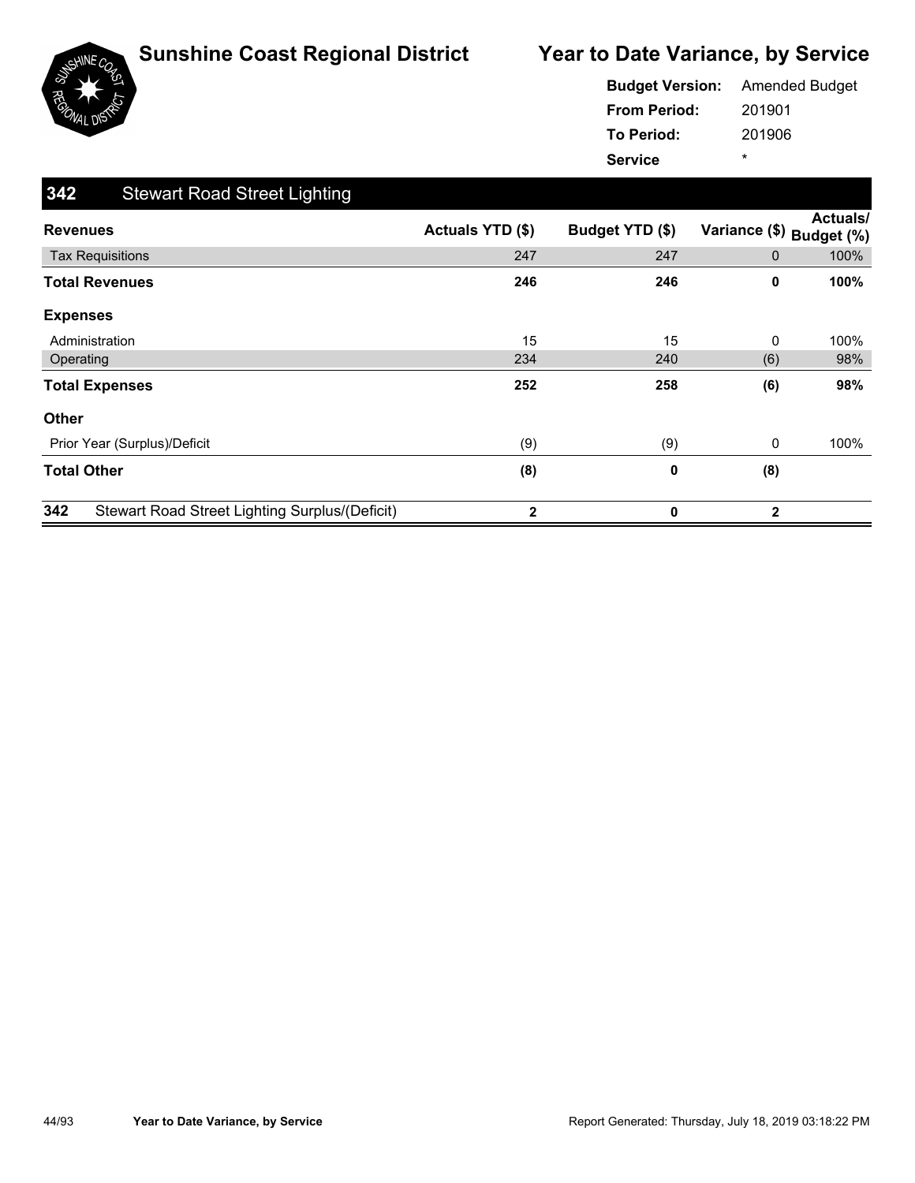# Sunshine Coast Regional District

## Year to Date Variance, by Service

**Budget Version:** Amended Budget
**From Period:** 201901
**To Period:** 201906
**Service** *

### 342 Stewart Road Street Lighting

| Revenues | Actuals YTD ($) | Budget YTD ($) | Variance ($) | Actuals/ Budget (%) |
|---|---|---|---|---|
| Tax Requisitions | 247 | 247 | 0 | 100% |
| **Total Revenues** | **246** | **246** | **0** | **100%** |
| **Expenses** | | | | |
| Administration | 15 | 15 | 0 | 100% |
| Operating | 234 | 240 | (6) | 98% |
| **Total Expenses** | **252** | **258** | **(6)** | **98%** |
| **Other** | | | | |
| Prior Year (Surplus)/Deficit | (9) | (9) | 0 | 100% |
| **Total Other** | **(8)** | **0** | **(8)** | |
| **342 Stewart Road Street Lighting Surplus/(Deficit)** | **2** | **0** | **2** | |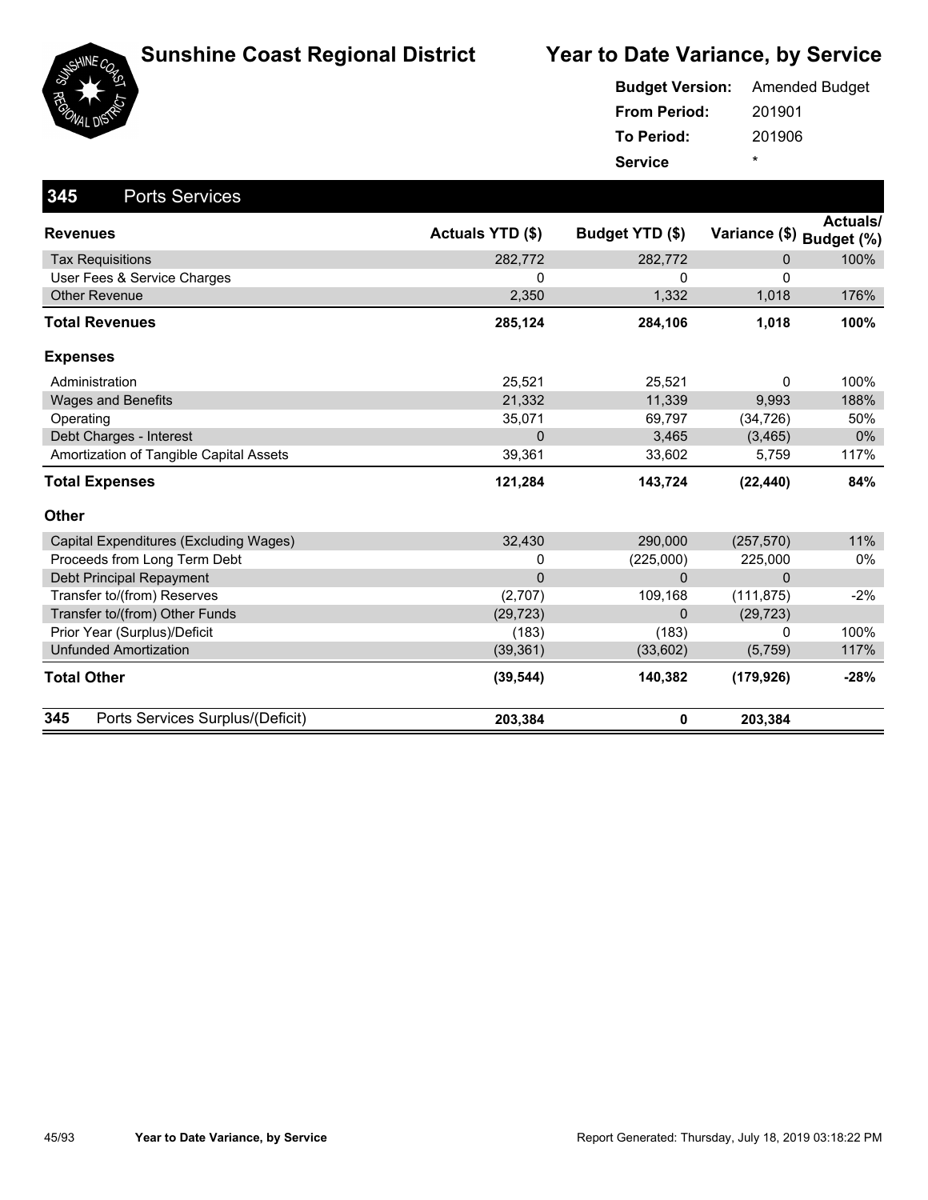# Sunshine Coast Regional District

## Year to Date Variance, by Service

**Budget Version:** Amended Budget
**From Period:** 201901
**To Period:** 201906
**Service** *

### 345 Ports Services

| Revenues | Actuals YTD ($) | Budget YTD ($) | Variance ($) | Actuals/ Budget (%) |
|---|---|---|---|---|
| Tax Requisitions | 282,772 | 282,772 | 0 | 100% |
| User Fees & Service Charges | 0 | 0 | 0 | |
| Other Revenue | 2,350 | 1,332 | 1,018 | 176% |
| **Total Revenues** | **285,124** | **284,106** | **1,018** | **100%** |
| **Expenses** | | | | |
| Administration | 25,521 | 25,521 | 0 | 100% |
| Wages and Benefits | 21,332 | 11,339 | 9,993 | 188% |
| Operating | 35,071 | 69,797 | (34,726) | 50% |
| Debt Charges - Interest | 0 | 3,465 | (3,465) | 0% |
| Amortization of Tangible Capital Assets | 39,361 | 33,602 | 5,759 | 117% |
| **Total Expenses** | **121,284** | **143,724** | **(22,440)** | **84%** |
| **Other** | | | | |
| Capital Expenditures (Excluding Wages) | 32,430 | 290,000 | (257,570) | 11% |
| Proceeds from Long Term Debt | 0 | (225,000) | 225,000 | 0% |
| Debt Principal Repayment | 0 | 0 | 0 | |
| Transfer to/(from) Reserves | (2,707) | 109,168 | (111,875) | -2% |
| Transfer to/(from) Other Funds | (29,723) | 0 | (29,723) | |
| Prior Year (Surplus)/Deficit | (183) | (183) | 0 | 100% |
| Unfunded Amortization | (39,361) | (33,602) | (5,759) | 117% |
| **Total Other** | **(39,544)** | **140,382** | **(179,926)** | **-28%** |
| **345 Ports Services Surplus/(Deficit)** | **203,384** | **0** | **203,384** | |

Year to Date Variance, by Service

Report Generated: Thursday, July 18, 2019 03:18:22 PM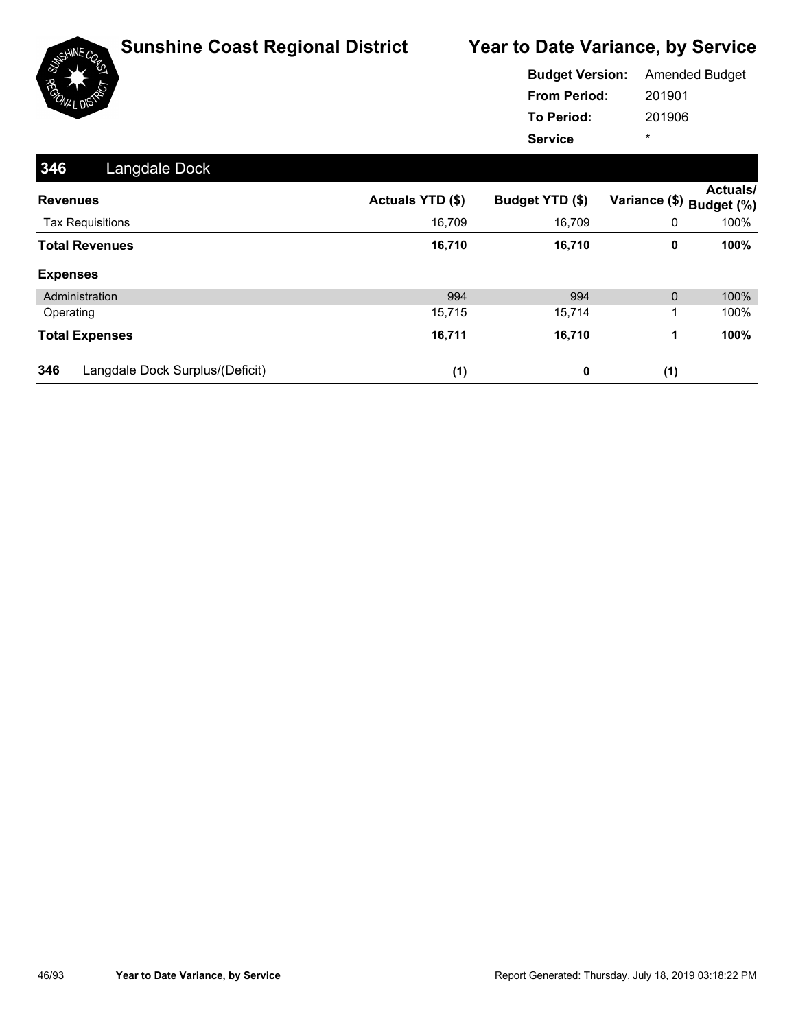# Sunshine Coast Regional District

# Year to Date Variance, by Service

**Budget Version:** Amended Budget
**From Period:** 201901
**To Period:** 201906
**Service** *

## 346 Langdale Dock

| Revenues | Actuals YTD ($) | Budget YTD ($) | Variance ($) | Actuals/ Budget (%) |
|---|---|---|---|---|
| Tax Requisitions | 16,709 | 16,709 | 0 | 100% |
| **Total Revenues** | **16,710** | **16,710** | **0** | **100%** |
| **Expenses** | | | | |
| Administration | 994 | 994 | 0 | 100% |
| Operating | 15,715 | 15,714 | 1 | 100% |
| **Total Expenses** | **16,711** | **16,710** | **1** | **100%** |
| **346 Langdale Dock Surplus/(Deficit)** | **(1)** | **0** | **(1)** | |

Year to Date Variance, by Service

Report Generated: Thursday, July 18, 2019 03:18:22 PM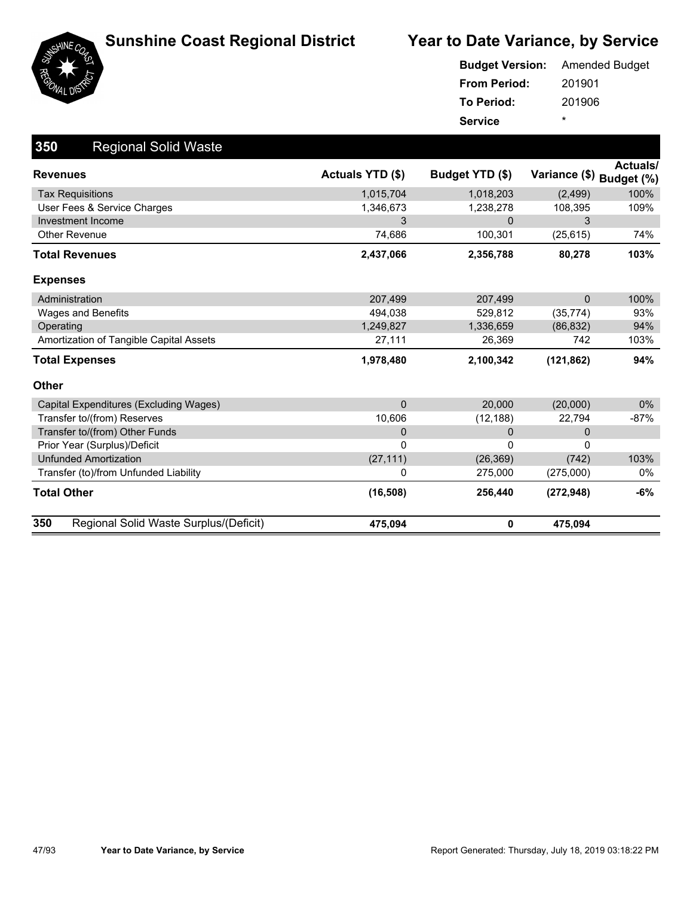# Sunshine Coast Regional District

## Year to Date Variance, by Service

**Budget Version:** Amended Budget
**From Period:** 201901
**To Period:** 201906
**Service** *

### 350 Regional Solid Waste

| Revenues | Actuals YTD ($) | Budget YTD ($) | Variance ($) | Actuals/ Budget (%) |
|---|---|---|---|---|
| Tax Requisitions | 1,015,704 | 1,018,203 | (2,499) | 100% |
| User Fees & Service Charges | 1,346,673 | 1,238,278 | 108,395 | 109% |
| Investment Income | 3 | 0 | 3 | |
| Other Revenue | 74,686 | 100,301 | (25,615) | 74% |
| **Total Revenues** | **2,437,066** | **2,356,788** | **80,278** | **103%** |
| **Expenses** | | | | |
| Administration | 207,499 | 207,499 | 0 | 100% |
| Wages and Benefits | 494,038 | 529,812 | (35,774) | 93% |
| Operating | 1,249,827 | 1,336,659 | (86,832) | 94% |
| Amortization of Tangible Capital Assets | 27,111 | 26,369 | 742 | 103% |
| **Total Expenses** | **1,978,480** | **2,100,342** | **(121,862)** | **94%** |
| **Other** | | | | |
| Capital Expenditures (Excluding Wages) | 0 | 20,000 | (20,000) | 0% |
| Transfer to/(from) Reserves | 10,606 | (12,188) | 22,794 | -87% |
| Transfer to/(from) Other Funds | 0 | 0 | 0 | |
| Prior Year (Surplus)/Deficit | 0 | 0 | 0 | |
| Unfunded Amortization | (27,111) | (26,369) | (742) | 103% |
| Transfer (to)/from Unfunded Liability | 0 | 275,000 | (275,000) | 0% |
| **Total Other** | **(16,508)** | **256,440** | **(272,948)** | **-6%** |
| **350 Regional Solid Waste Surplus/(Deficit)** | **475,094** | **0** | **475,094** | |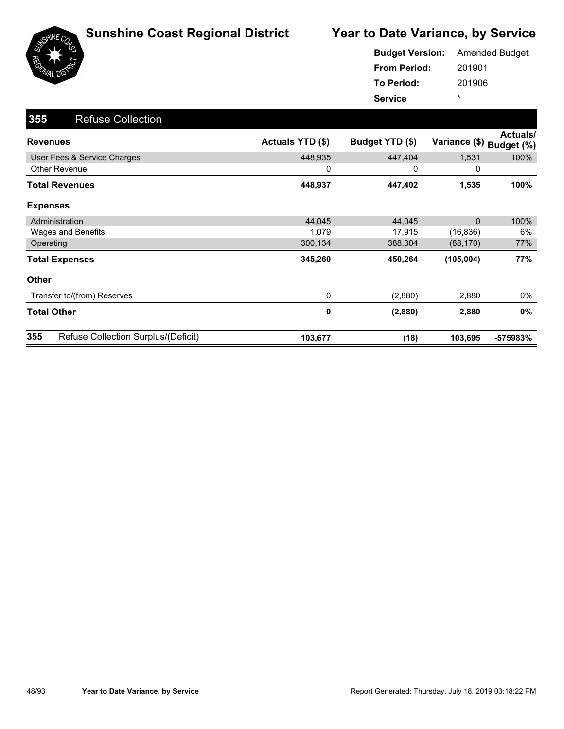# Sunshine Coast Regional District

## Year to Date Variance, by Service

**Budget Version:** Amended Budget
**From Period:** 201901
**To Period:** 201906
**Service** *

### 355 Refuse Collection

| Revenues | Actuals YTD ($) | Budget YTD ($) | Variance ($) | Actuals/ Budget (%) |
|---|---|---|---|---|
| User Fees & Service Charges | 448,935 | 447,404 | 1,531 | 100% |
| Other Revenue | 0 | 0 | 0 | |
| **Total Revenues** | **448,937** | **447,402** | **1,535** | **100%** |
| **Expenses** | | | | |
| Administration | 44,045 | 44,045 | 0 | 100% |
| Wages and Benefits | 1,079 | 17,915 | (16,836) | 6% |
| Operating | 300,134 | 388,304 | (88,170) | 77% |
| **Total Expenses** | **345,260** | **450,264** | **(105,004)** | **77%** |
| **Other** | | | | |
| Transfer to/(from) Reserves | 0 | (2,880) | 2,880 | 0% |
| **Total Other** | **0** | **(2,880)** | **2,880** | **0%** |
| **355 Refuse Collection Surplus/(Deficit)** | **103,677** | **(18)** | **103,695** | **-575983%** |

Report Generated: Thursday, July 18, 2019 03:18:22 PM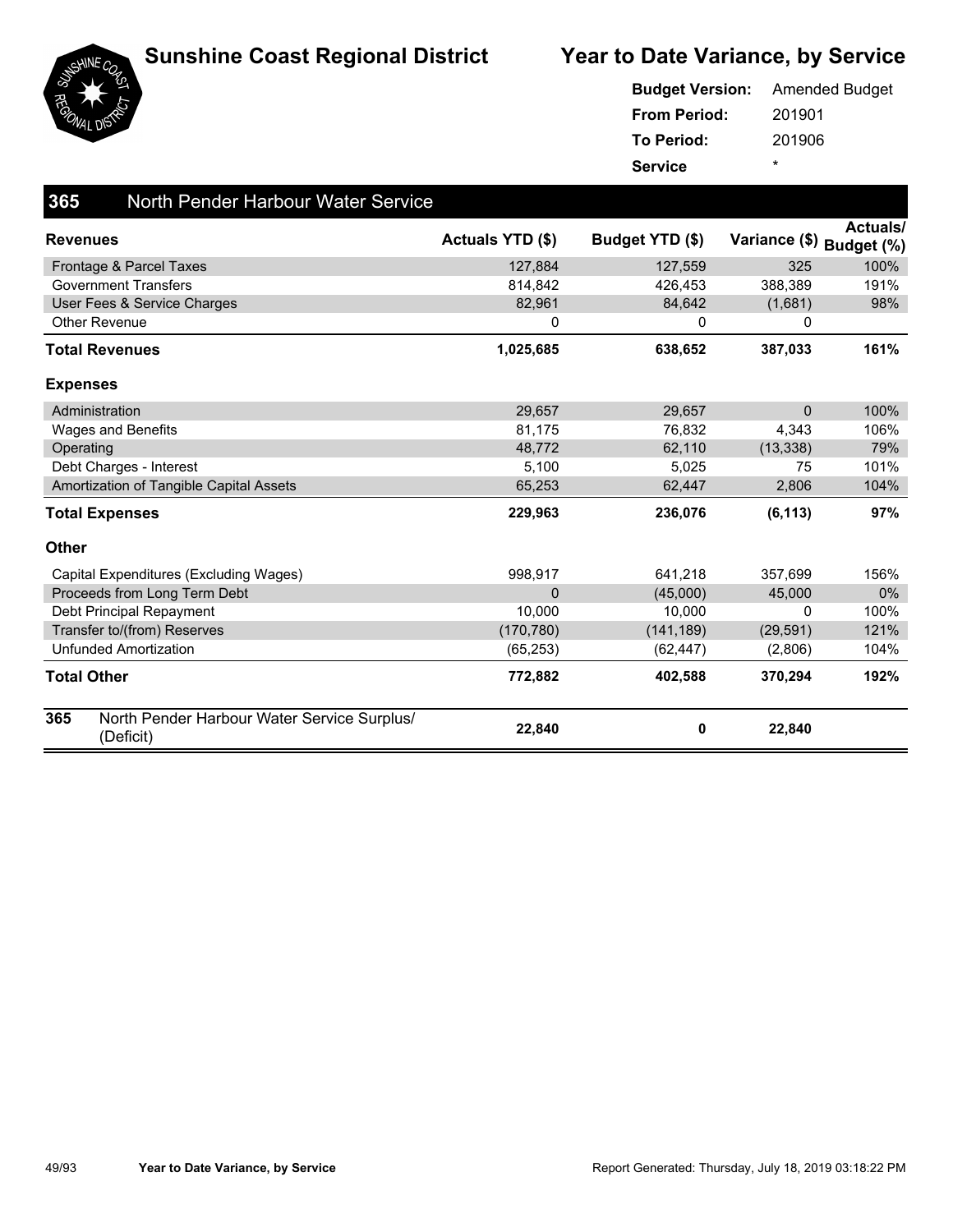# Sunshine Coast Regional District

## Year to Date Variance, by Service

**Budget Version:** Amended Budget
**From Period:** 201901
**To Period:** 201906
**Service** *

### 365 North Pender Harbour Water Service

| Revenues | Actuals YTD ($) | Budget YTD ($) | Variance ($) | Actuals/ Budget (%) |
|---|---|---|---|---|
| Frontage & Parcel Taxes | 127,884 | 127,559 | 325 | 100% |
| Government Transfers | 814,842 | 426,453 | 388,389 | 191% |
| User Fees & Service Charges | 82,961 | 84,642 | (1,681) | 98% |
| Other Revenue | 0 | 0 | 0 | |
| **Total Revenues** | **1,025,685** | **638,652** | **387,033** | **161%** |
| **Expenses** | | | | |
| Administration | 29,657 | 29,657 | 0 | 100% |
| Wages and Benefits | 81,175 | 76,832 | 4,343 | 106% |
| Operating | 48,772 | 62,110 | (13,338) | 79% |
| Debt Charges - Interest | 5,100 | 5,025 | 75 | 101% |
| Amortization of Tangible Capital Assets | 65,253 | 62,447 | 2,806 | 104% |
| **Total Expenses** | **229,963** | **236,076** | **(6,113)** | **97%** |
| **Other** | | | | |
| Capital Expenditures (Excluding Wages) | 998,917 | 641,218 | 357,699 | 156% |
| Proceeds from Long Term Debt | 0 | (45,000) | 45,000 | 0% |
| Debt Principal Repayment | 10,000 | 10,000 | 0 | 100% |
| Transfer to/(from) Reserves | (170,780) | (141,189) | (29,591) | 121% |
| Unfunded Amortization | (65,253) | (62,447) | (2,806) | 104% |
| **Total Other** | **772,882** | **402,588** | **370,294** | **192%** |
| **365 North Pender Harbour Water Service Surplus/ (Deficit)** | **22,840** | **0** | **22,840** | |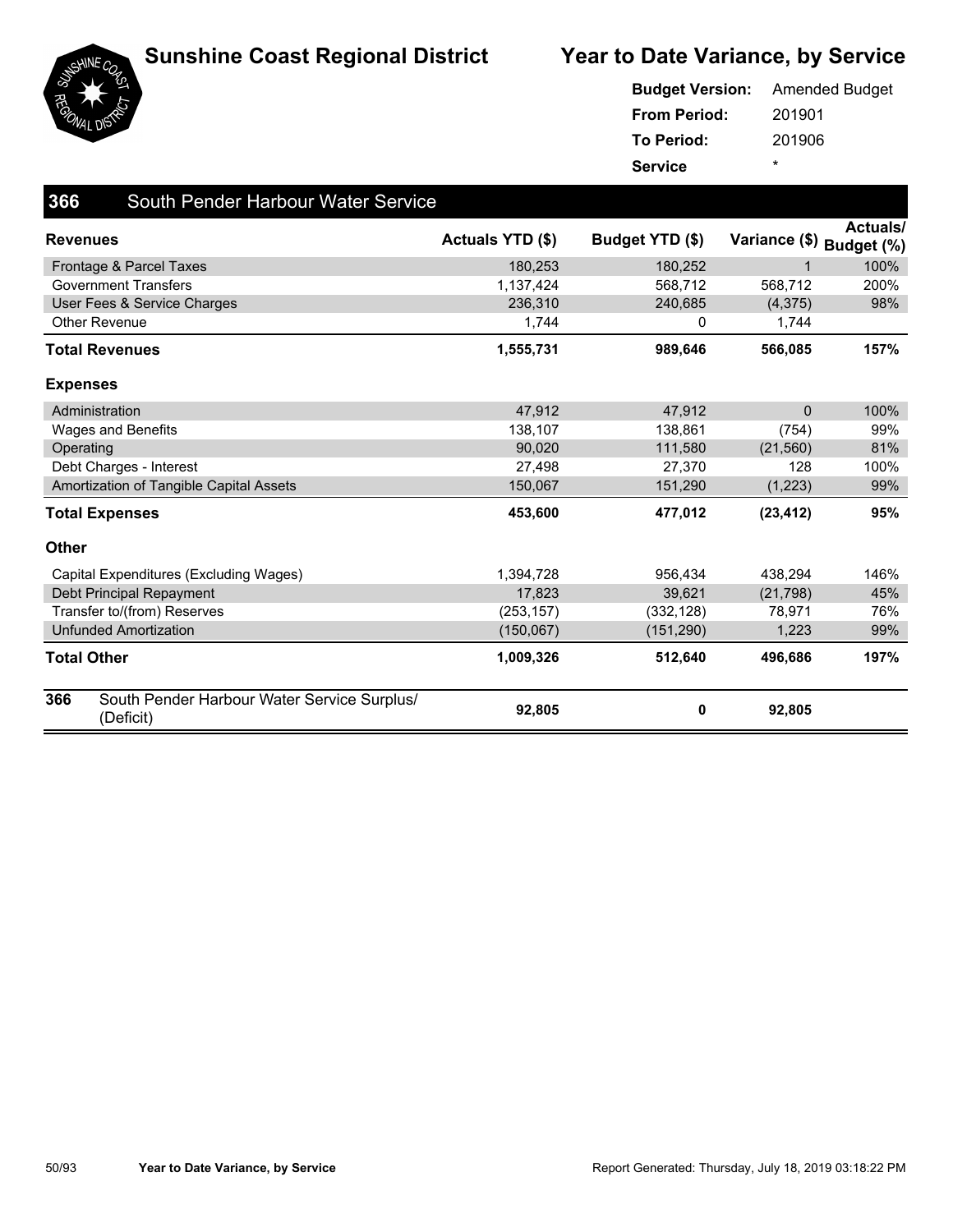# Sunshine Coast Regional District

# Year to Date Variance, by Service

| | |
|---|---|
| **Budget Version:** | Amended Budget |
| **From Period:** | 201901 |
| **To Period:** | 201906 |
| **Service** | * |

## 366 South Pender Harbour Water Service

| Revenues | Actuals YTD ($) | Budget YTD ($) | Variance ($) | Actuals/ Budget (%) |
|---|---|---|---|---|
| Frontage & Parcel Taxes | 180,253 | 180,252 | 1 | 100% |
| Government Transfers | 1,137,424 | 568,712 | 568,712 | 200% |
| User Fees & Service Charges | 236,310 | 240,685 | (4,375) | 98% |
| Other Revenue | 1,744 | 0 | 1,744 | |
| **Total Revenues** | **1,555,731** | **989,646** | **566,085** | **157%** |
| **Expenses** | | | | |
| Administration | 47,912 | 47,912 | 0 | 100% |
| Wages and Benefits | 138,107 | 138,861 | (754) | 99% |
| Operating | 90,020 | 111,580 | (21,560) | 81% |
| Debt Charges - Interest | 27,498 | 27,370 | 128 | 100% |
| Amortization of Tangible Capital Assets | 150,067 | 151,290 | (1,223) | 99% |
| **Total Expenses** | **453,600** | **477,012** | **(23,412)** | **95%** |
| **Other** | | | | |
| Capital Expenditures (Excluding Wages) | 1,394,728 | 956,434 | 438,294 | 146% |
| Debt Principal Repayment | 17,823 | 39,621 | (21,798) | 45% |
| Transfer to/(from) Reserves | (253,157) | (332,128) | 78,971 | 76% |
| Unfunded Amortization | (150,067) | (151,290) | 1,223 | 99% |
| **Total Other** | **1,009,326** | **512,640** | **496,686** | **197%** |
| **366** South Pender Harbour Water Service Surplus/ (Deficit) | **92,805** | **0** | **92,805** | |

Report Generated: Thursday, July 18, 2019 03:18:22 PM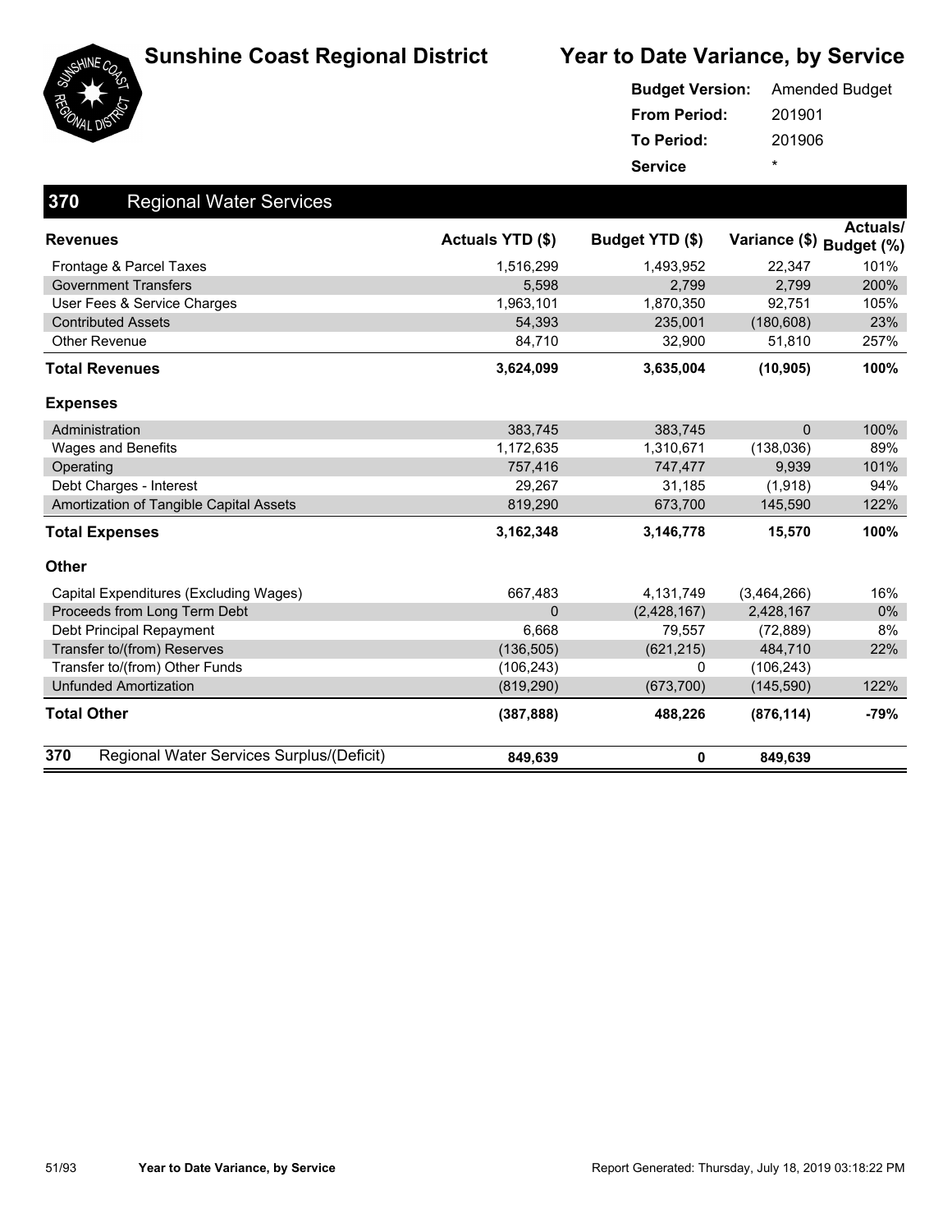# Sunshine Coast Regional District

# Year to Date Variance, by Service

**Budget Version:** Amended Budget
**From Period:** 201901
**To Period:** 201906
**Service** *

## 370 Regional Water Services

| Revenues | Actuals YTD ($) | Budget YTD ($) | Variance ($) | Actuals/ Budget (%) |
|---|---|---|---|---|
| Frontage & Parcel Taxes | 1,516,299 | 1,493,952 | 22,347 | 101% |
| Government Transfers | 5,598 | 2,799 | 2,799 | 200% |
| User Fees & Service Charges | 1,963,101 | 1,870,350 | 92,751 | 105% |
| Contributed Assets | 54,393 | 235,001 | (180,608) | 23% |
| Other Revenue | 84,710 | 32,900 | 51,810 | 257% |
| **Total Revenues** | **3,624,099** | **3,635,004** | **(10,905)** | **100%** |
| **Expenses** | | | | |
| Administration | 383,745 | 383,745 | 0 | 100% |
| Wages and Benefits | 1,172,635 | 1,310,671 | (138,036) | 89% |
| Operating | 757,416 | 747,477 | 9,939 | 101% |
| Debt Charges - Interest | 29,267 | 31,185 | (1,918) | 94% |
| Amortization of Tangible Capital Assets | 819,290 | 673,700 | 145,590 | 122% |
| **Total Expenses** | **3,162,348** | **3,146,778** | **15,570** | **100%** |
| **Other** | | | | |
| Capital Expenditures (Excluding Wages) | 667,483 | 4,131,749 | (3,464,266) | 16% |
| Proceeds from Long Term Debt | 0 | (2,428,167) | 2,428,167 | 0% |
| Debt Principal Repayment | 6,668 | 79,557 | (72,889) | 8% |
| Transfer to/(from) Reserves | (136,505) | (621,215) | 484,710 | 22% |
| Transfer to/(from) Other Funds | (106,243) | 0 | (106,243) | |
| Unfunded Amortization | (819,290) | (673,700) | (145,590) | 122% |
| **Total Other** | **(387,888)** | **488,226** | **(876,114)** | **-79%** |
| **370 Regional Water Services Surplus/(Deficit)** | **849,639** | **0** | **849,639** | |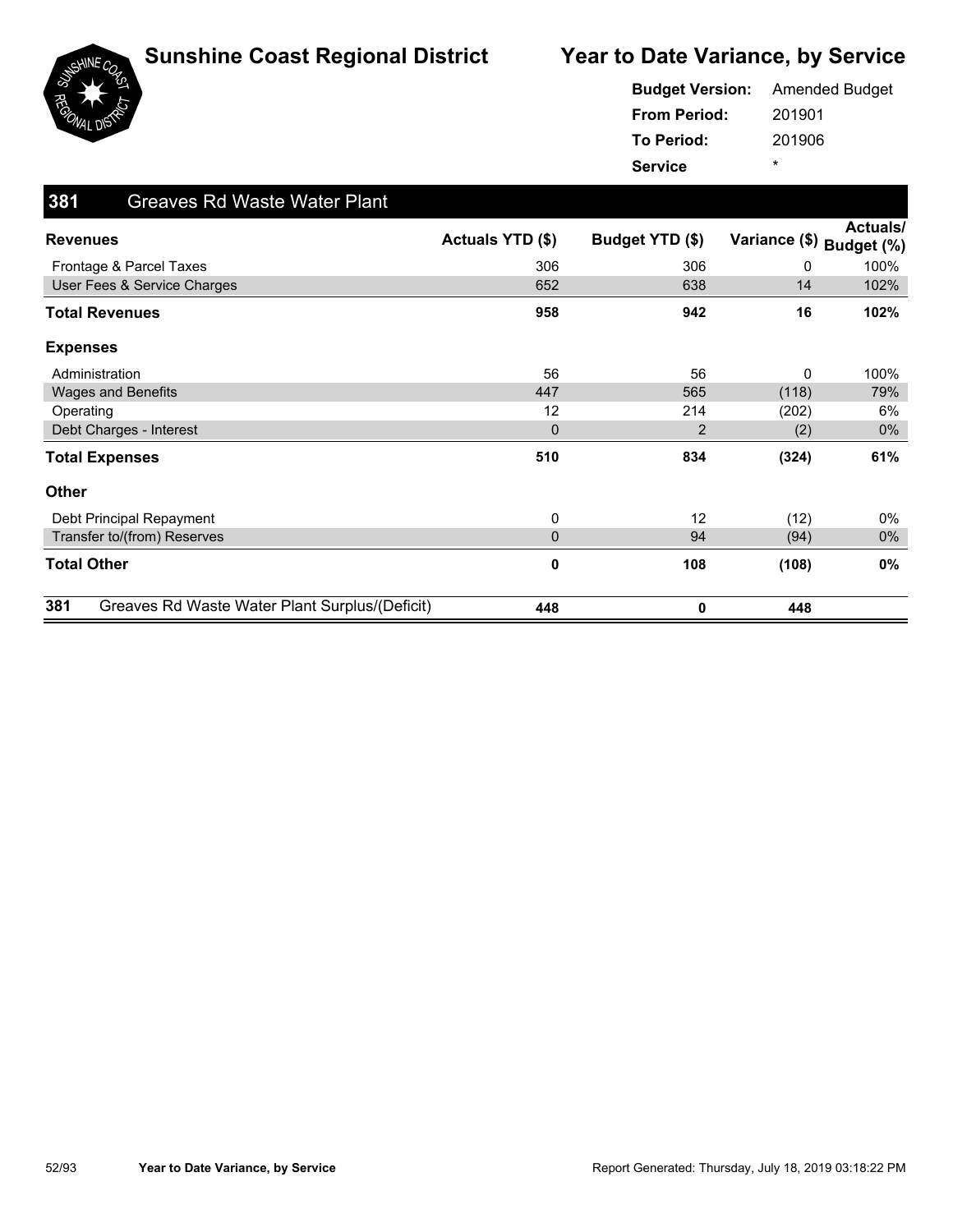# Sunshine Coast Regional District

## Year to Date Variance, by Service

**Budget Version:** Amended Budget
**From Period:** 201901
**To Period:** 201906
**Service** *

### 381 Greaves Rd Waste Water Plant

| Revenues | Actuals YTD ($) | Budget YTD ($) | Variance ($) | Actuals/ Budget (%) |
|---|---|---|---|---|
| Frontage & Parcel Taxes | 306 | 306 | 0 | 100% |
| User Fees & Service Charges | 652 | 638 | 14 | 102% |
| **Total Revenues** | **958** | **942** | **16** | **102%** |
| **Expenses** | | | | |
| Administration | 56 | 56 | 0 | 100% |
| Wages and Benefits | 447 | 565 | (118) | 79% |
| Operating | 12 | 214 | (202) | 6% |
| Debt Charges - Interest | 0 | 2 | (2) | 0% |
| **Total Expenses** | **510** | **834** | **(324)** | **61%** |
| **Other** | | | | |
| Debt Principal Repayment | 0 | 12 | (12) | 0% |
| Transfer to/(from) Reserves | 0 | 94 | (94) | 0% |
| **Total Other** | **0** | **108** | **(108)** | **0%** |
| **381 Greaves Rd Waste Water Plant Surplus/(Deficit)** | **448** | **0** | **448** | |

Report Generated: Thursday, July 18, 2019 03:18:22 PM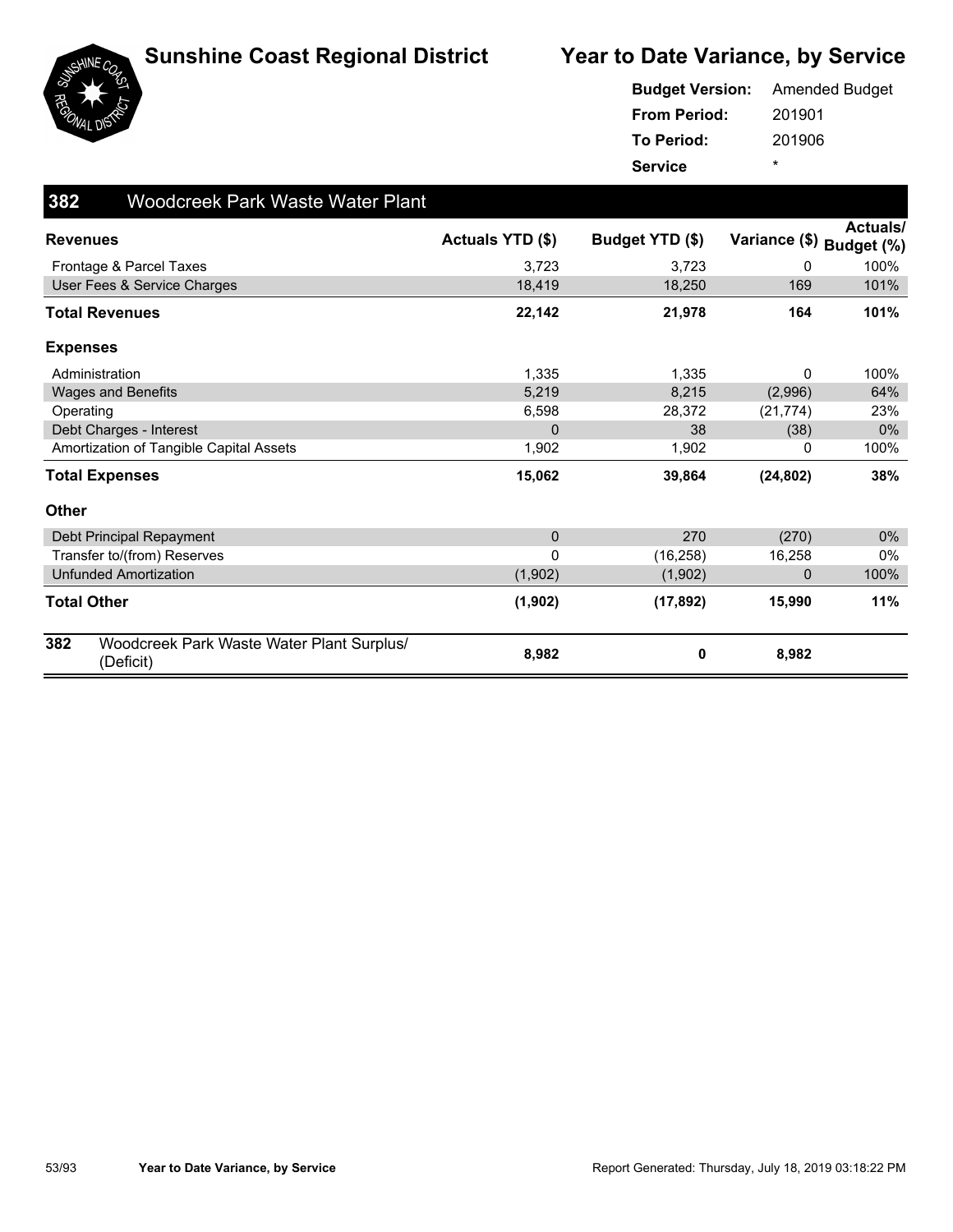# Sunshine Coast Regional District

## Year to Date Variance, by Service

**Budget Version:** Amended Budget
**From Period:** 201901
**To Period:** 201906
**Service** *

### 382 Woodcreek Park Waste Water Plant

| Revenues | Actuals YTD ($) | Budget YTD ($) | Variance ($) | Actuals/ Budget (%) |
|---|---|---|---|---|
| Frontage & Parcel Taxes | 3,723 | 3,723 | 0 | 100% |
| User Fees & Service Charges | 18,419 | 18,250 | 169 | 101% |
| **Total Revenues** | **22,142** | **21,978** | **164** | **101%** |
| **Expenses** | | | | |
| Administration | 1,335 | 1,335 | 0 | 100% |
| Wages and Benefits | 5,219 | 8,215 | (2,996) | 64% |
| Operating | 6,598 | 28,372 | (21,774) | 23% |
| Debt Charges - Interest | 0 | 38 | (38) | 0% |
| Amortization of Tangible Capital Assets | 1,902 | 1,902 | 0 | 100% |
| **Total Expenses** | **15,062** | **39,864** | **(24,802)** | **38%** |
| **Other** | | | | |
| Debt Principal Repayment | 0 | 270 | (270) | 0% |
| Transfer to/(from) Reserves | 0 | (16,258) | 16,258 | 0% |
| Unfunded Amortization | (1,902) | (1,902) | 0 | 100% |
| **Total Other** | **(1,902)** | **(17,892)** | **15,990** | **11%** |
| **382 Woodcreek Park Waste Water Plant Surplus/ (Deficit)** | **8,982** | **0** | **8,982** | |

Report Generated: Thursday, July 18, 2019 03:18:22 PM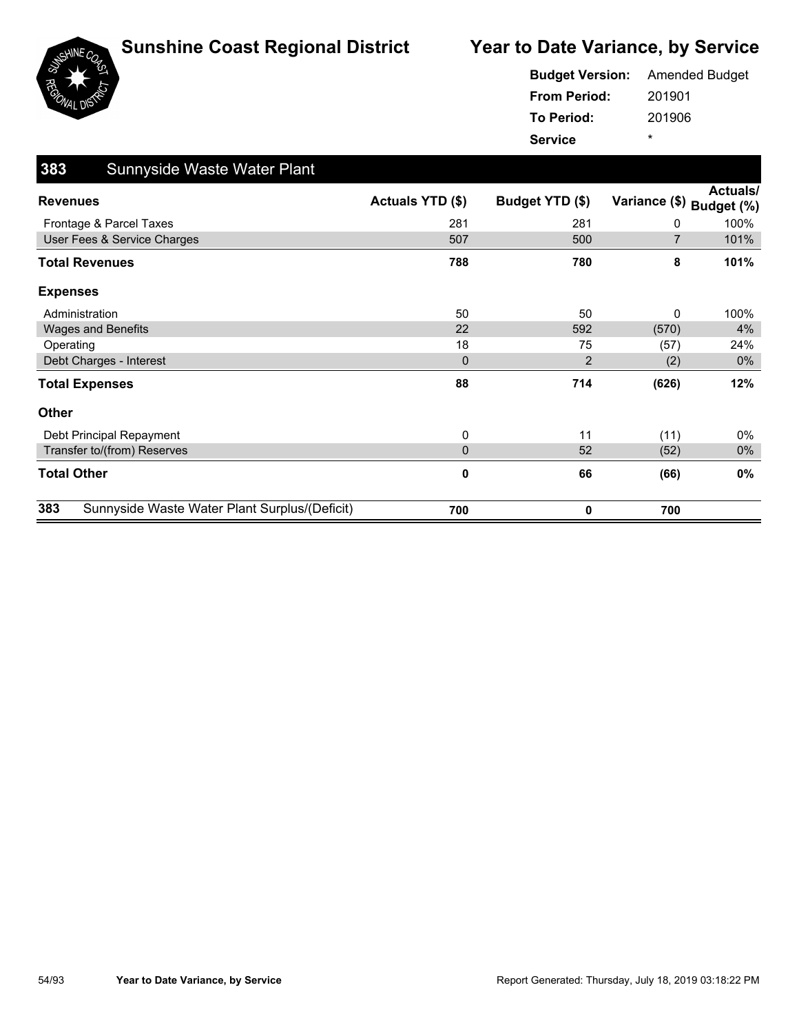# Sunshine Coast Regional District

## Year to Date Variance, by Service

**Budget Version:** Amended Budget
**From Period:** 201901
**To Period:** 201906
**Service** *

### 383 Sunnyside Waste Water Plant

| Revenues | Actuals YTD ($) | Budget YTD ($) | Variance ($) | Actuals/ Budget (%) |
|---|---|---|---|---|
| Frontage & Parcel Taxes | 281 | 281 | 0 | 100% |
| User Fees & Service Charges | 507 | 500 | 7 | 101% |
| **Total Revenues** | **788** | **780** | **8** | **101%** |
| **Expenses** | | | | |
| Administration | 50 | 50 | 0 | 100% |
| Wages and Benefits | 22 | 592 | (570) | 4% |
| Operating | 18 | 75 | (57) | 24% |
| Debt Charges - Interest | 0 | 2 | (2) | 0% |
| **Total Expenses** | **88** | **714** | **(626)** | **12%** |
| **Other** | | | | |
| Debt Principal Repayment | 0 | 11 | (11) | 0% |
| Transfer to/(from) Reserves | 0 | 52 | (52) | 0% |
| **Total Other** | **0** | **66** | **(66)** | **0%** |
| **383 Sunnyside Waste Water Plant Surplus/(Deficit)** | **700** | **0** | **700** | |

Report Generated: Thursday, July 18, 2019 03:18:22 PM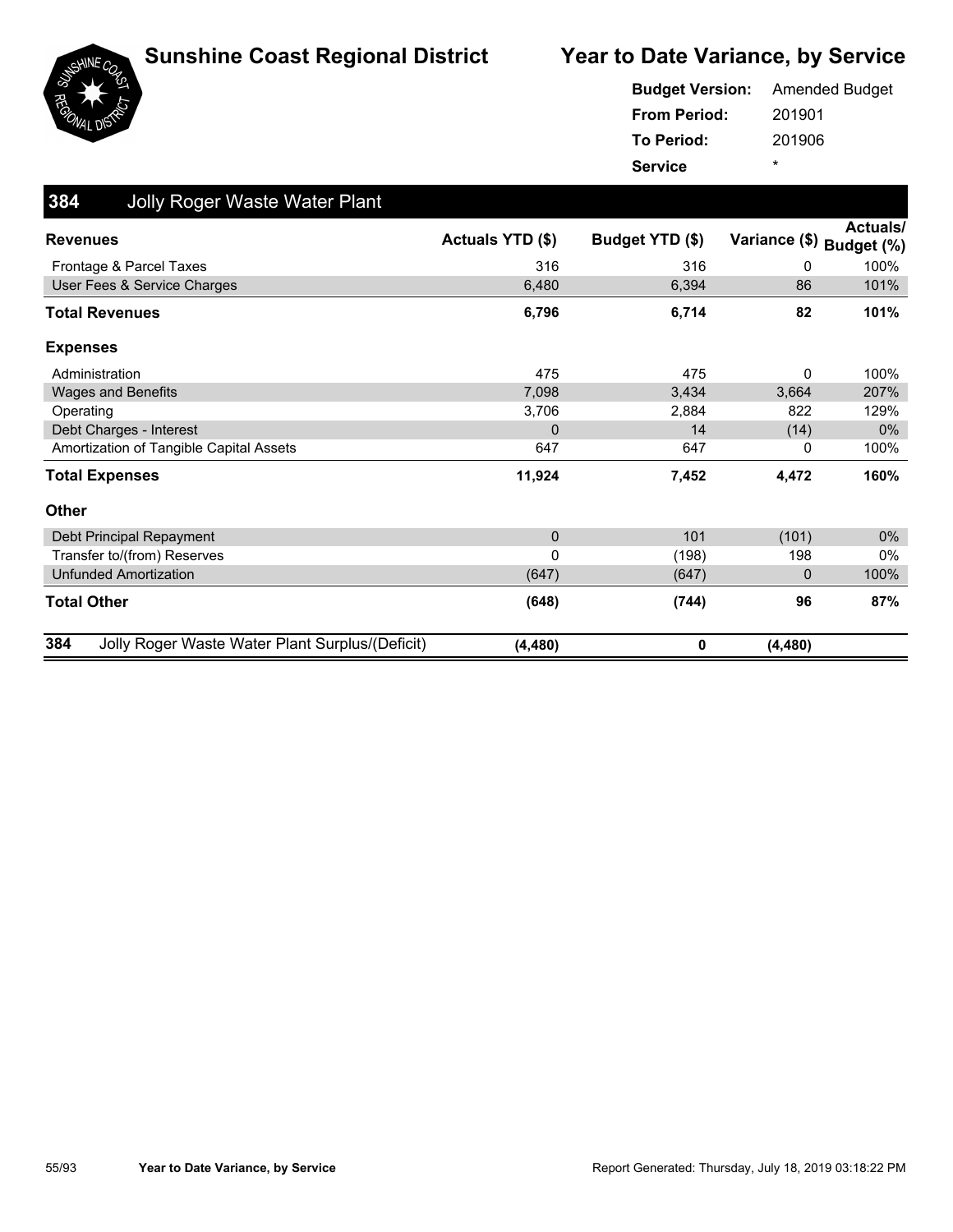# Sunshine Coast Regional District

## Year to Date Variance, by Service

**Budget Version:** Amended Budget
**From Period:** 201901
**To Period:** 201906
**Service** *

### 384 Jolly Roger Waste Water Plant

| Revenues | Actuals YTD ($) | Budget YTD ($) | Variance ($) | Actuals/ Budget (%) |
|---|---|---|---|---|
| Frontage & Parcel Taxes | 316 | 316 | 0 | 100% |
| User Fees & Service Charges | 6,480 | 6,394 | 86 | 101% |
| **Total Revenues** | **6,796** | **6,714** | **82** | **101%** |
| **Expenses** | | | | |
| Administration | 475 | 475 | 0 | 100% |
| Wages and Benefits | 7,098 | 3,434 | 3,664 | 207% |
| Operating | 3,706 | 2,884 | 822 | 129% |
| Debt Charges - Interest | 0 | 14 | (14) | 0% |
| Amortization of Tangible Capital Assets | 647 | 647 | 0 | 100% |
| **Total Expenses** | **11,924** | **7,452** | **4,472** | **160%** |
| **Other** | | | | |
| Debt Principal Repayment | 0 | 101 | (101) | 0% |
| Transfer to/(from) Reserves | 0 | (198) | 198 | 0% |
| Unfunded Amortization | (647) | (647) | 0 | 100% |
| **Total Other** | **(648)** | **(744)** | **96** | **87%** |
| **384 Jolly Roger Waste Water Plant Surplus/(Deficit)** | **(4,480)** | **0** | **(4,480)** | |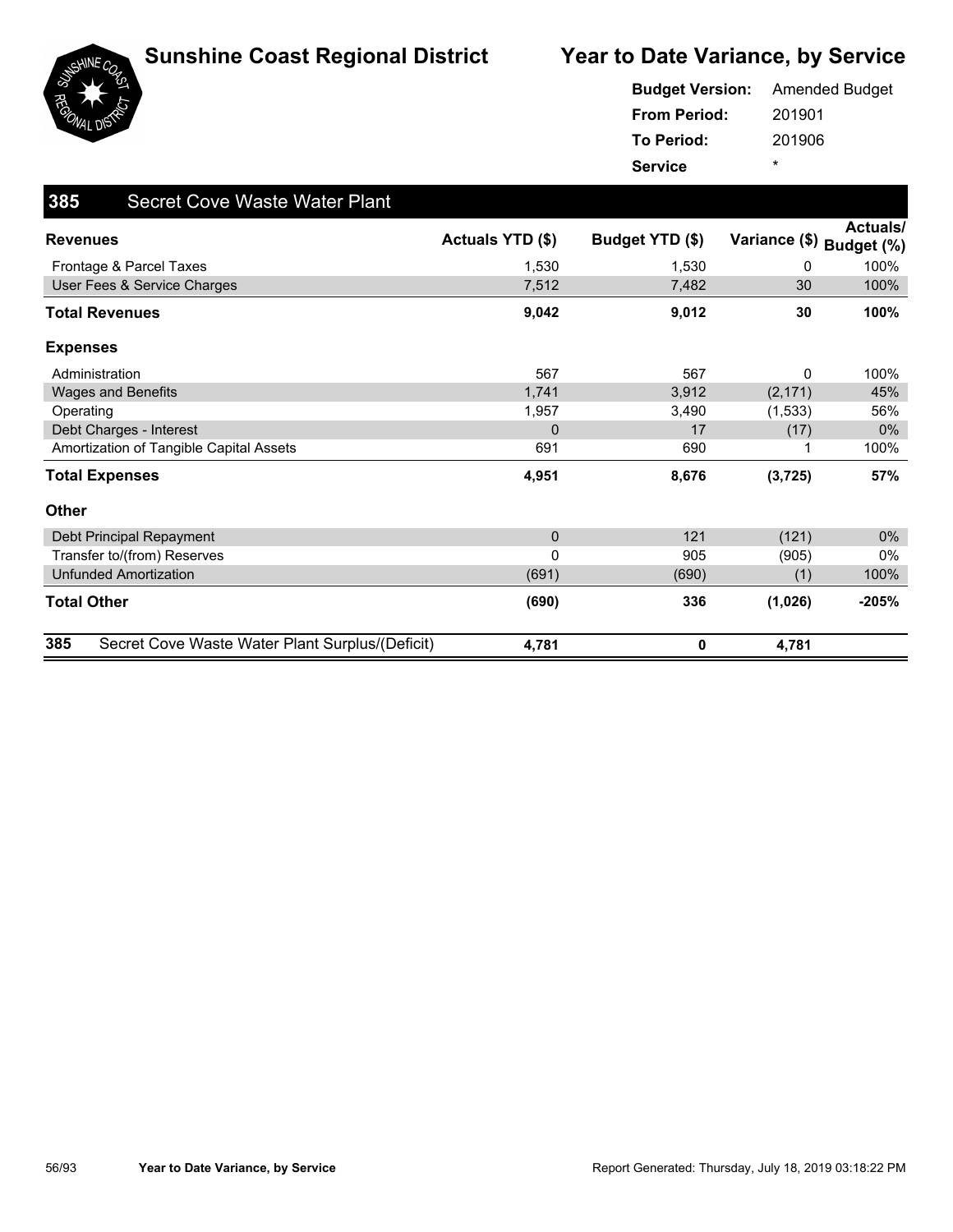# Sunshine Coast Regional District

# Year to Date Variance, by Service

**Budget Version:** Amended Budget
**From Period:** 201901
**To Period:** 201906
**Service** *

## 385 Secret Cove Waste Water Plant

| Revenues | Actuals YTD ($) | Budget YTD ($) | Variance ($) | Actuals/ Budget (%) |
|---|---|---|---|---|
| Frontage & Parcel Taxes | 1,530 | 1,530 | 0 | 100% |
| User Fees & Service Charges | 7,512 | 7,482 | 30 | 100% |
| **Total Revenues** | **9,042** | **9,012** | **30** | **100%** |
| **Expenses** | | | | |
| Administration | 567 | 567 | 0 | 100% |
| Wages and Benefits | 1,741 | 3,912 | (2,171) | 45% |
| Operating | 1,957 | 3,490 | (1,533) | 56% |
| Debt Charges - Interest | 0 | 17 | (17) | 0% |
| Amortization of Tangible Capital Assets | 691 | 690 | 1 | 100% |
| **Total Expenses** | **4,951** | **8,676** | **(3,725)** | **57%** |
| **Other** | | | | |
| Debt Principal Repayment | 0 | 121 | (121) | 0% |
| Transfer to/(from) Reserves | 0 | 905 | (905) | 0% |
| Unfunded Amortization | (691) | (690) | (1) | 100% |
| **Total Other** | **(690)** | **336** | **(1,026)** | **-205%** |
| **385 Secret Cove Waste Water Plant Surplus/(Deficit)** | **4,781** | **0** | **4,781** | |

Report Generated: Thursday, July 18, 2019 03:18:22 PM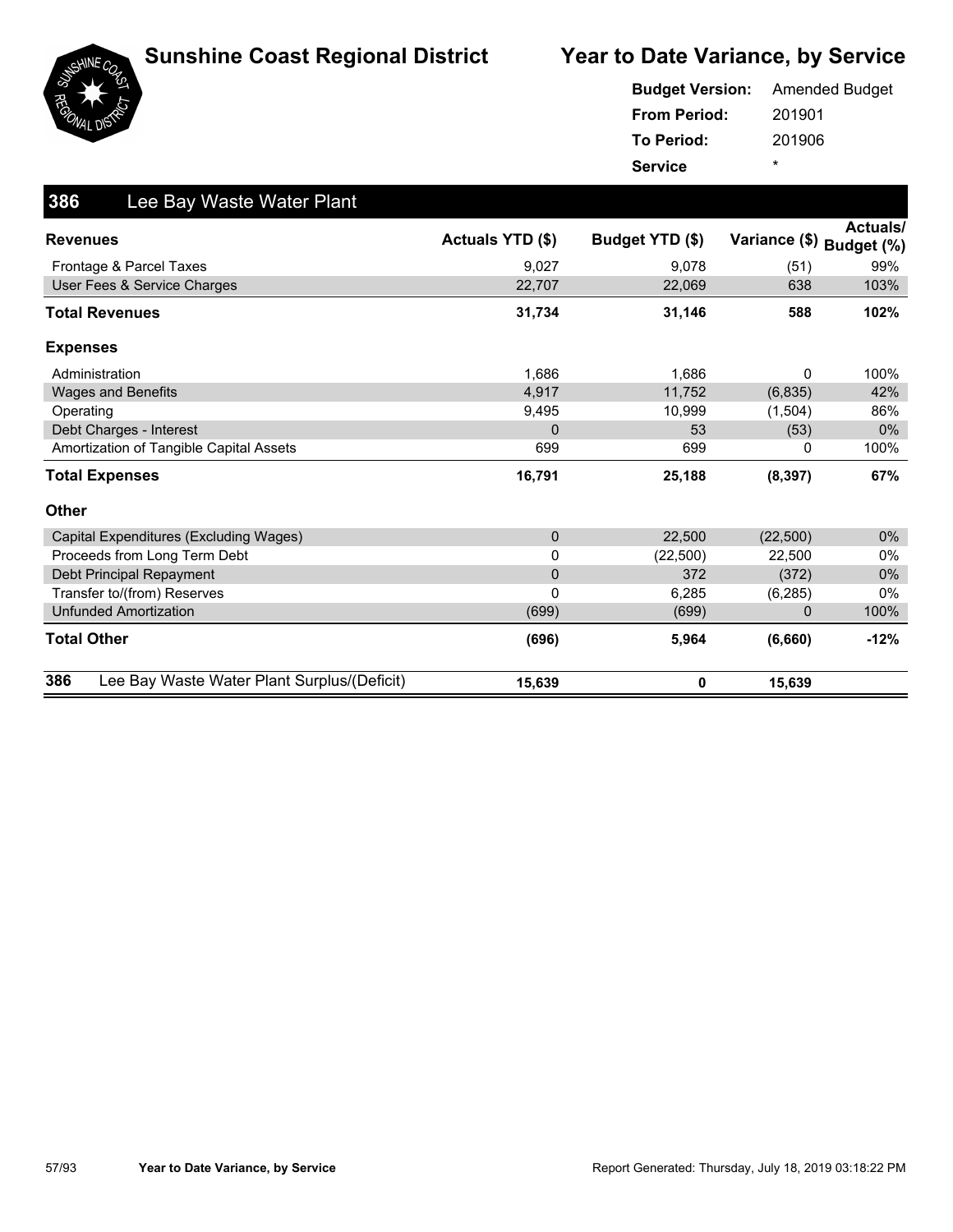# Sunshine Coast Regional District

## Year to Date Variance, by Service

**Budget Version:** Amended Budget
**From Period:** 201901
**To Period:** 201906
**Service** *

### 386 Lee Bay Waste Water Plant

| Revenues | Actuals YTD ($) | Budget YTD ($) | Variance ($) | Actuals/ Budget (%) |
|---|---|---|---|---|
| Frontage & Parcel Taxes | 9,027 | 9,078 | (51) | 99% |
| User Fees & Service Charges | 22,707 | 22,069 | 638 | 103% |
| **Total Revenues** | **31,734** | **31,146** | **588** | **102%** |
| **Expenses** | | | | |
| Administration | 1,686 | 1,686 | 0 | 100% |
| Wages and Benefits | 4,917 | 11,752 | (6,835) | 42% |
| Operating | 9,495 | 10,999 | (1,504) | 86% |
| Debt Charges - Interest | 0 | 53 | (53) | 0% |
| Amortization of Tangible Capital Assets | 699 | 699 | 0 | 100% |
| **Total Expenses** | **16,791** | **25,188** | **(8,397)** | **67%** |
| **Other** | | | | |
| Capital Expenditures (Excluding Wages) | 0 | 22,500 | (22,500) | 0% |
| Proceeds from Long Term Debt | 0 | (22,500) | 22,500 | 0% |
| Debt Principal Repayment | 0 | 372 | (372) | 0% |
| Transfer to/(from) Reserves | 0 | 6,285 | (6,285) | 0% |
| Unfunded Amortization | (699) | (699) | 0 | 100% |
| **Total Other** | **(696)** | **5,964** | **(6,660)** | **-12%** |
| **386 Lee Bay Waste Water Plant Surplus/(Deficit)** | **15,639** | **0** | **15,639** | |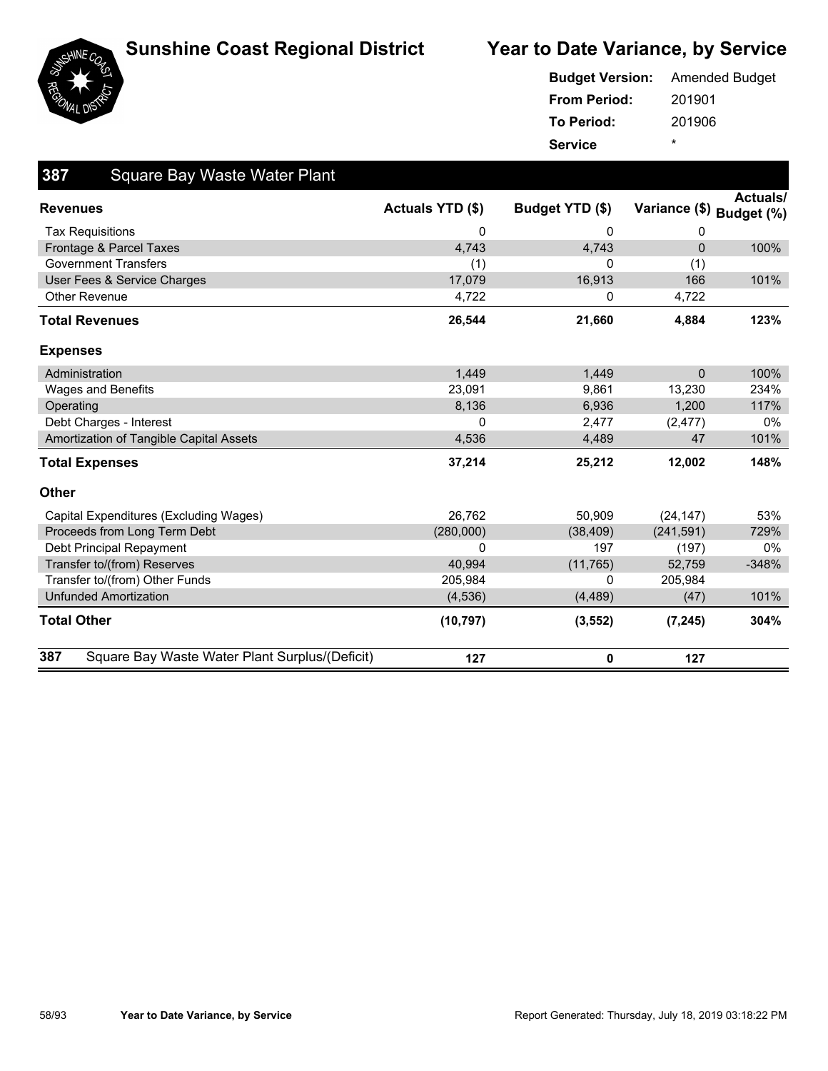# Sunshine Coast Regional District

# Year to Date Variance, by Service

**Budget Version:** Amended Budget
**From Period:** 201901
**To Period:** 201906
**Service** *

## 387 Square Bay Waste Water Plant

| Revenues | Actuals YTD ($) | Budget YTD ($) | Variance ($) | Actuals/ Budget (%) |
|---|---|---|---|---|
| Tax Requisitions | 0 | 0 | 0 | |
| Frontage & Parcel Taxes | 4,743 | 4,743 | 0 | 100% |
| Government Transfers | (1) | 0 | (1) | |
| User Fees & Service Charges | 17,079 | 16,913 | 166 | 101% |
| Other Revenue | 4,722 | 0 | 4,722 | |
| **Total Revenues** | **26,544** | **21,660** | **4,884** | **123%** |
| **Expenses** | | | | |
| Administration | 1,449 | 1,449 | 0 | 100% |
| Wages and Benefits | 23,091 | 9,861 | 13,230 | 234% |
| Operating | 8,136 | 6,936 | 1,200 | 117% |
| Debt Charges - Interest | 0 | 2,477 | (2,477) | 0% |
| Amortization of Tangible Capital Assets | 4,536 | 4,489 | 47 | 101% |
| **Total Expenses** | **37,214** | **25,212** | **12,002** | **148%** |
| **Other** | | | | |
| Capital Expenditures (Excluding Wages) | 26,762 | 50,909 | (24,147) | 53% |
| Proceeds from Long Term Debt | (280,000) | (38,409) | (241,591) | 729% |
| Debt Principal Repayment | 0 | 197 | (197) | 0% |
| Transfer to/(from) Reserves | 40,994 | (11,765) | 52,759 | -348% |
| Transfer to/(from) Other Funds | 205,984 | 0 | 205,984 | |
| Unfunded Amortization | (4,536) | (4,489) | (47) | 101% |
| **Total Other** | **(10,797)** | **(3,552)** | **(7,245)** | **304%** |
| **387 Square Bay Waste Water Plant Surplus/(Deficit)** | **127** | **0** | **127** | |

Report Generated: Thursday, July 18, 2019 03:18:22 PM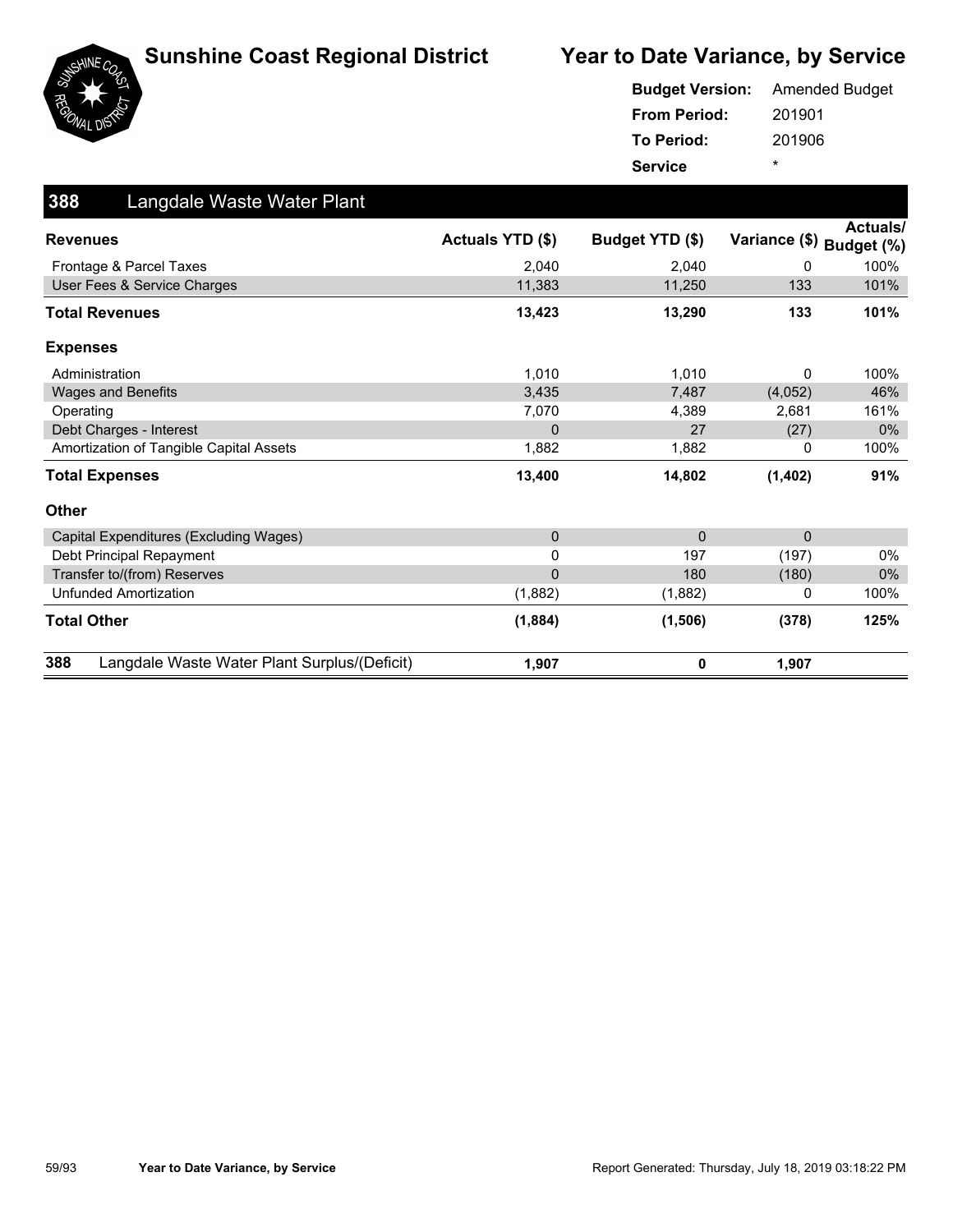# Sunshine Coast Regional District

## Year to Date Variance, by Service

**Budget Version:** Amended Budget
**From Period:** 201901
**To Period:** 201906
**Service** *

### 388 Langdale Waste Water Plant

| Revenues | Actuals YTD ($) | Budget YTD ($) | Variance ($) | Actuals/ Budget (%) |
|---|---|---|---|---|
| Frontage & Parcel Taxes | 2,040 | 2,040 | 0 | 100% |
| User Fees & Service Charges | 11,383 | 11,250 | 133 | 101% |
| **Total Revenues** | **13,423** | **13,290** | **133** | **101%** |
| **Expenses** | | | | |
| Administration | 1,010 | 1,010 | 0 | 100% |
| Wages and Benefits | 3,435 | 7,487 | (4,052) | 46% |
| Operating | 7,070 | 4,389 | 2,681 | 161% |
| Debt Charges - Interest | 0 | 27 | (27) | 0% |
| Amortization of Tangible Capital Assets | 1,882 | 1,882 | 0 | 100% |
| **Total Expenses** | **13,400** | **14,802** | **(1,402)** | **91%** |
| **Other** | | | | |
| Capital Expenditures (Excluding Wages) | 0 | 0 | 0 | |
| Debt Principal Repayment | 0 | 197 | (197) | 0% |
| Transfer to/(from) Reserves | 0 | 180 | (180) | 0% |
| Unfunded Amortization | (1,882) | (1,882) | 0 | 100% |
| **Total Other** | **(1,884)** | **(1,506)** | **(378)** | **125%** |
| **388 Langdale Waste Water Plant Surplus/(Deficit)** | **1,907** | **0** | **1,907** | |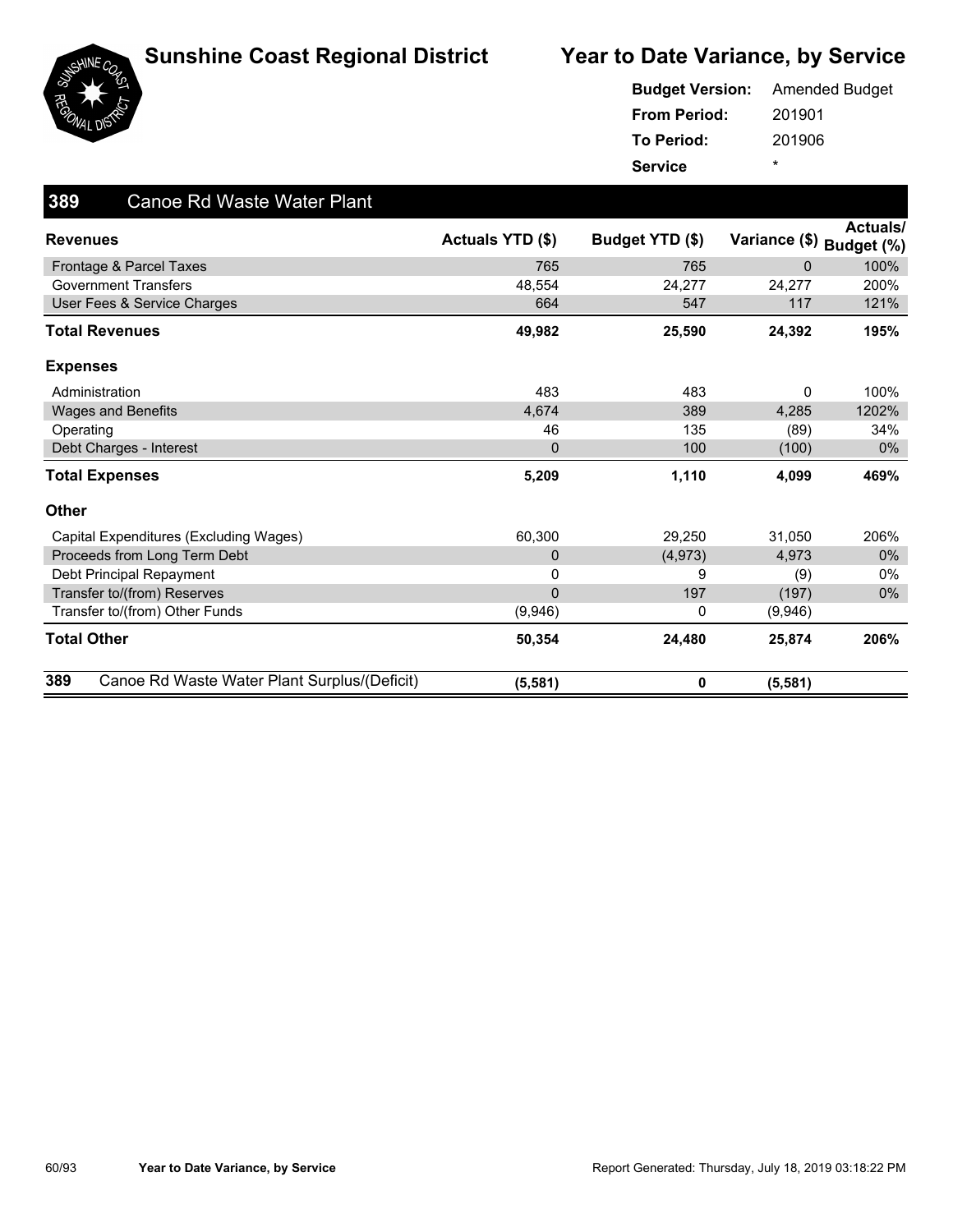# Sunshine Coast Regional District

## Year to Date Variance, by Service

**Budget Version:** Amended Budget
**From Period:** 201901
**To Period:** 201906
**Service** *

### 389 Canoe Rd Waste Water Plant

| Revenues | Actuals YTD ($) | Budget YTD ($) | Variance ($) | Actuals/ Budget (%) |
|---|---|---|---|---|
| Frontage & Parcel Taxes | 765 | 765 | 0 | 100% |
| Government Transfers | 48,554 | 24,277 | 24,277 | 200% |
| User Fees & Service Charges | 664 | 547 | 117 | 121% |
| **Total Revenues** | **49,982** | **25,590** | **24,392** | **195%** |
| **Expenses** | | | | |
| Administration | 483 | 483 | 0 | 100% |
| Wages and Benefits | 4,674 | 389 | 4,285 | 1202% |
| Operating | 46 | 135 | (89) | 34% |
| Debt Charges - Interest | 0 | 100 | (100) | 0% |
| **Total Expenses** | **5,209** | **1,110** | **4,099** | **469%** |
| **Other** | | | | |
| Capital Expenditures (Excluding Wages) | 60,300 | 29,250 | 31,050 | 206% |
| Proceeds from Long Term Debt | 0 | (4,973) | 4,973 | 0% |
| Debt Principal Repayment | 0 | 9 | (9) | 0% |
| Transfer to/(from) Reserves | 0 | 197 | (197) | 0% |
| Transfer to/(from) Other Funds | (9,946) | 0 | (9,946) | |
| **Total Other** | **50,354** | **24,480** | **25,874** | **206%** |
| **389 Canoe Rd Waste Water Plant Surplus/(Deficit)** | **(5,581)** | **0** | **(5,581)** | |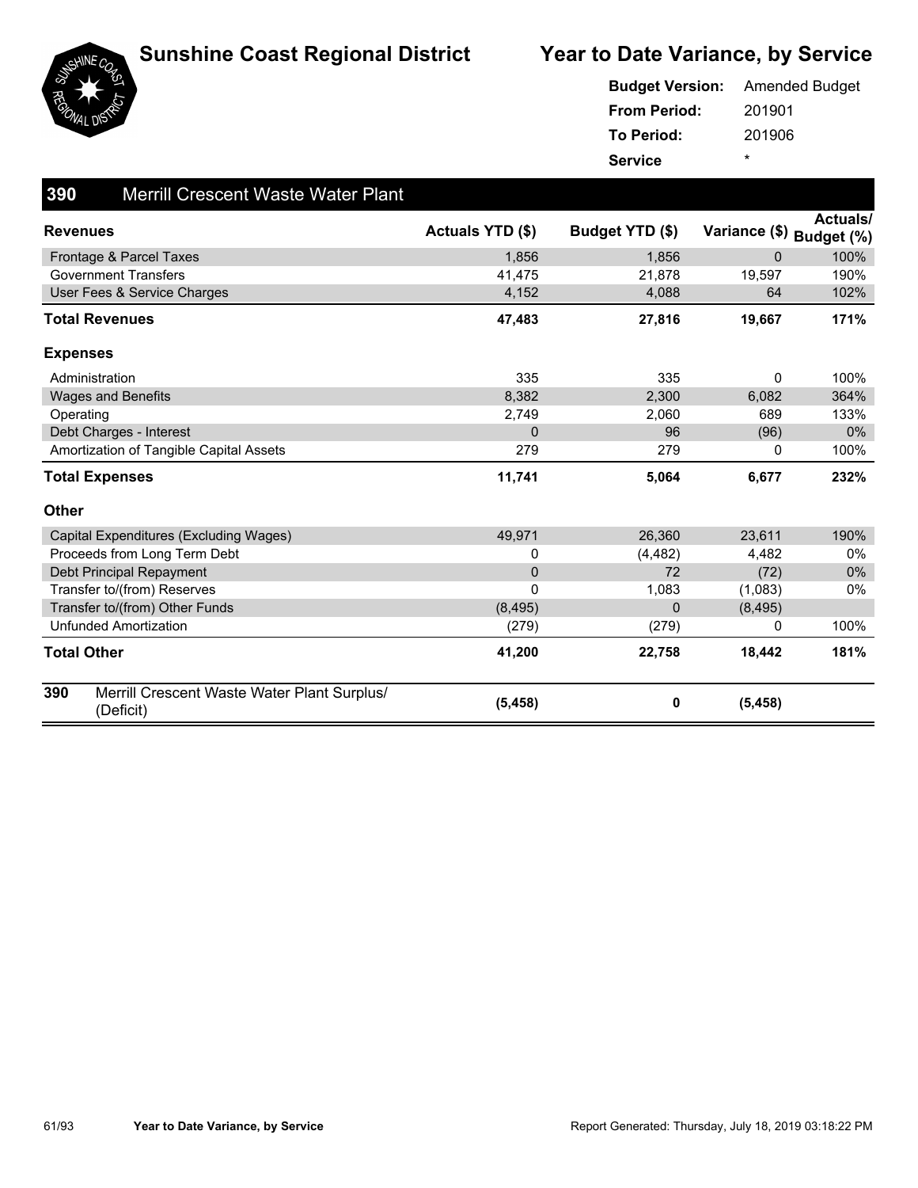# Sunshine Coast Regional District

## Year to Date Variance, by Service

**Budget Version:** Amended Budget
**From Period:** 201901
**To Period:** 201906
**Service** *

### 390 Merrill Crescent Waste Water Plant

| Revenues | Actuals YTD ($) | Budget YTD ($) | Variance ($) | Actuals/ Budget (%) |
|---|---|---|---|---|
| Frontage & Parcel Taxes | 1,856 | 1,856 | 0 | 100% |
| Government Transfers | 41,475 | 21,878 | 19,597 | 190% |
| User Fees & Service Charges | 4,152 | 4,088 | 64 | 102% |
| **Total Revenues** | **47,483** | **27,816** | **19,667** | **171%** |
| **Expenses** | | | | |
| Administration | 335 | 335 | 0 | 100% |
| Wages and Benefits | 8,382 | 2,300 | 6,082 | 364% |
| Operating | 2,749 | 2,060 | 689 | 133% |
| Debt Charges - Interest | 0 | 96 | (96) | 0% |
| Amortization of Tangible Capital Assets | 279 | 279 | 0 | 100% |
| **Total Expenses** | **11,741** | **5,064** | **6,677** | **232%** |
| **Other** | | | | |
| Capital Expenditures (Excluding Wages) | 49,971 | 26,360 | 23,611 | 190% |
| Proceeds from Long Term Debt | 0 | (4,482) | 4,482 | 0% |
| Debt Principal Repayment | 0 | 72 | (72) | 0% |
| Transfer to/(from) Reserves | 0 | 1,083 | (1,083) | 0% |
| Transfer to/(from) Other Funds | (8,495) | 0 | (8,495) | |
| Unfunded Amortization | (279) | (279) | 0 | 100% |
| **Total Other** | **41,200** | **22,758** | **18,442** | **181%** |
| **390 Merrill Crescent Waste Water Plant Surplus/ (Deficit)** | **(5,458)** | **0** | **(5,458)** | |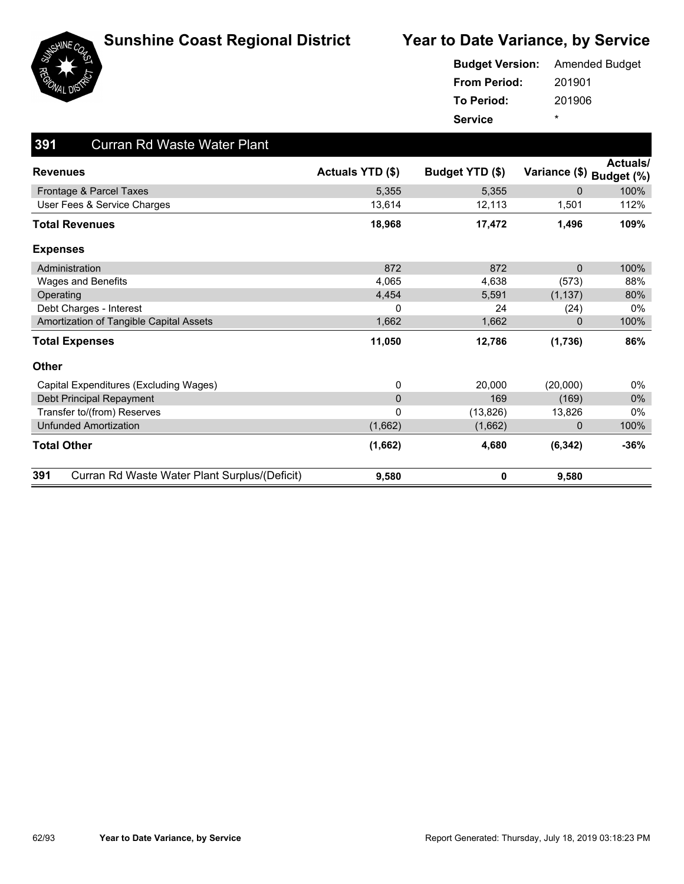# Sunshine Coast Regional District

# Year to Date Variance, by Service

**Budget Version:** Amended Budget
**From Period:** 201901
**To Period:** 201906
**Service** *

## 391 Curran Rd Waste Water Plant

| Revenues | Actuals YTD ($) | Budget YTD ($) | Variance ($) | Actuals/ Budget (%) |
|---|---|---|---|---|
| Frontage & Parcel Taxes | 5,355 | 5,355 | 0 | 100% |
| User Fees & Service Charges | 13,614 | 12,113 | 1,501 | 112% |
| **Total Revenues** | **18,968** | **17,472** | **1,496** | **109%** |
| **Expenses** | | | | |
| Administration | 872 | 872 | 0 | 100% |
| Wages and Benefits | 4,065 | 4,638 | (573) | 88% |
| Operating | 4,454 | 5,591 | (1,137) | 80% |
| Debt Charges - Interest | 0 | 24 | (24) | 0% |
| Amortization of Tangible Capital Assets | 1,662 | 1,662 | 0 | 100% |
| **Total Expenses** | **11,050** | **12,786** | **(1,736)** | **86%** |
| **Other** | | | | |
| Capital Expenditures (Excluding Wages) | 0 | 20,000 | (20,000) | 0% |
| Debt Principal Repayment | 0 | 169 | (169) | 0% |
| Transfer to/(from) Reserves | 0 | (13,826) | 13,826 | 0% |
| Unfunded Amortization | (1,662) | (1,662) | 0 | 100% |
| **Total Other** | **(1,662)** | **4,680** | **(6,342)** | **-36%** |
| **391 Curran Rd Waste Water Plant Surplus/(Deficit)** | **9,580** | **0** | **9,580** | |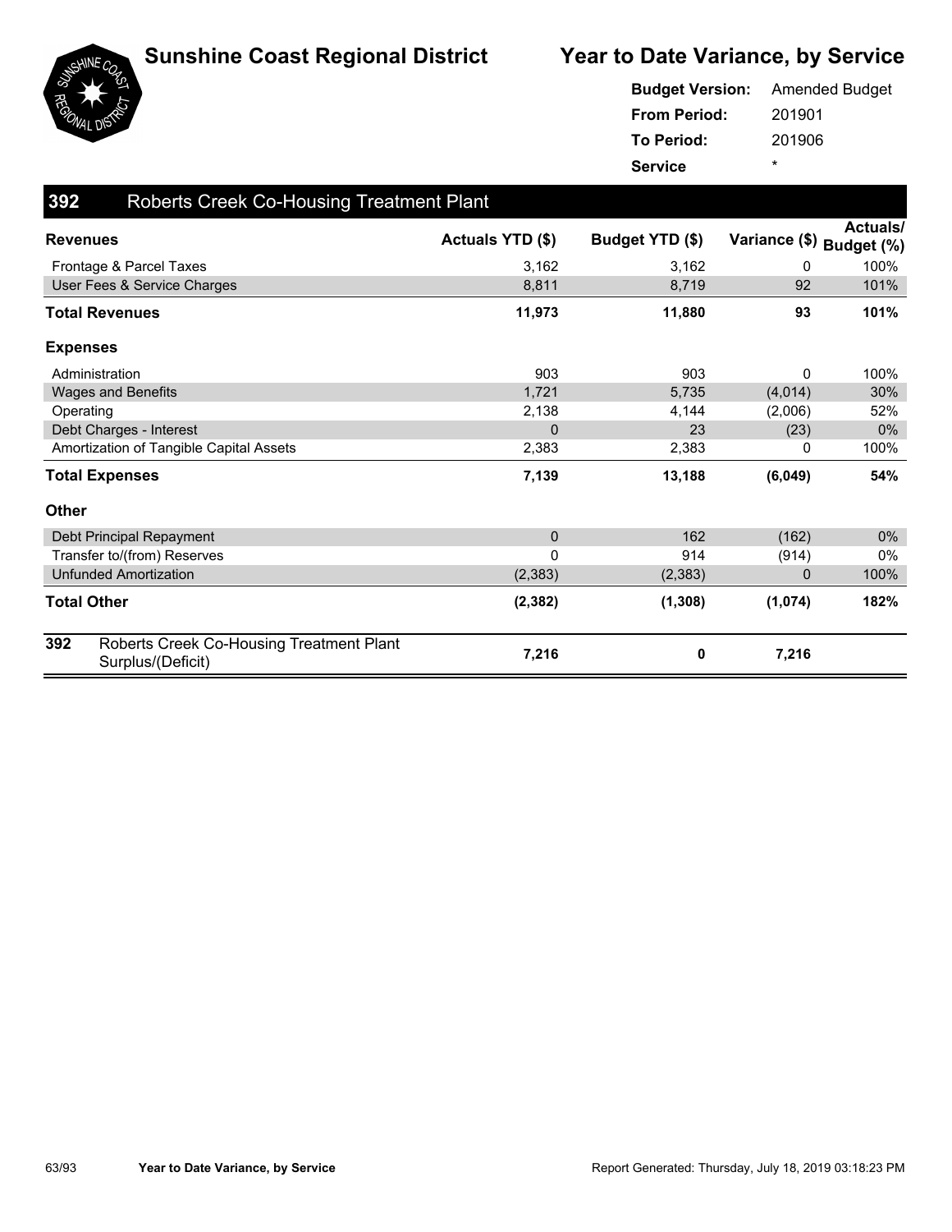# Sunshine Coast Regional District

## Year to Date Variance, by Service

**Budget Version:** Amended Budget
**From Period:** 201901
**To Period:** 201906
**Service** *

### 392 Roberts Creek Co-Housing Treatment Plant

| Revenues | Actuals YTD ($) | Budget YTD ($) | Variance ($) | Actuals/ Budget (%) |
|---|---|---|---|---|
| Frontage & Parcel Taxes | 3,162 | 3,162 | 0 | 100% |
| User Fees & Service Charges | 8,811 | 8,719 | 92 | 101% |
| **Total Revenues** | **11,973** | **11,880** | **93** | **101%** |
| **Expenses** | | | | |
| Administration | 903 | 903 | 0 | 100% |
| Wages and Benefits | 1,721 | 5,735 | (4,014) | 30% |
| Operating | 2,138 | 4,144 | (2,006) | 52% |
| Debt Charges - Interest | 0 | 23 | (23) | 0% |
| Amortization of Tangible Capital Assets | 2,383 | 2,383 | 0 | 100% |
| **Total Expenses** | **7,139** | **13,188** | **(6,049)** | **54%** |
| **Other** | | | | |
| Debt Principal Repayment | 0 | 162 | (162) | 0% |
| Transfer to/(from) Reserves | 0 | 914 | (914) | 0% |
| Unfunded Amortization | (2,383) | (2,383) | 0 | 100% |
| **Total Other** | **(2,382)** | **(1,308)** | **(1,074)** | **182%** |
| 392 Roberts Creek Co-Housing Treatment Plant Surplus/(Deficit) | **7,216** | **0** | **7,216** | |

Report Generated: Thursday, July 18, 2019 03:18:23 PM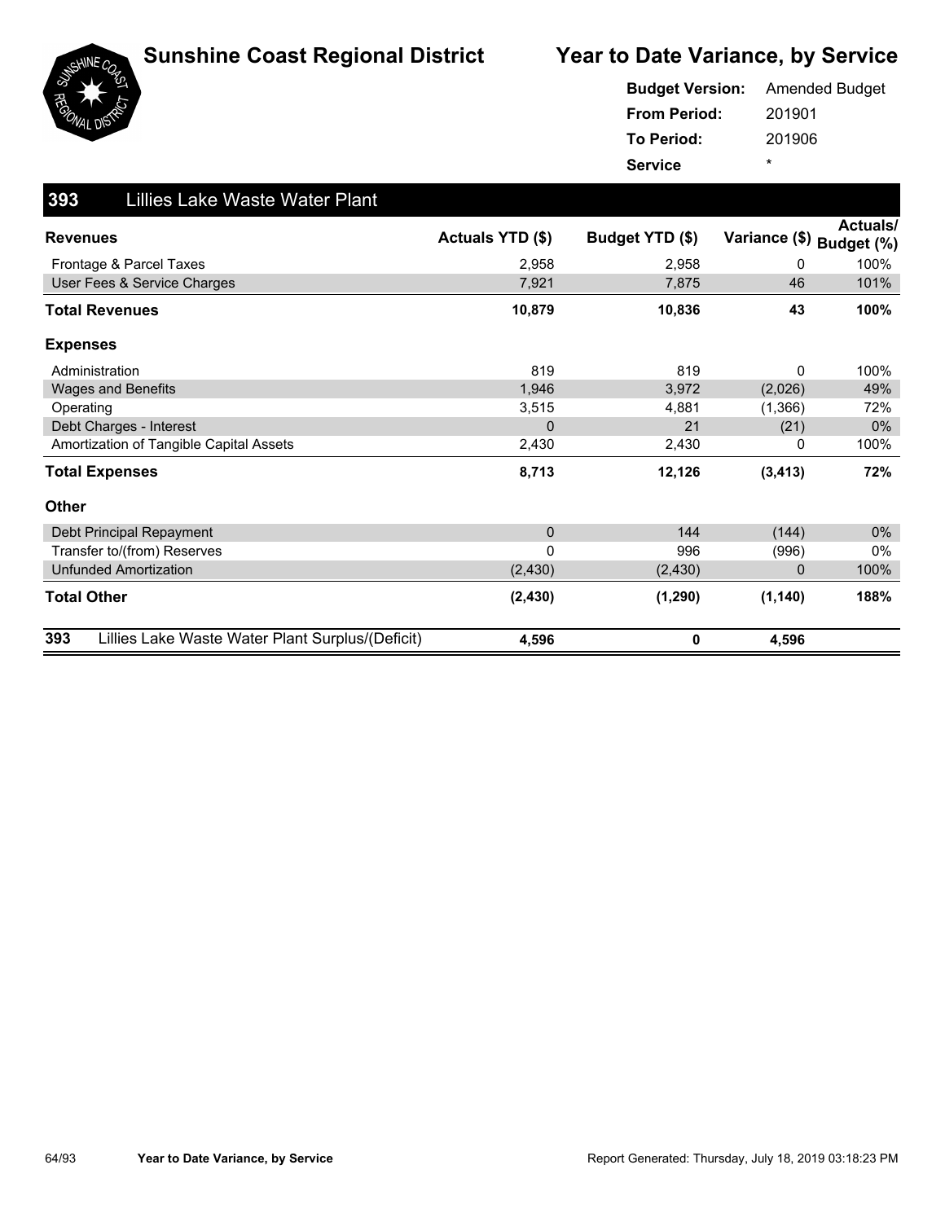# Sunshine Coast Regional District

## Year to Date Variance, by Service

**Budget Version:** Amended Budget
**From Period:** 201901
**To Period:** 201906
**Service** *

### 393 Lillies Lake Waste Water Plant

| Revenues | Actuals YTD ($) | Budget YTD ($) | Variance ($) | Actuals/ Budget (%) |
|---|---|---|---|---|
| Frontage & Parcel Taxes | 2,958 | 2,958 | 0 | 100% |
| User Fees & Service Charges | 7,921 | 7,875 | 46 | 101% |
| **Total Revenues** | **10,879** | **10,836** | **43** | **100%** |
| **Expenses** | | | | |
| Administration | 819 | 819 | 0 | 100% |
| Wages and Benefits | 1,946 | 3,972 | (2,026) | 49% |
| Operating | 3,515 | 4,881 | (1,366) | 72% |
| Debt Charges - Interest | 0 | 21 | (21) | 0% |
| Amortization of Tangible Capital Assets | 2,430 | 2,430 | 0 | 100% |
| **Total Expenses** | **8,713** | **12,126** | **(3,413)** | **72%** |
| **Other** | | | | |
| Debt Principal Repayment | 0 | 144 | (144) | 0% |
| Transfer to/(from) Reserves | 0 | 996 | (996) | 0% |
| Unfunded Amortization | (2,430) | (2,430) | 0 | 100% |
| **Total Other** | **(2,430)** | **(1,290)** | **(1,140)** | **188%** |
| **393 Lillies Lake Waste Water Plant Surplus/(Deficit)** | **4,596** | **0** | **4,596** | |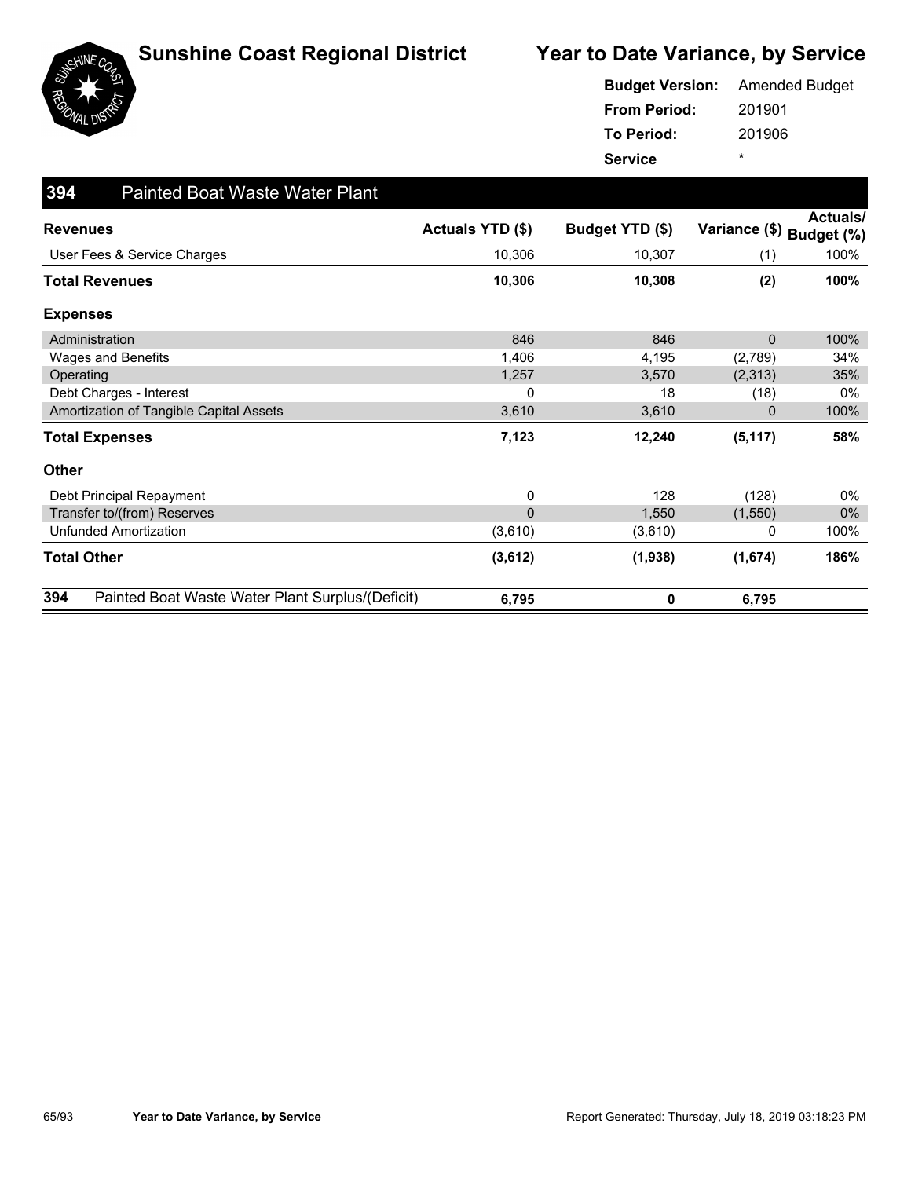# Sunshine Coast Regional District

## Year to Date Variance, by Service

**Budget Version:** Amended Budget
**From Period:** 201901
**To Period:** 201906
**Service** *

### 394 Painted Boat Waste Water Plant

| Revenues | Actuals YTD ($) | Budget YTD ($) | Variance ($) | Actuals/ Budget (%) |
|---|---|---|---|---|
| User Fees & Service Charges | 10,306 | 10,307 | (1) | 100% |
| **Total Revenues** | **10,306** | **10,308** | **(2)** | **100%** |
| **Expenses** | | | | |
| Administration | 846 | 846 | 0 | 100% |
| Wages and Benefits | 1,406 | 4,195 | (2,789) | 34% |
| Operating | 1,257 | 3,570 | (2,313) | 35% |
| Debt Charges - Interest | 0 | 18 | (18) | 0% |
| Amortization of Tangible Capital Assets | 3,610 | 3,610 | 0 | 100% |
| **Total Expenses** | **7,123** | **12,240** | **(5,117)** | **58%** |
| **Other** | | | | |
| Debt Principal Repayment | 0 | 128 | (128) | 0% |
| Transfer to/(from) Reserves | 0 | 1,550 | (1,550) | 0% |
| Unfunded Amortization | (3,610) | (3,610) | 0 | 100% |
| **Total Other** | **(3,612)** | **(1,938)** | **(1,674)** | **186%** |
| **394 Painted Boat Waste Water Plant Surplus/(Deficit)** | **6,795** | **0** | **6,795** | |

Year to Date Variance, by Service

Report Generated: Thursday, July 18, 2019 03:18:23 PM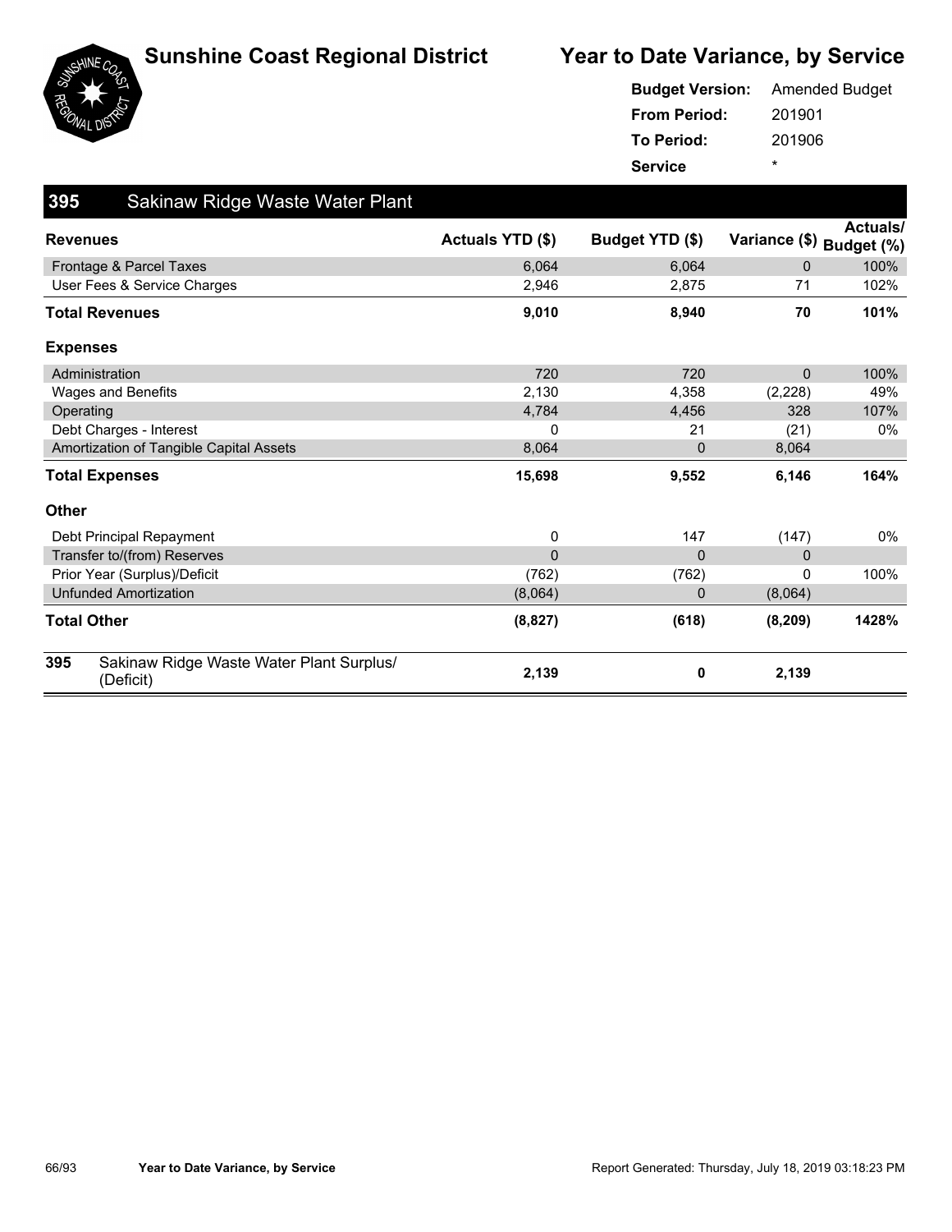# Sunshine Coast Regional District

## Year to Date Variance, by Service

**Budget Version:** Amended Budget
**From Period:** 201901
**To Period:** 201906
**Service** *

### 395 Sakinaw Ridge Waste Water Plant

| Revenues | Actuals YTD ($) | Budget YTD ($) | Variance ($) | Actuals/ Budget (%) |
|---|---|---|---|---|
| Frontage & Parcel Taxes | 6,064 | 6,064 | 0 | 100% |
| User Fees & Service Charges | 2,946 | 2,875 | 71 | 102% |
| **Total Revenues** | **9,010** | **8,940** | **70** | **101%** |
| **Expenses** | | | | |
| Administration | 720 | 720 | 0 | 100% |
| Wages and Benefits | 2,130 | 4,358 | (2,228) | 49% |
| Operating | 4,784 | 4,456 | 328 | 107% |
| Debt Charges - Interest | 0 | 21 | (21) | 0% |
| Amortization of Tangible Capital Assets | 8,064 | 0 | 8,064 | |
| **Total Expenses** | **15,698** | **9,552** | **6,146** | **164%** |
| **Other** | | | | |
| Debt Principal Repayment | 0 | 147 | (147) | 0% |
| Transfer to/(from) Reserves | 0 | 0 | 0 | |
| Prior Year (Surplus)/Deficit | (762) | (762) | 0 | 100% |
| Unfunded Amortization | (8,064) | 0 | (8,064) | |
| **Total Other** | **(8,827)** | **(618)** | **(8,209)** | **1428%** |
| **395 Sakinaw Ridge Waste Water Plant Surplus/ (Deficit)** | **2,139** | **0** | **2,139** | |

Year to Date Variance, by Service

Report Generated: Thursday, July 18, 2019 03:18:23 PM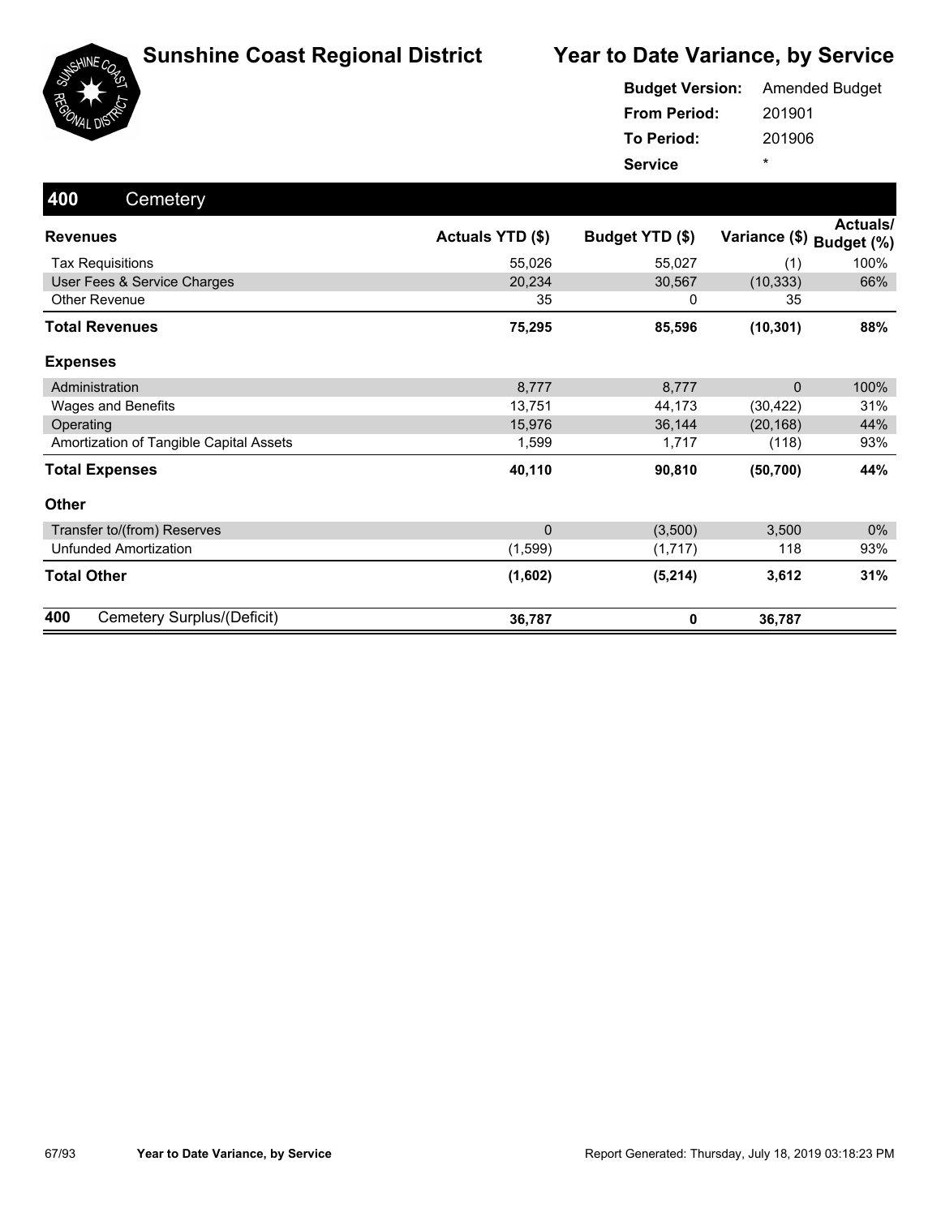# Sunshine Coast Regional District

## Year to Date Variance, by Service

**Budget Version:** Amended Budget
**From Period:** 201901
**To Period:** 201906
**Service** *

### 400 Cemetery

| Revenues | Actuals YTD ($) | Budget YTD ($) | Variance ($) | Actuals/ Budget (%) |
|---|---|---|---|---|
| Tax Requisitions | 55,026 | 55,027 | (1) | 100% |
| User Fees & Service Charges | 20,234 | 30,567 | (10,333) | 66% |
| Other Revenue | 35 | 0 | 35 | |
| **Total Revenues** | **75,295** | **85,596** | **(10,301)** | **88%** |
| **Expenses** | | | | |
| Administration | 8,777 | 8,777 | 0 | 100% |
| Wages and Benefits | 13,751 | 44,173 | (30,422) | 31% |
| Operating | 15,976 | 36,144 | (20,168) | 44% |
| Amortization of Tangible Capital Assets | 1,599 | 1,717 | (118) | 93% |
| **Total Expenses** | **40,110** | **90,810** | **(50,700)** | **44%** |
| **Other** | | | | |
| Transfer to/(from) Reserves | 0 | (3,500) | 3,500 | 0% |
| Unfunded Amortization | (1,599) | (1,717) | 118 | 93% |
| **Total Other** | **(1,602)** | **(5,214)** | **3,612** | **31%** |
| **400 Cemetery Surplus/(Deficit)** | **36,787** | **0** | **36,787** | |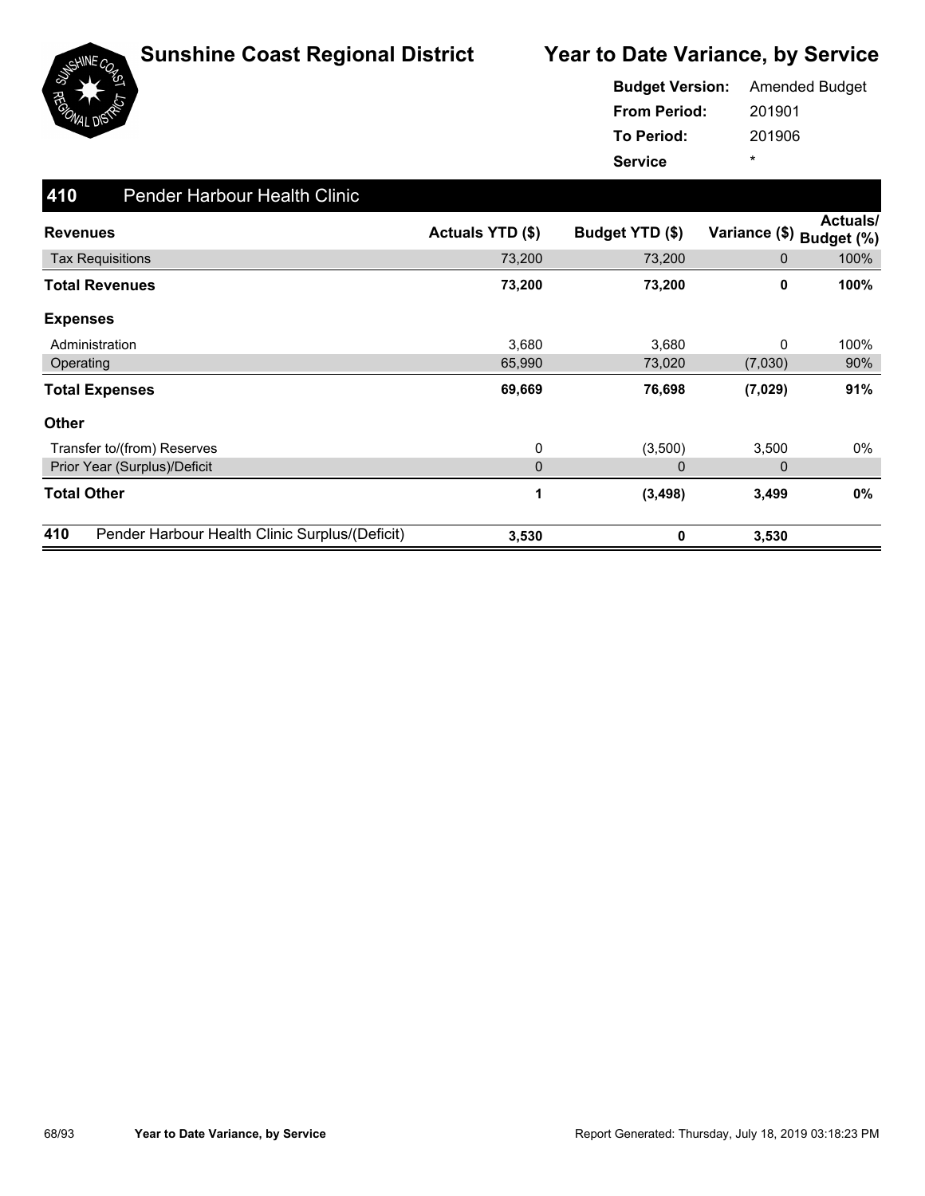# Sunshine Coast Regional District

# Year to Date Variance, by Service

**Budget Version:** Amended Budget
**From Period:** 201901
**To Period:** 201906
**Service** *

## 410 Pender Harbour Health Clinic

| Revenues | Actuals YTD ($) | Budget YTD ($) | Variance ($) | Actuals/ Budget (%) |
|---|---|---|---|---|
| Tax Requisitions | 73,200 | 73,200 | 0 | 100% |
| **Total Revenues** | **73,200** | **73,200** | **0** | **100%** |
| **Expenses** | | | | |
| Administration | 3,680 | 3,680 | 0 | 100% |
| Operating | 65,990 | 73,020 | (7,030) | 90% |
| **Total Expenses** | **69,669** | **76,698** | **(7,029)** | **91%** |
| **Other** | | | | |
| Transfer to/(from) Reserves | 0 | (3,500) | 3,500 | 0% |
| Prior Year (Surplus)/Deficit | 0 | 0 | 0 | |
| **Total Other** | **1** | **(3,498)** | **3,499** | **0%** |
| **410 Pender Harbour Health Clinic Surplus/(Deficit)** | **3,530** | **0** | **3,530** | |

Report Generated: Thursday, July 18, 2019 03:18:23 PM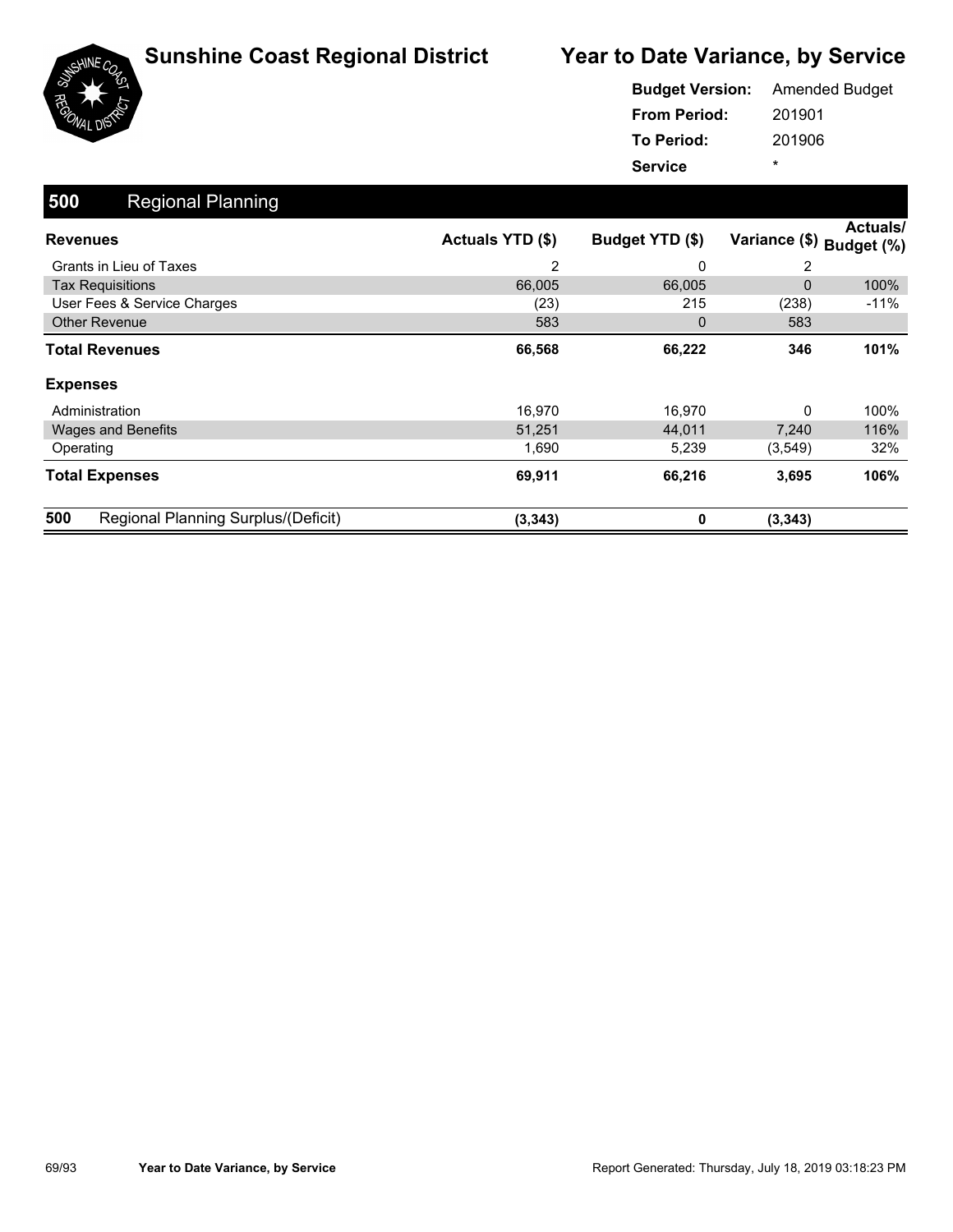# Sunshine Coast Regional District

## Year to Date Variance, by Service

**Budget Version:** Amended Budget
**From Period:** 201901
**To Period:** 201906
**Service** *

## 500 Regional Planning

| Revenues | Actuals YTD ($) | Budget YTD ($) | Variance ($) | Actuals/ Budget (%) |
|---|---|---|---|---|
| Grants in Lieu of Taxes | 2 | 0 | 2 | |
| Tax Requisitions | 66,005 | 66,005 | 0 | 100% |
| User Fees & Service Charges | (23) | 215 | (238) | -11% |
| Other Revenue | 583 | 0 | 583 | |
| **Total Revenues** | **66,568** | **66,222** | **346** | **101%** |
| **Expenses** | | | | |
| Administration | 16,970 | 16,970 | 0 | 100% |
| Wages and Benefits | 51,251 | 44,011 | 7,240 | 116% |
| Operating | 1,690 | 5,239 | (3,549) | 32% |
| **Total Expenses** | **69,911** | **66,216** | **3,695** | **106%** |
| **500** Regional Planning Surplus/(Deficit) | **(3,343)** | **0** | **(3,343)** | |

Year to Date Variance, by Service

Report Generated: Thursday, July 18, 2019 03:18:23 PM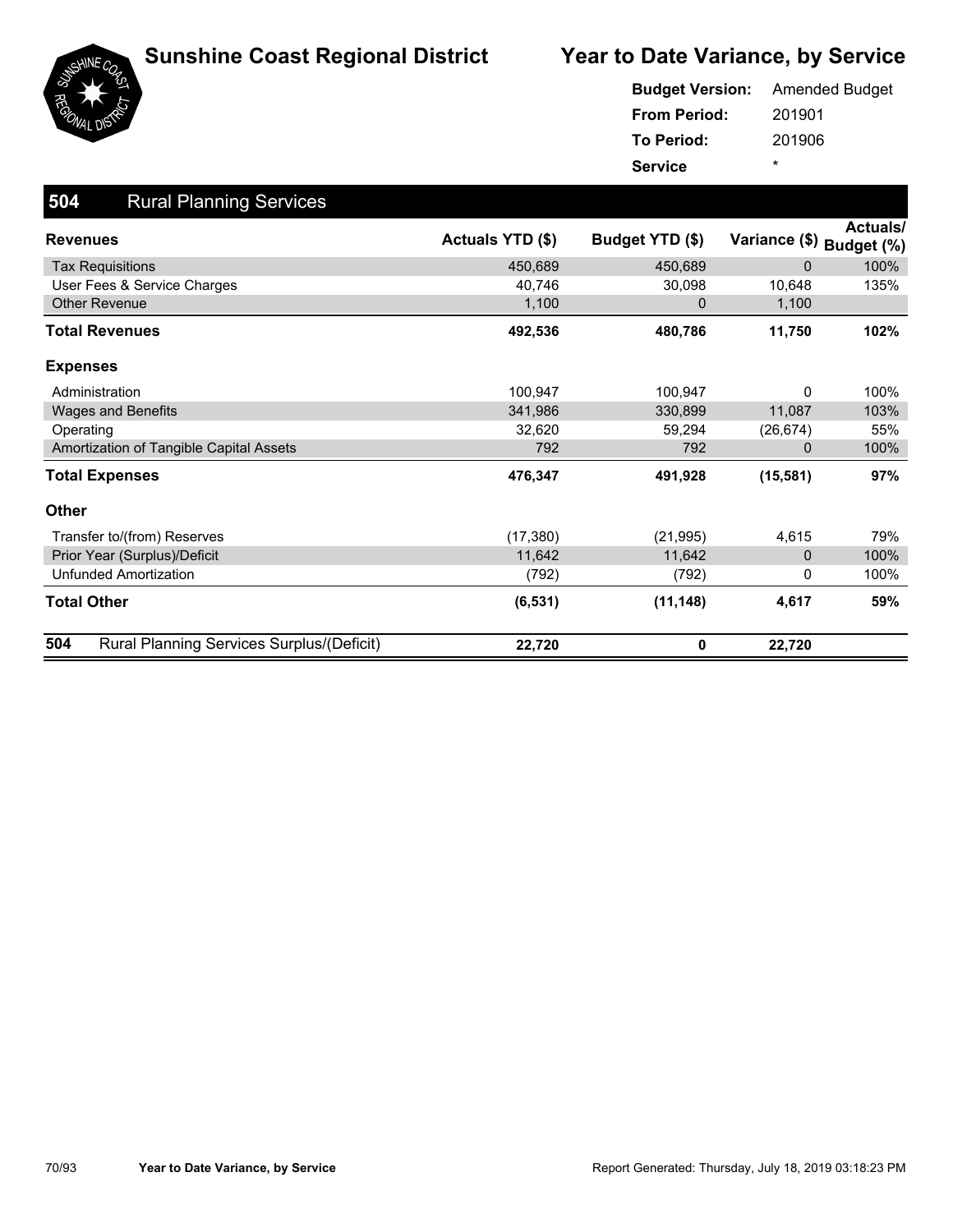# Sunshine Coast Regional District

# Year to Date Variance, by Service

| | |
|---|---|
| **Budget Version:** | Amended Budget |
| **From Period:** | 201901 |
| **To Period:** | 201906 |
| **Service** | * |

## 504 Rural Planning Services

| Revenues | Actuals YTD ($) | Budget YTD ($) | Variance ($) | Actuals/ Budget (%) |
|---|---|---|---|---|
| Tax Requisitions | 450,689 | 450,689 | 0 | 100% |
| User Fees & Service Charges | 40,746 | 30,098 | 10,648 | 135% |
| Other Revenue | 1,100 | 0 | 1,100 | |
| **Total Revenues** | **492,536** | **480,786** | **11,750** | **102%** |
| **Expenses** | | | | |
| Administration | 100,947 | 100,947 | 0 | 100% |
| Wages and Benefits | 341,986 | 330,899 | 11,087 | 103% |
| Operating | 32,620 | 59,294 | (26,674) | 55% |
| Amortization of Tangible Capital Assets | 792 | 792 | 0 | 100% |
| **Total Expenses** | **476,347** | **491,928** | **(15,581)** | **97%** |
| **Other** | | | | |
| Transfer to/(from) Reserves | (17,380) | (21,995) | 4,615 | 79% |
| Prior Year (Surplus)/Deficit | 11,642 | 11,642 | 0 | 100% |
| Unfunded Amortization | (792) | (792) | 0 | 100% |
| **Total Other** | **(6,531)** | **(11,148)** | **4,617** | **59%** |
| **504** Rural Planning Services Surplus/(Deficit) | **22,720** | **0** | **22,720** | |

Year to Date Variance, by Service

Report Generated: Thursday, July 18, 2019 03:18:23 PM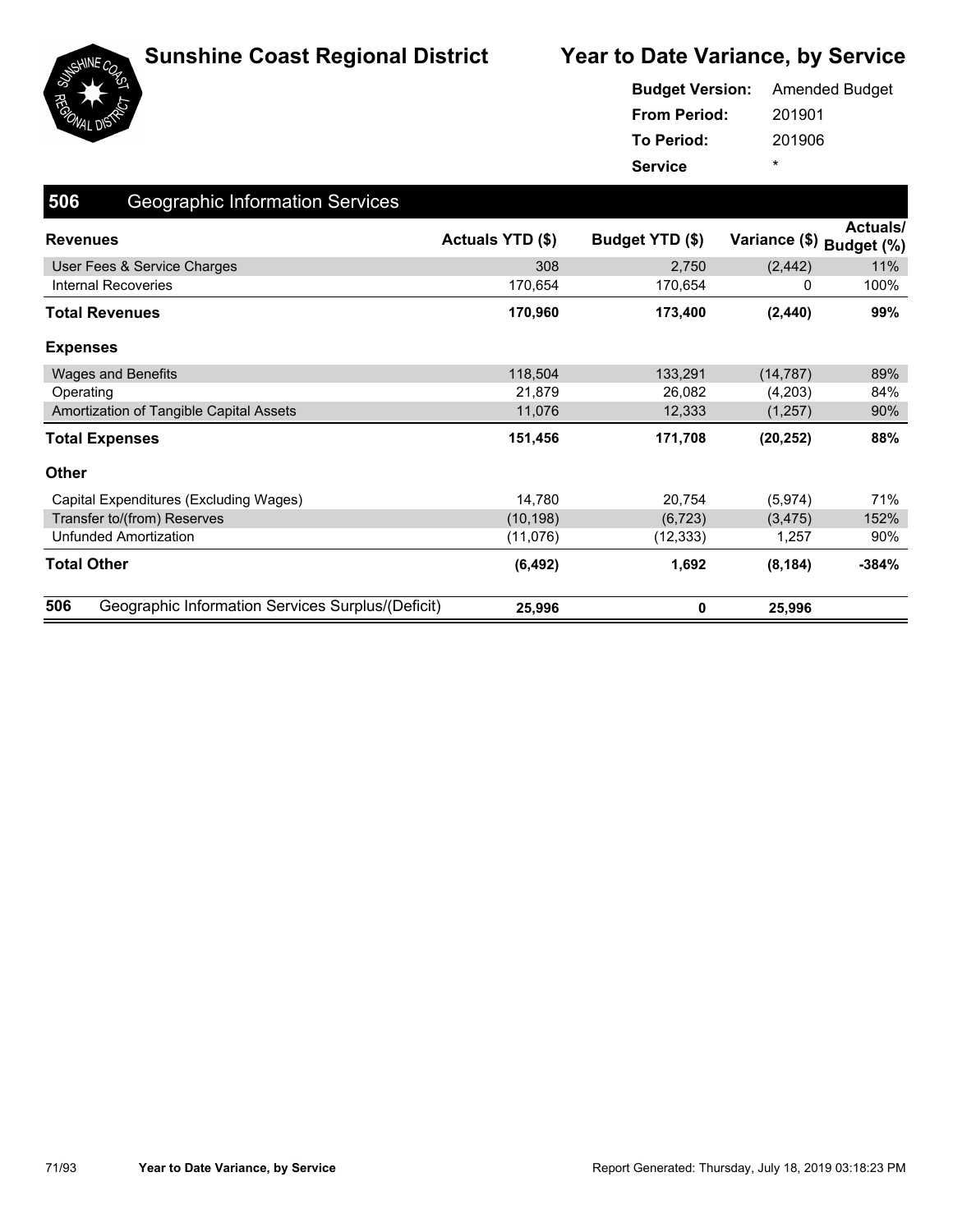# Sunshine Coast Regional District

# Year to Date Variance, by Service

**Budget Version:** Amended Budget
**From Period:** 201901
**To Period:** 201906
**Service** *

## 506 Geographic Information Services

| Revenues | Actuals YTD ($) | Budget YTD ($) | Variance ($) | Actuals/ Budget (%) |
|---|---|---|---|---|
| User Fees & Service Charges | 308 | 2,750 | (2,442) | 11% |
| Internal Recoveries | 170,654 | 170,654 | 0 | 100% |
| **Total Revenues** | **170,960** | **173,400** | **(2,440)** | **99%** |
| **Expenses** | | | | |
| Wages and Benefits | 118,504 | 133,291 | (14,787) | 89% |
| Operating | 21,879 | 26,082 | (4,203) | 84% |
| Amortization of Tangible Capital Assets | 11,076 | 12,333 | (1,257) | 90% |
| **Total Expenses** | **151,456** | **171,708** | **(20,252)** | **88%** |
| **Other** | | | | |
| Capital Expenditures (Excluding Wages) | 14,780 | 20,754 | (5,974) | 71% |
| Transfer to/(from) Reserves | (10,198) | (6,723) | (3,475) | 152% |
| Unfunded Amortization | (11,076) | (12,333) | 1,257 | 90% |
| **Total Other** | **(6,492)** | **1,692** | **(8,184)** | **-384%** |
| **506 Geographic Information Services Surplus/(Deficit)** | **25,996** | **0** | **25,996** | |

Report Generated: Thursday, July 18, 2019 03:18:23 PM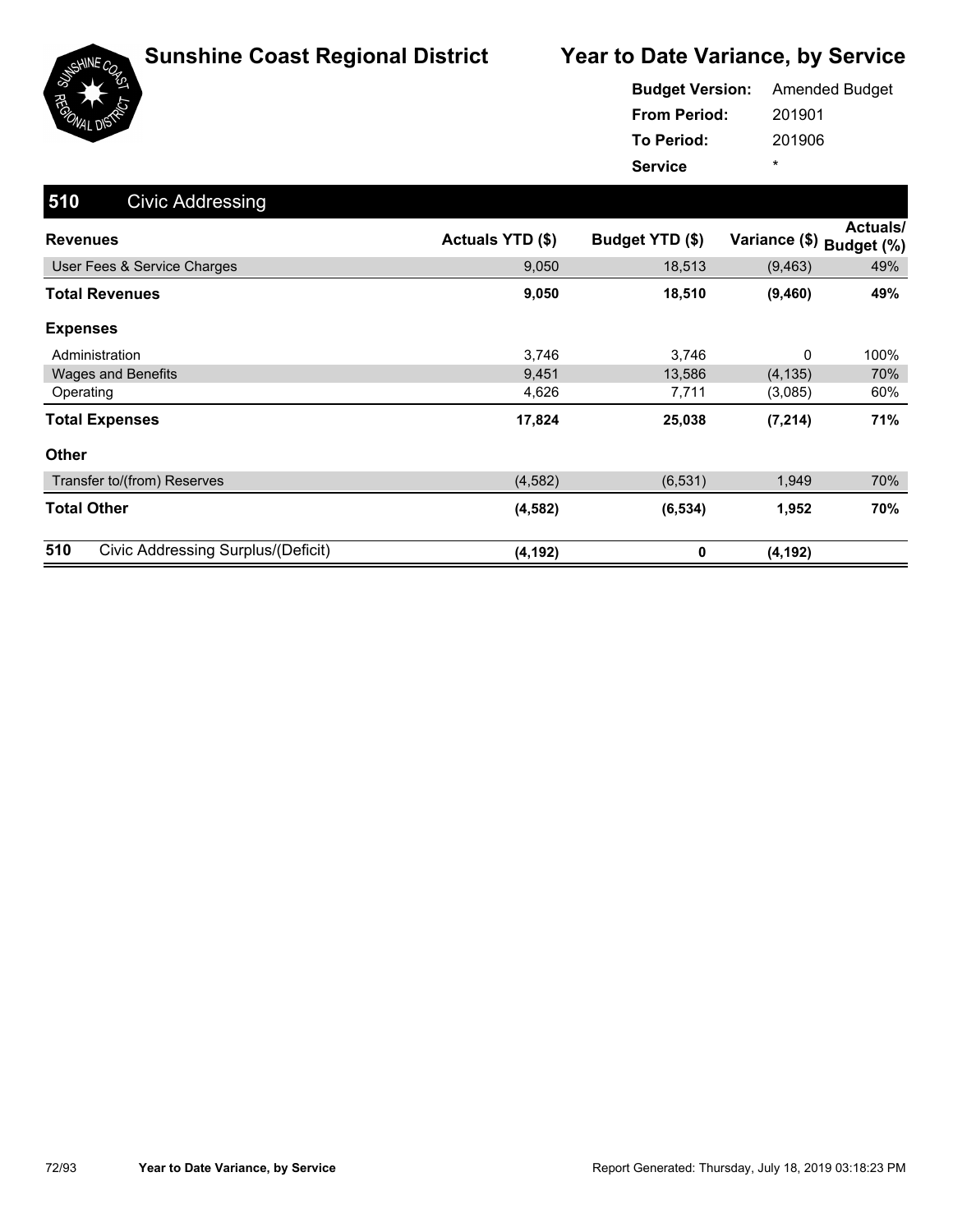# Sunshine Coast Regional District

# Year to Date Variance, by Service

**Budget Version:** Amended Budget
**From Period:** 201901
**To Period:** 201906
**Service** *

## 510 Civic Addressing

| Revenues | Actuals YTD ($) | Budget YTD ($) | Variance ($) | Actuals/ Budget (%) |
|---|---|---|---|---|
| User Fees & Service Charges | 9,050 | 18,513 | (9,463) | 49% |
| **Total Revenues** | **9,050** | **18,510** | **(9,460)** | **49%** |
| **Expenses** | | | | |
| Administration | 3,746 | 3,746 | 0 | 100% |
| Wages and Benefits | 9,451 | 13,586 | (4,135) | 70% |
| Operating | 4,626 | 7,711 | (3,085) | 60% |
| **Total Expenses** | **17,824** | **25,038** | **(7,214)** | **71%** |
| **Other** | | | | |
| Transfer to/(from) Reserves | (4,582) | (6,531) | 1,949 | 70% |
| **Total Other** | **(4,582)** | **(6,534)** | **1,952** | **70%** |
| **510 Civic Addressing Surplus/(Deficit)** | **(4,192)** | **0** | **(4,192)** | |

Year to Date Variance, by Service

Report Generated: Thursday, July 18, 2019 03:18:23 PM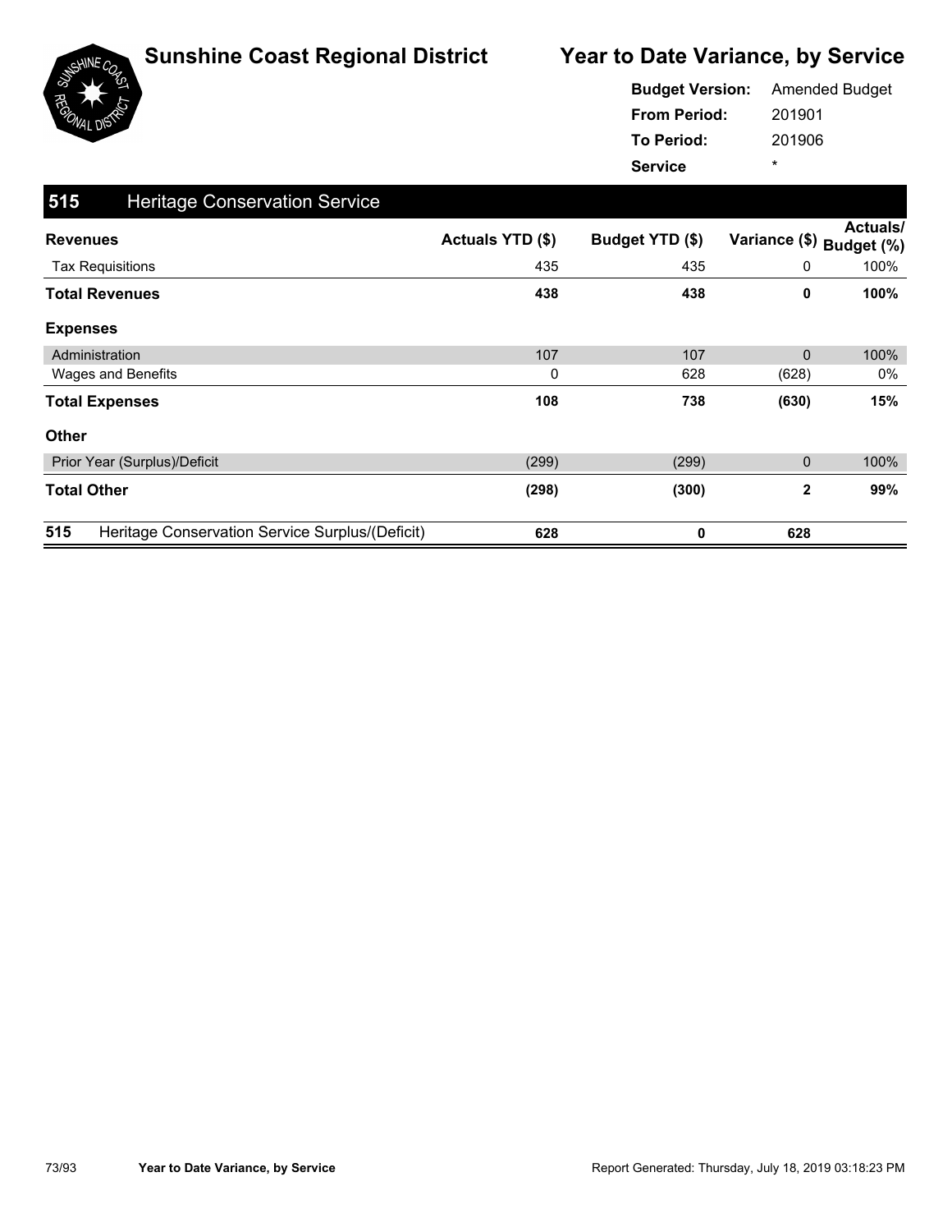# Sunshine Coast Regional District

## Year to Date Variance, by Service

**Budget Version:** Amended Budget
**From Period:** 201901
**To Period:** 201906
**Service** *

### 515 Heritage Conservation Service

| Revenues | Actuals YTD ($) | Budget YTD ($) | Variance ($) | Actuals/ Budget (%) |
|---|---|---|---|---|
| Tax Requisitions | 435 | 435 | 0 | 100% |
| **Total Revenues** | **438** | **438** | **0** | **100%** |
| **Expenses** | | | | |
| Administration | 107 | 107 | 0 | 100% |
| Wages and Benefits | 0 | 628 | (628) | 0% |
| **Total Expenses** | **108** | **738** | **(630)** | **15%** |
| **Other** | | | | |
| Prior Year (Surplus)/Deficit | (299) | (299) | 0 | 100% |
| **Total Other** | **(298)** | **(300)** | **2** | **99%** |
| **515 Heritage Conservation Service Surplus/(Deficit)** | **628** | **0** | **628** | |

Report Generated: Thursday, July 18, 2019 03:18:23 PM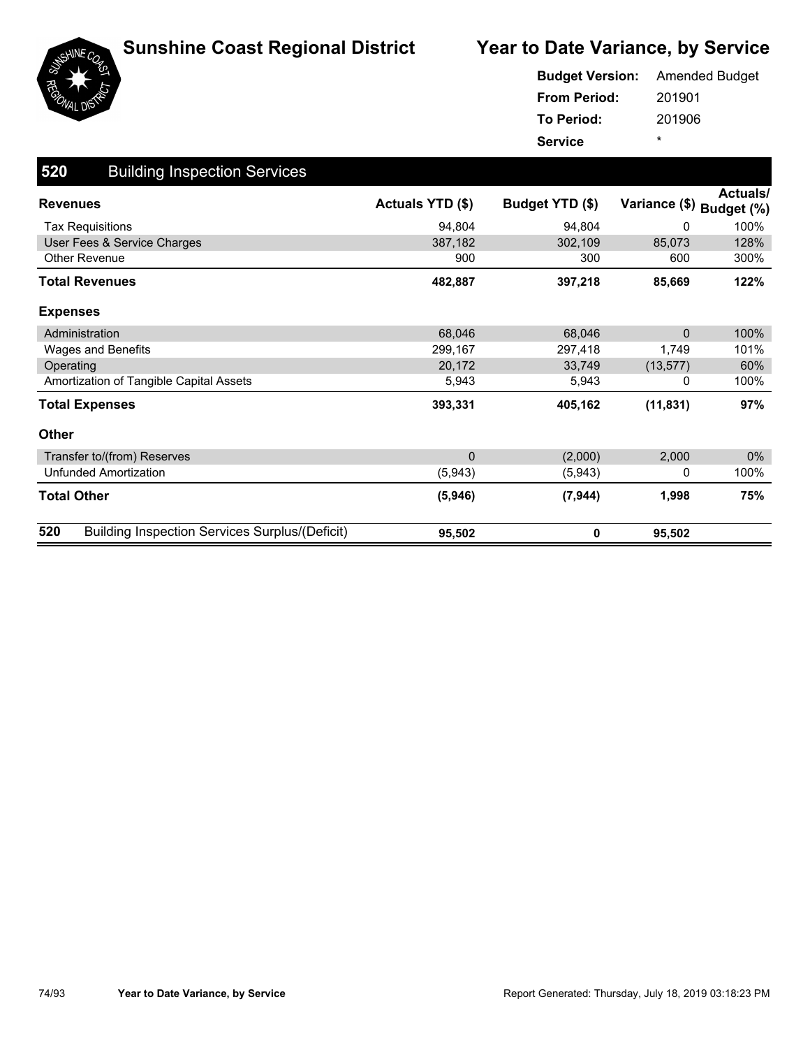# Sunshine Coast Regional District

# Year to Date Variance, by Service

**Budget Version:** Amended Budget
**From Period:** 201901
**To Period:** 201906
**Service** *

## 520 Building Inspection Services

| Revenues | Actuals YTD ($) | Budget YTD ($) | Variance ($) | Actuals/ Budget (%) |
|---|---|---|---|---|
| Tax Requisitions | 94,804 | 94,804 | 0 | 100% |
| User Fees & Service Charges | 387,182 | 302,109 | 85,073 | 128% |
| Other Revenue | 900 | 300 | 600 | 300% |
| **Total Revenues** | **482,887** | **397,218** | **85,669** | **122%** |
| **Expenses** | | | | |
| Administration | 68,046 | 68,046 | 0 | 100% |
| Wages and Benefits | 299,167 | 297,418 | 1,749 | 101% |
| Operating | 20,172 | 33,749 | (13,577) | 60% |
| Amortization of Tangible Capital Assets | 5,943 | 5,943 | 0 | 100% |
| **Total Expenses** | **393,331** | **405,162** | **(11,831)** | **97%** |
| **Other** | | | | |
| Transfer to/(from) Reserves | 0 | (2,000) | 2,000 | 0% |
| Unfunded Amortization | (5,943) | (5,943) | 0 | 100% |
| **Total Other** | **(5,946)** | **(7,944)** | **1,998** | **75%** |
| **520 Building Inspection Services Surplus/(Deficit)** | **95,502** | **0** | **95,502** | |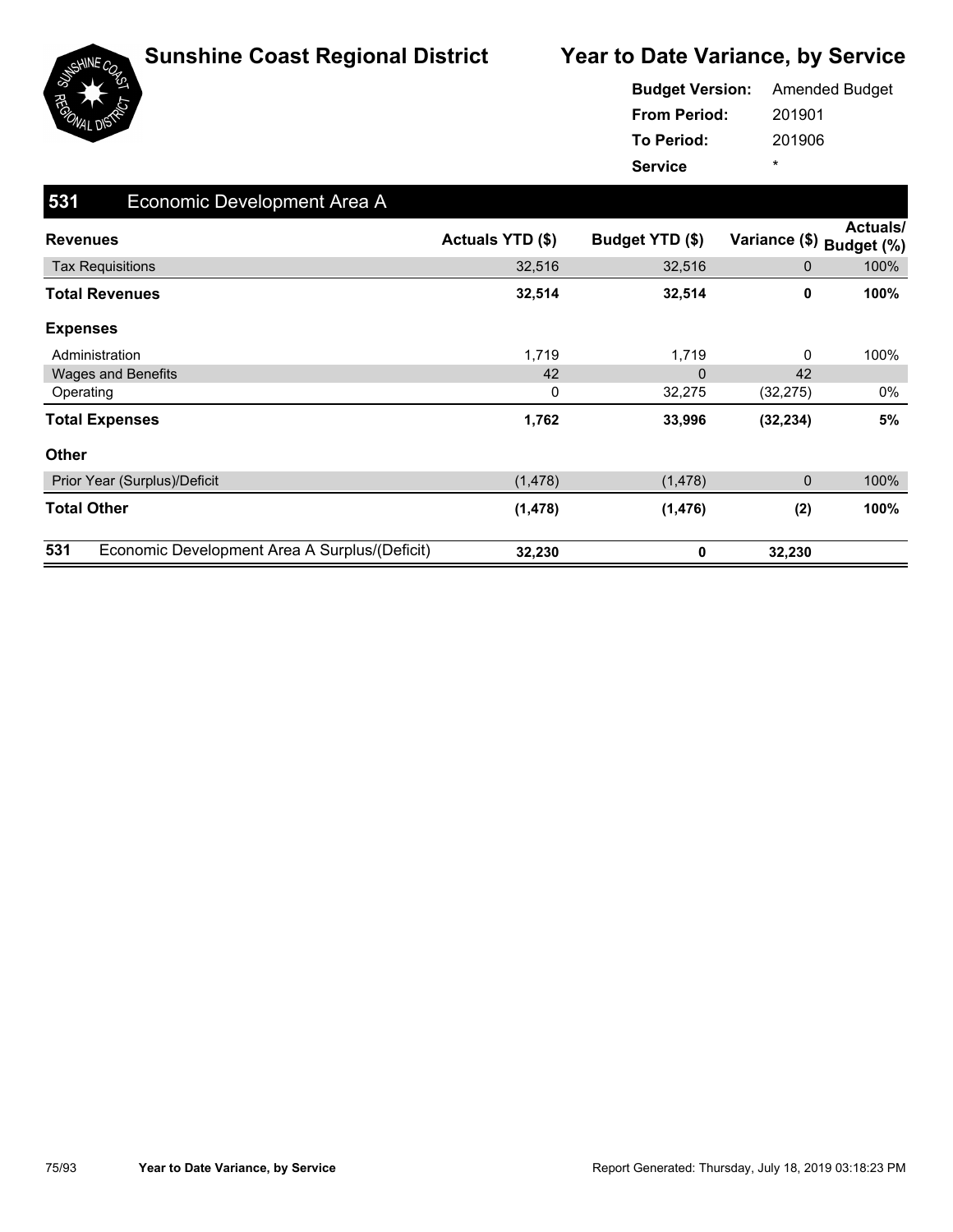# Sunshine Coast Regional District

## Year to Date Variance, by Service

**Budget Version:** Amended Budget
**From Period:** 201901
**To Period:** 201906
**Service** *

### 531 Economic Development Area A

| Revenues | Actuals YTD ($) | Budget YTD ($) | Variance ($) | Actuals/ Budget (%) |
|---|---|---|---|---|
| Tax Requisitions | 32,516 | 32,516 | 0 | 100% |
| **Total Revenues** | **32,514** | **32,514** | **0** | **100%** |
| **Expenses** | | | | |
| Administration | 1,719 | 1,719 | 0 | 100% |
| Wages and Benefits | 42 | 0 | 42 | |
| Operating | 0 | 32,275 | (32,275) | 0% |
| **Total Expenses** | **1,762** | **33,996** | **(32,234)** | **5%** |
| **Other** | | | | |
| Prior Year (Surplus)/Deficit | (1,478) | (1,478) | 0 | 100% |
| **Total Other** | **(1,478)** | **(1,476)** | **(2)** | **100%** |
| **531** Economic Development Area A Surplus/(Deficit) | **32,230** | **0** | **32,230** | |

**Year to Date Variance, by Service**

Report Generated: Thursday, July 18, 2019 03:18:23 PM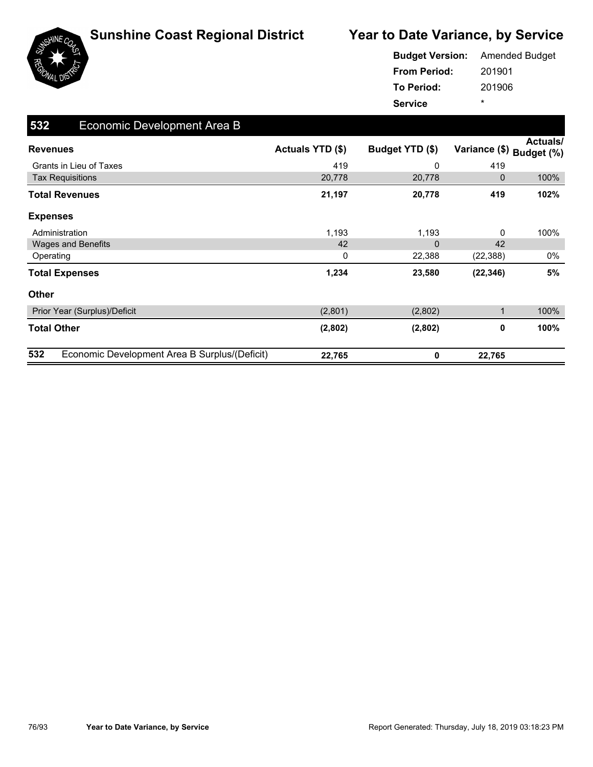# Sunshine Coast Regional District

## Year to Date Variance, by Service

**Budget Version:** Amended Budget
**From Period:** 201901
**To Period:** 201906
**Service** *

### 532 Economic Development Area B

| Revenues | Actuals YTD ($) | Budget YTD ($) | Variance ($) | Actuals/ Budget (%) |
|---|---|---|---|---|
| Grants in Lieu of Taxes | 419 | 0 | 419 | |
| Tax Requisitions | 20,778 | 20,778 | 0 | 100% |
| **Total Revenues** | **21,197** | **20,778** | **419** | **102%** |
| **Expenses** | | | | |
| Administration | 1,193 | 1,193 | 0 | 100% |
| Wages and Benefits | 42 | 0 | 42 | |
| Operating | 0 | 22,388 | (22,388) | 0% |
| **Total Expenses** | **1,234** | **23,580** | **(22,346)** | **5%** |
| **Other** | | | | |
| Prior Year (Surplus)/Deficit | (2,801) | (2,802) | 1 | 100% |
| **Total Other** | **(2,802)** | **(2,802)** | **0** | **100%** |
| **532 Economic Development Area B Surplus/(Deficit)** | **22,765** | **0** | **22,765** | |

Year to Date Variance, by Service

Report Generated: Thursday, July 18, 2019 03:18:23 PM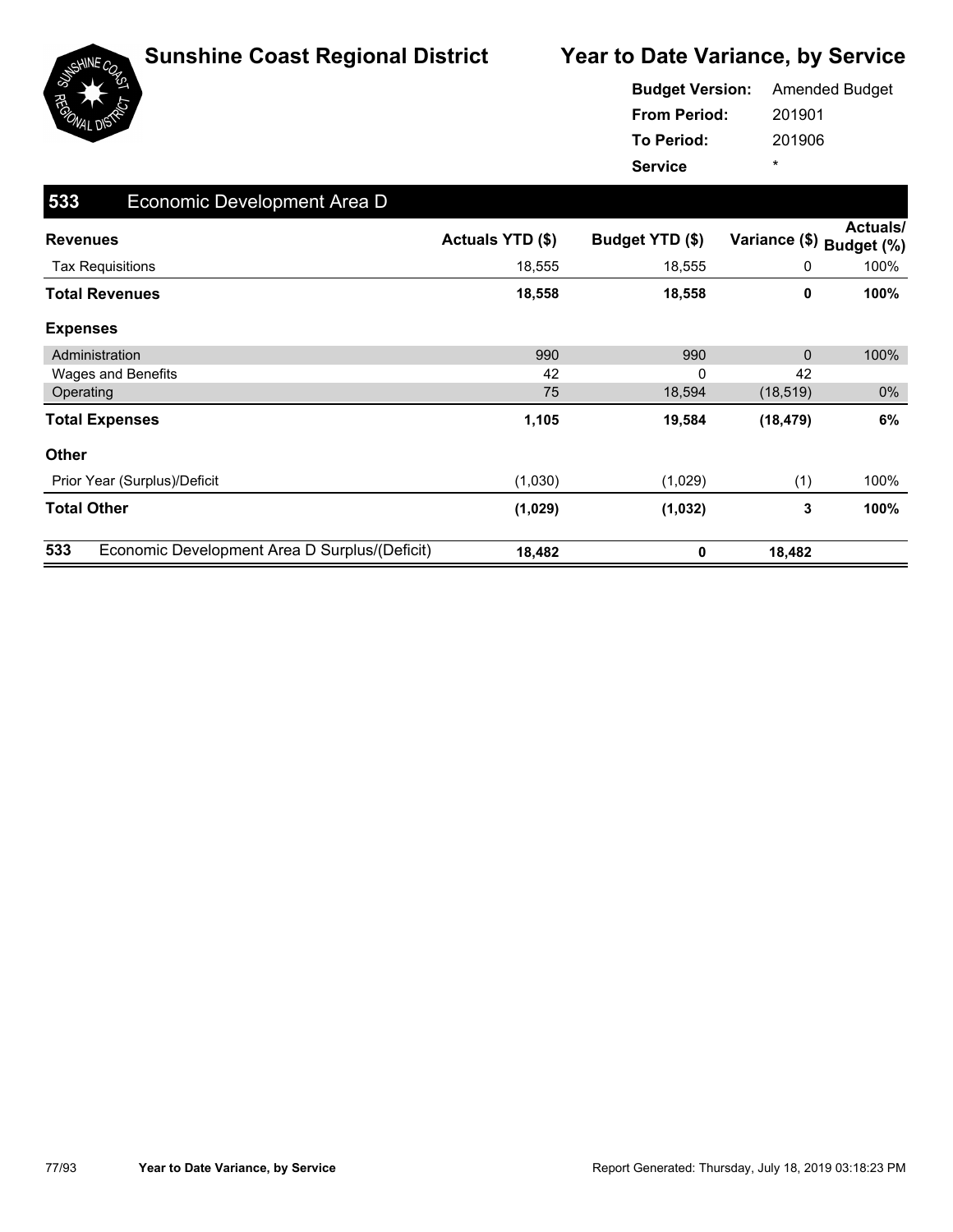# Sunshine Coast Regional District

## Year to Date Variance, by Service

**Budget Version:** Amended Budget
**From Period:** 201901
**To Period:** 201906
**Service** *

### 533 Economic Development Area D

| Revenues | Actuals YTD ($) | Budget YTD ($) | Variance ($) | Actuals/ Budget (%) |
| --- | --- | --- | --- | --- |
| Tax Requisitions | 18,555 | 18,555 | 0 | 100% |
| **Total Revenues** | **18,558** | **18,558** | **0** | **100%** |
| **Expenses** | | | | |
| Administration | 990 | 990 | 0 | 100% |
| Wages and Benefits | 42 | 0 | 42 | |
| Operating | 75 | 18,594 | (18,519) | 0% |
| **Total Expenses** | **1,105** | **19,584** | **(18,479)** | **6%** |
| **Other** | | | | |
| Prior Year (Surplus)/Deficit | (1,030) | (1,029) | (1) | 100% |
| **Total Other** | **(1,029)** | **(1,032)** | **3** | **100%** |
| **533 Economic Development Area D Surplus/(Deficit)** | **18,482** | **0** | **18,482** | |

Year to Date Variance, by Service

Report Generated: Thursday, July 18, 2019 03:18:23 PM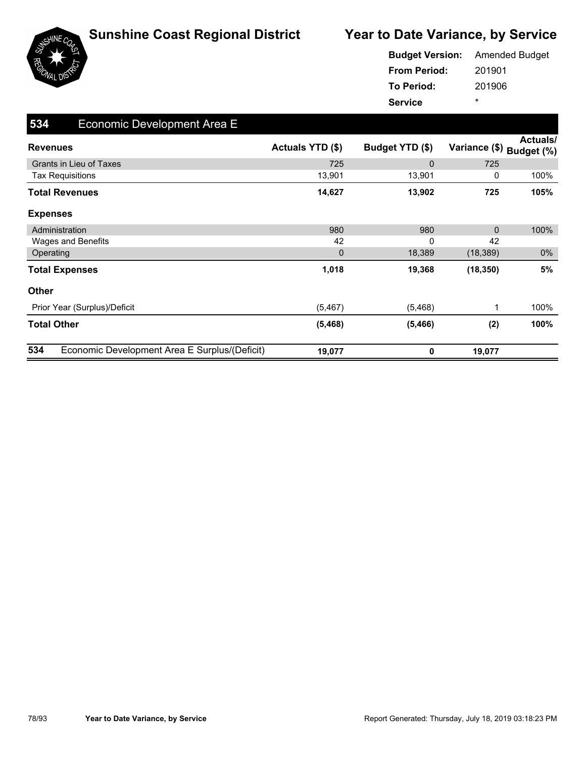# Sunshine Coast Regional District

## Year to Date Variance, by Service

**Budget Version:** Amended Budget
**From Period:** 201901
**To Period:** 201906
**Service** *

## 534 Economic Development Area E

| Revenues | Actuals YTD ($) | Budget YTD ($) | Variance ($) | Actuals/ Budget (%) |
| --- | --- | --- | --- | --- |
| Grants in Lieu of Taxes | 725 | 0 | 725 | |
| Tax Requisitions | 13,901 | 13,901 | 0 | 100% |
| **Total Revenues** | **14,627** | **13,902** | **725** | **105%** |
| **Expenses** | | | | |
| Administration | 980 | 980 | 0 | 100% |
| Wages and Benefits | 42 | 0 | 42 | |
| Operating | 0 | 18,389 | (18,389) | 0% |
| **Total Expenses** | **1,018** | **19,368** | **(18,350)** | **5%** |
| **Other** | | | | |
| Prior Year (Surplus)/Deficit | (5,467) | (5,468) | 1 | 100% |
| **Total Other** | **(5,468)** | **(5,466)** | **(2)** | **100%** |
| **534 Economic Development Area E Surplus/(Deficit)** | **19,077** | **0** | **19,077** | |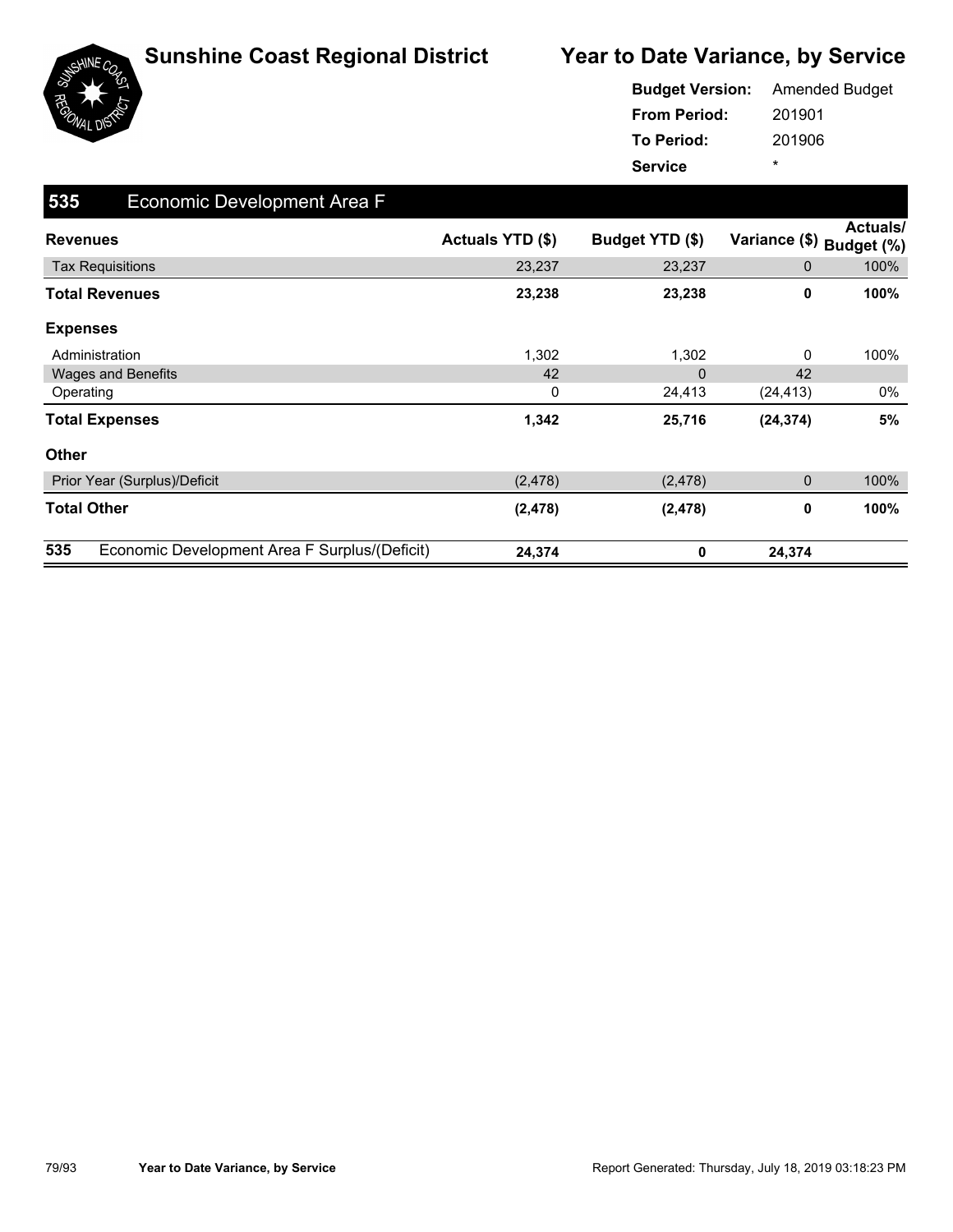# Sunshine Coast Regional District

## Year to Date Variance, by Service

**Budget Version:** Amended Budget
**From Period:** 201901
**To Period:** 201906
**Service** *

### 535 Economic Development Area F

| Revenues | Actuals YTD ($) | Budget YTD ($) | Variance ($) | Actuals/ Budget (%) |
|---|---|---|---|---|
| Tax Requisitions | 23,237 | 23,237 | 0 | 100% |
| **Total Revenues** | **23,238** | **23,238** | **0** | **100%** |
| **Expenses** | | | | |
| Administration | 1,302 | 1,302 | 0 | 100% |
| Wages and Benefits | 42 | 0 | 42 | |
| Operating | 0 | 24,413 | (24,413) | 0% |
| **Total Expenses** | **1,342** | **25,716** | **(24,374)** | **5%** |
| **Other** | | | | |
| Prior Year (Surplus)/Deficit | (2,478) | (2,478) | 0 | 100% |
| **Total Other** | **(2,478)** | **(2,478)** | **0** | **100%** |
| **535** Economic Development Area F Surplus/(Deficit) | **24,374** | **0** | **24,374** | |

Report Generated: Thursday, July 18, 2019 03:18:23 PM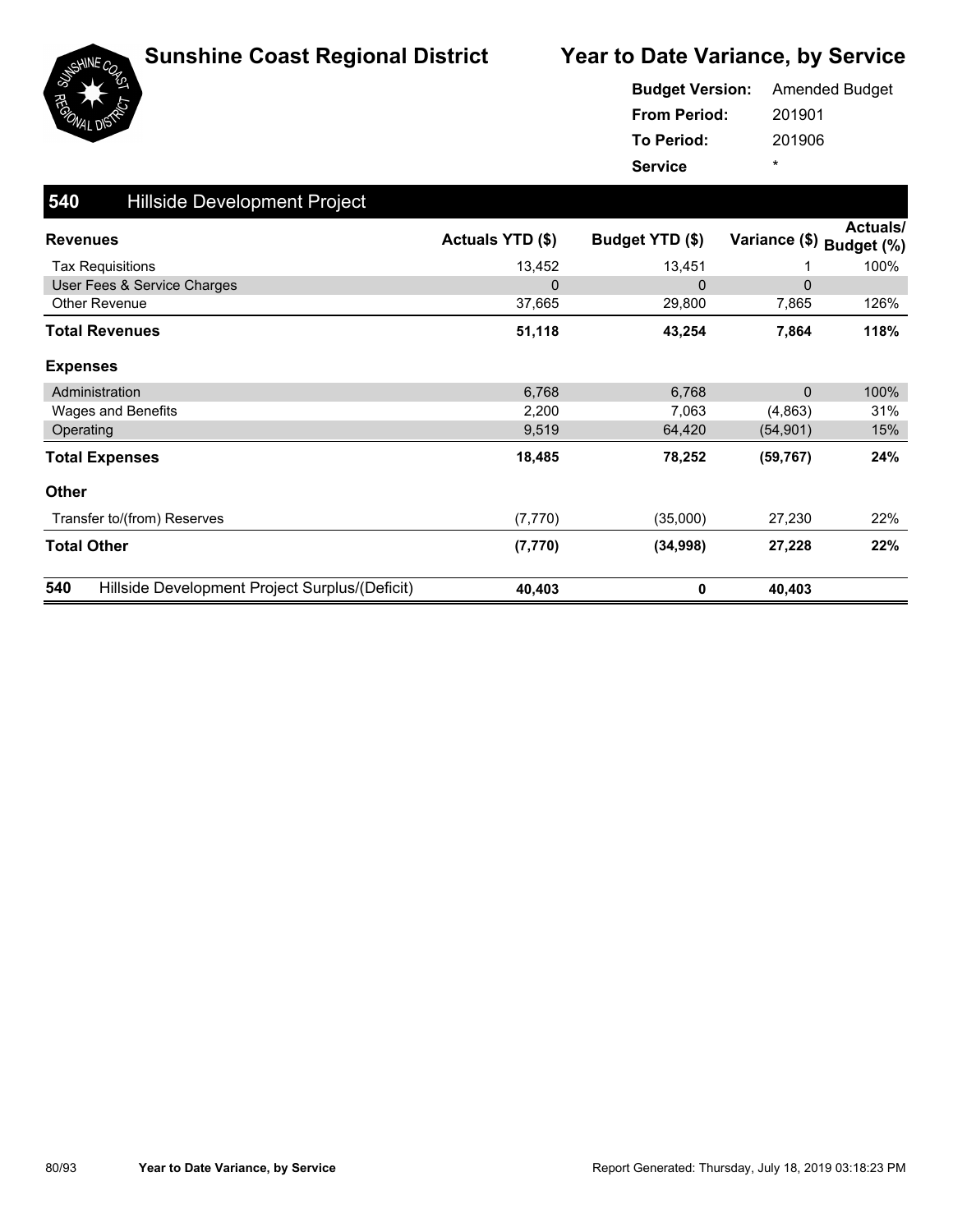# Sunshine Coast Regional District

## Year to Date Variance, by Service

**Budget Version:** Amended Budget
**From Period:** 201901
**To Period:** 201906
**Service** *

### 540 Hillside Development Project

| Revenues | Actuals YTD ($) | Budget YTD ($) | Variance ($) | Actuals/ Budget (%) |
|---|---|---|---|---|
| Tax Requisitions | 13,452 | 13,451 | 1 | 100% |
| User Fees & Service Charges | 0 | 0 | 0 | |
| Other Revenue | 37,665 | 29,800 | 7,865 | 126% |
| **Total Revenues** | **51,118** | **43,254** | **7,864** | **118%** |
| **Expenses** | | | | |
| Administration | 6,768 | 6,768 | 0 | 100% |
| Wages and Benefits | 2,200 | 7,063 | (4,863) | 31% |
| Operating | 9,519 | 64,420 | (54,901) | 15% |
| **Total Expenses** | **18,485** | **78,252** | **(59,767)** | **24%** |
| **Other** | | | | |
| Transfer to/(from) Reserves | (7,770) | (35,000) | 27,230 | 22% |
| **Total Other** | **(7,770)** | **(34,998)** | **27,228** | **22%** |
| **540 Hillside Development Project Surplus/(Deficit)** | **40,403** | **0** | **40,403** | |

Report Generated: Thursday, July 18, 2019 03:18:23 PM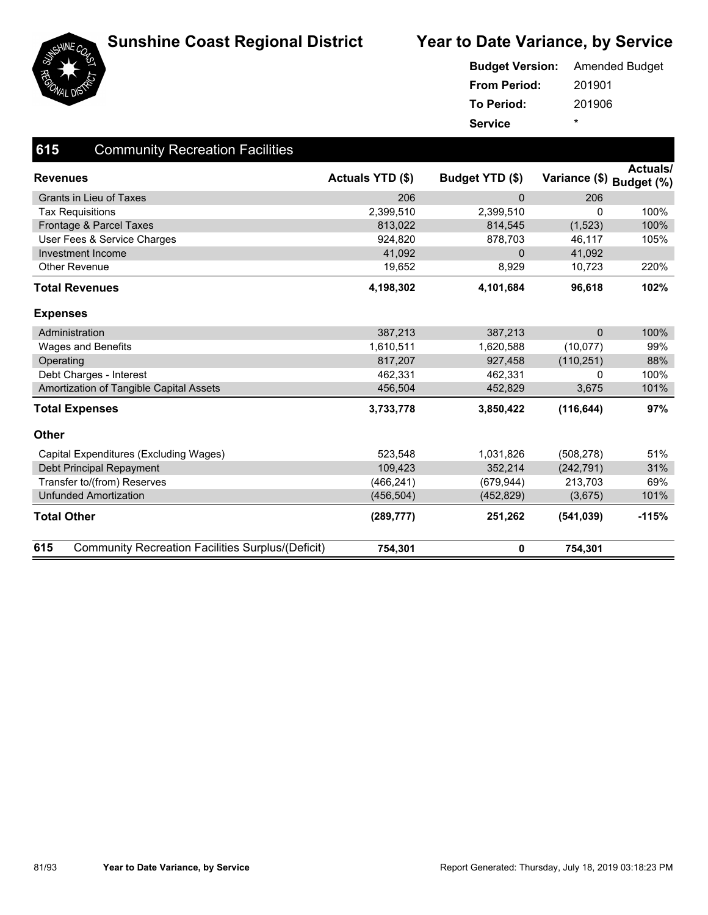# Sunshine Coast Regional District

## Year to Date Variance, by Service

**Budget Version:** Amended Budget
**From Period:** 201901
**To Period:** 201906
**Service** *

## 615 Community Recreation Facilities

| Revenues | Actuals YTD ($) | Budget YTD ($) | Variance ($) | Actuals/ Budget (%) |
|---|---|---|---|---|
| Grants in Lieu of Taxes | 206 | 0 | 206 | |
| Tax Requisitions | 2,399,510 | 2,399,510 | 0 | 100% |
| Frontage & Parcel Taxes | 813,022 | 814,545 | (1,523) | 100% |
| User Fees & Service Charges | 924,820 | 878,703 | 46,117 | 105% |
| Investment Income | 41,092 | 0 | 41,092 | |
| Other Revenue | 19,652 | 8,929 | 10,723 | 220% |
| **Total Revenues** | **4,198,302** | **4,101,684** | **96,618** | **102%** |
| **Expenses** | | | | |
| Administration | 387,213 | 387,213 | 0 | 100% |
| Wages and Benefits | 1,610,511 | 1,620,588 | (10,077) | 99% |
| Operating | 817,207 | 927,458 | (110,251) | 88% |
| Debt Charges - Interest | 462,331 | 462,331 | 0 | 100% |
| Amortization of Tangible Capital Assets | 456,504 | 452,829 | 3,675 | 101% |
| **Total Expenses** | **3,733,778** | **3,850,422** | **(116,644)** | **97%** |
| **Other** | | | | |
| Capital Expenditures (Excluding Wages) | 523,548 | 1,031,826 | (508,278) | 51% |
| Debt Principal Repayment | 109,423 | 352,214 | (242,791) | 31% |
| Transfer to/(from) Reserves | (466,241) | (679,944) | 213,703 | 69% |
| Unfunded Amortization | (456,504) | (452,829) | (3,675) | 101% |
| **Total Other** | **(289,777)** | **251,262** | **(541,039)** | **-115%** |
| **615 Community Recreation Facilities Surplus/(Deficit)** | **754,301** | **0** | **754,301** | |

Year to Date Variance, by Service

Report Generated: Thursday, July 18, 2019 03:18:23 PM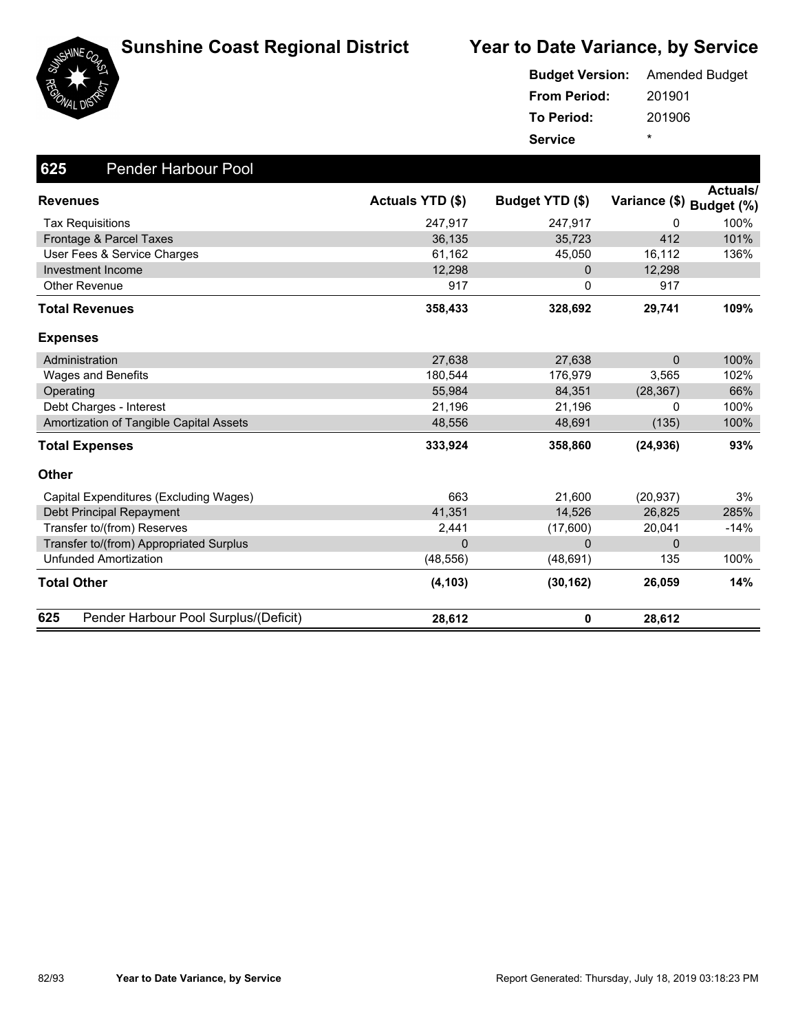# Sunshine Coast Regional District

# Year to Date Variance, by Service

**Budget Version:** Amended Budget
**From Period:** 201901
**To Period:** 201906
**Service** *

## 625 Pender Harbour Pool

| Revenues | Actuals YTD ($) | Budget YTD ($) | Variance ($) | Actuals/ Budget (%) |
|---|---|---|---|---|
| Tax Requisitions | 247,917 | 247,917 | 0 | 100% |
| Frontage & Parcel Taxes | 36,135 | 35,723 | 412 | 101% |
| User Fees & Service Charges | 61,162 | 45,050 | 16,112 | 136% |
| Investment Income | 12,298 | 0 | 12,298 | |
| Other Revenue | 917 | 0 | 917 | |
| **Total Revenues** | **358,433** | **328,692** | **29,741** | **109%** |
| **Expenses** | | | | |
| Administration | 27,638 | 27,638 | 0 | 100% |
| Wages and Benefits | 180,544 | 176,979 | 3,565 | 102% |
| Operating | 55,984 | 84,351 | (28,367) | 66% |
| Debt Charges - Interest | 21,196 | 21,196 | 0 | 100% |
| Amortization of Tangible Capital Assets | 48,556 | 48,691 | (135) | 100% |
| **Total Expenses** | **333,924** | **358,860** | **(24,936)** | **93%** |
| **Other** | | | | |
| Capital Expenditures (Excluding Wages) | 663 | 21,600 | (20,937) | 3% |
| Debt Principal Repayment | 41,351 | 14,526 | 26,825 | 285% |
| Transfer to/(from) Reserves | 2,441 | (17,600) | 20,041 | -14% |
| Transfer to/(from) Appropriated Surplus | 0 | 0 | 0 | |
| Unfunded Amortization | (48,556) | (48,691) | 135 | 100% |
| **Total Other** | **(4,103)** | **(30,162)** | **26,059** | **14%** |
| **625 Pender Harbour Pool Surplus/(Deficit)** | **28,612** | **0** | **28,612** | |

**Year to Date Variance, by Service**

Report Generated: Thursday, July 18, 2019 03:18:23 PM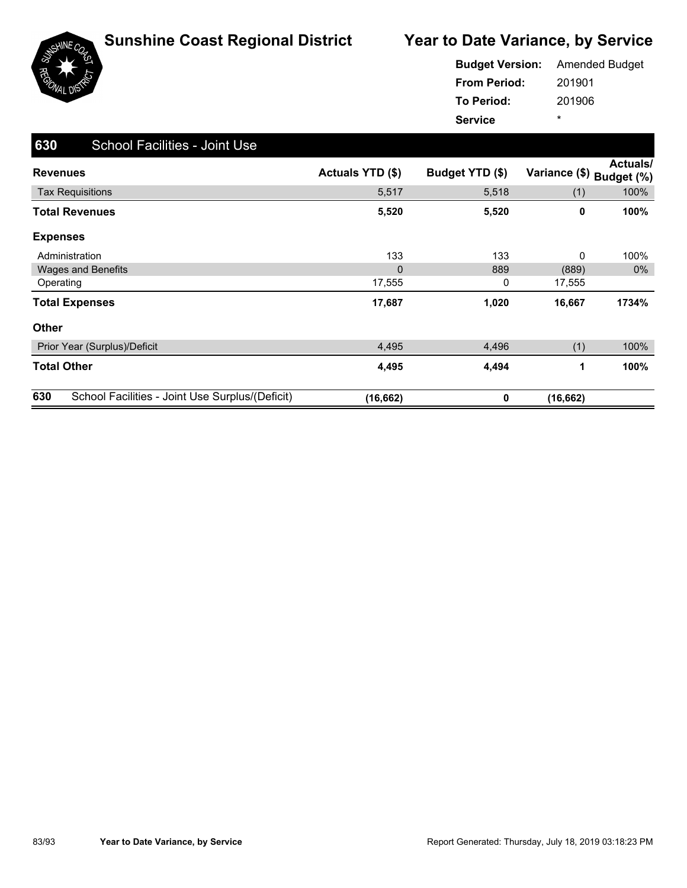# Sunshine Coast Regional District

## Year to Date Variance, by Service

**Budget Version:** Amended Budget
**From Period:** 201901
**To Period:** 201906
**Service** *

### 630 School Facilities - Joint Use

| Revenues | Actuals YTD ($) | Budget YTD ($) | Variance ($) | Actuals/ Budget (%) |
|---|---|---|---|---|
| Tax Requisitions | 5,517 | 5,518 | (1) | 100% |
| **Total Revenues** | **5,520** | **5,520** | **0** | **100%** |
| **Expenses** | | | | |
| Administration | 133 | 133 | 0 | 100% |
| Wages and Benefits | 0 | 889 | (889) | 0% |
| Operating | 17,555 | 0 | 17,555 | |
| **Total Expenses** | **17,687** | **1,020** | **16,667** | **1734%** |
| **Other** | | | | |
| Prior Year (Surplus)/Deficit | 4,495 | 4,496 | (1) | 100% |
| **Total Other** | **4,495** | **4,494** | **1** | **100%** |
| **630** School Facilities - Joint Use Surplus/(Deficit) | **(16,662)** | **0** | **(16,662)** | |

Year to Date Variance, by Service

Report Generated: Thursday, July 18, 2019 03:18:23 PM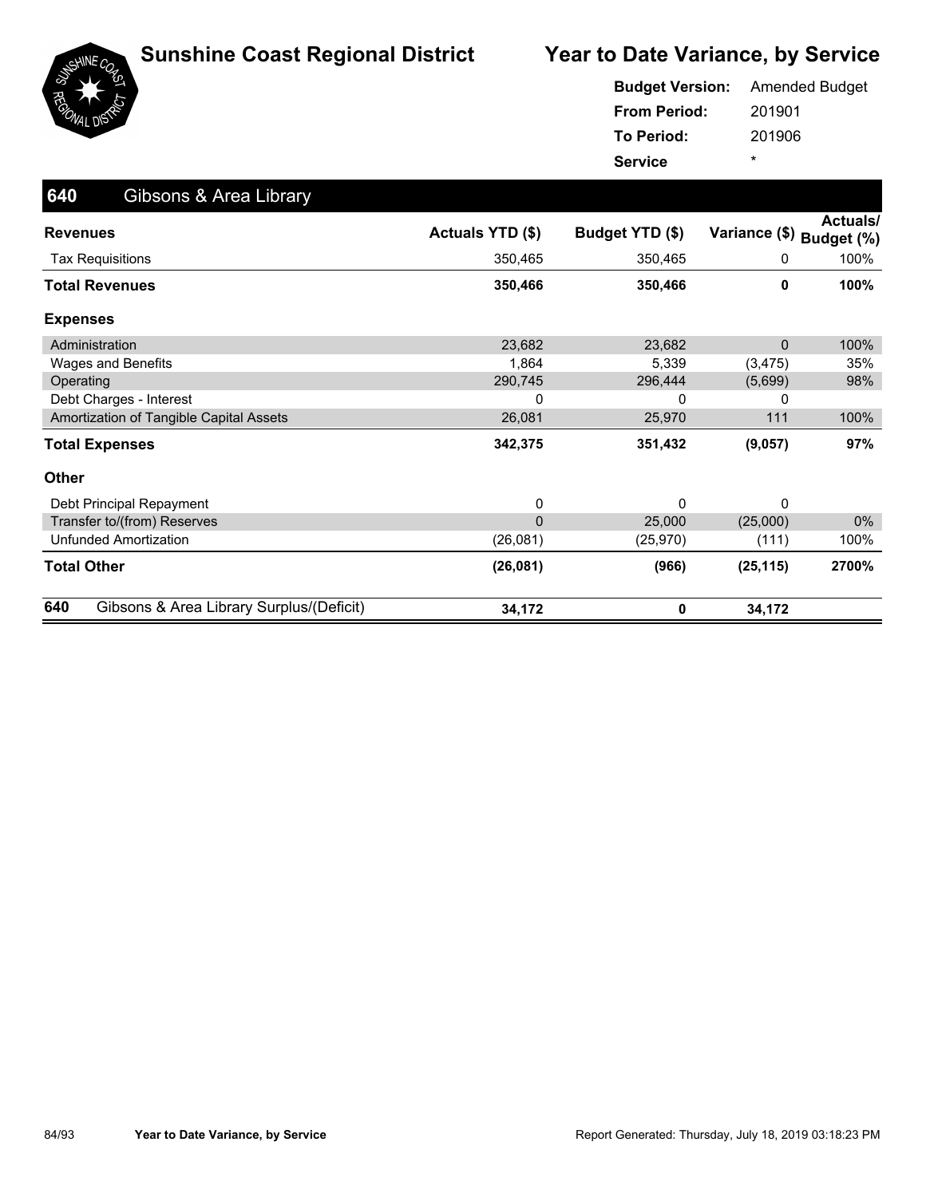# Sunshine Coast Regional District

## Year to Date Variance, by Service

| | |
|---|---|
| **Budget Version:** | Amended Budget |
| **From Period:** | 201901 |
| **To Period:** | 201906 |
| **Service** | * |

### 640 Gibsons & Area Library

| **Revenues** | **Actuals YTD ($)** | **Budget YTD ($)** | **Variance ($)** | **Actuals/ Budget (%)** |
|---|---|---|---|---|
| Tax Requisitions | 350,465 | 350,465 | 0 | 100% |
| **Total Revenues** | **350,466** | **350,466** | **0** | **100%** |
| **Expenses** | | | | |
| Administration | 23,682 | 23,682 | 0 | 100% |
| Wages and Benefits | 1,864 | 5,339 | (3,475) | 35% |
| Operating | 290,745 | 296,444 | (5,699) | 98% |
| Debt Charges - Interest | 0 | 0 | 0 | |
| Amortization of Tangible Capital Assets | 26,081 | 25,970 | 111 | 100% |
| **Total Expenses** | **342,375** | **351,432** | **(9,057)** | **97%** |
| **Other** | | | | |
| Debt Principal Repayment | 0 | 0 | 0 | |
| Transfer to/(from) Reserves | 0 | 25,000 | (25,000) | 0% |
| Unfunded Amortization | (26,081) | (25,970) | (111) | 100% |
| **Total Other** | **(26,081)** | **(966)** | **(25,115)** | **2700%** |
| **640 Gibsons & Area Library Surplus/(Deficit)** | **34,172** | **0** | **34,172** | |

Report Generated: Thursday, July 18, 2019 03:18:23 PM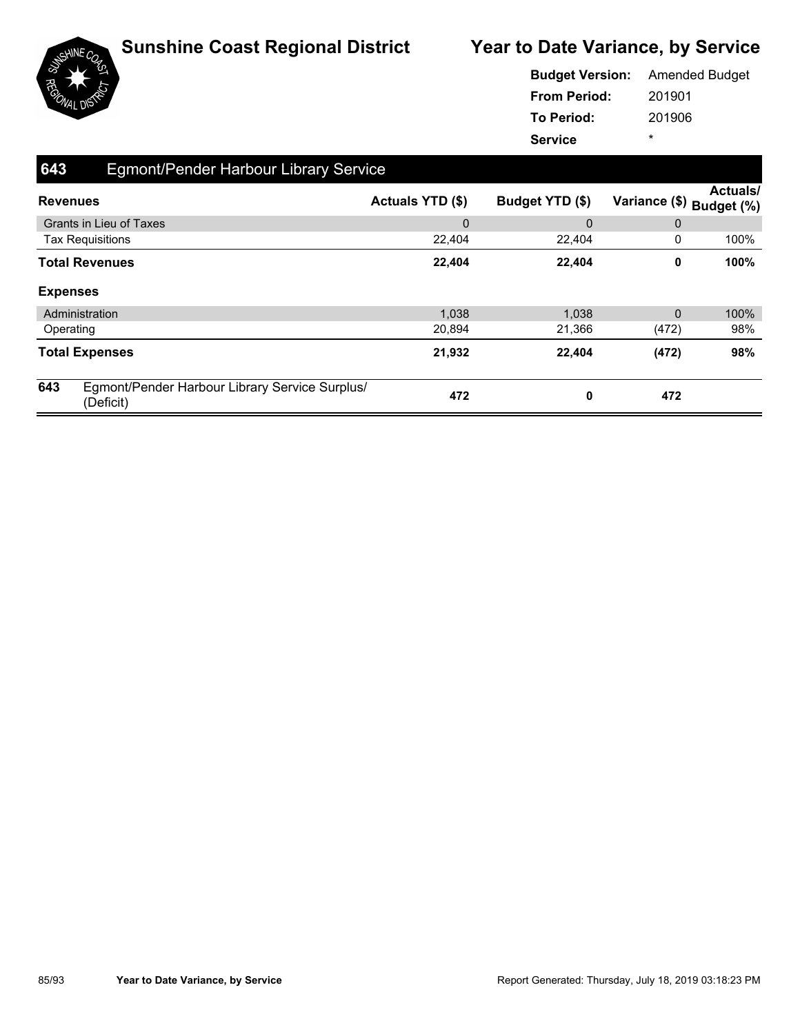# Sunshine Coast Regional District

# Year to Date Variance, by Service

**Budget Version:** Amended Budget
**From Period:** 201901
**To Period:** 201906
**Service** *

## 643 Egmont/Pender Harbour Library Service

| Revenues | Actuals YTD ($) | Budget YTD ($) | Variance ($) | Actuals/ Budget (%) |
|---|---|---|---|---|
| Grants in Lieu of Taxes | 0 | 0 | 0 | |
| Tax Requisitions | 22,404 | 22,404 | 0 | 100% |
| **Total Revenues** | **22,404** | **22,404** | **0** | **100%** |
| **Expenses** | | | | |
| Administration | 1,038 | 1,038 | 0 | 100% |
| Operating | 20,894 | 21,366 | (472) | 98% |
| **Total Expenses** | **21,932** | **22,404** | **(472)** | **98%** |
| **643 Egmont/Pender Harbour Library Service Surplus/ (Deficit)** | **472** | **0** | **472** | |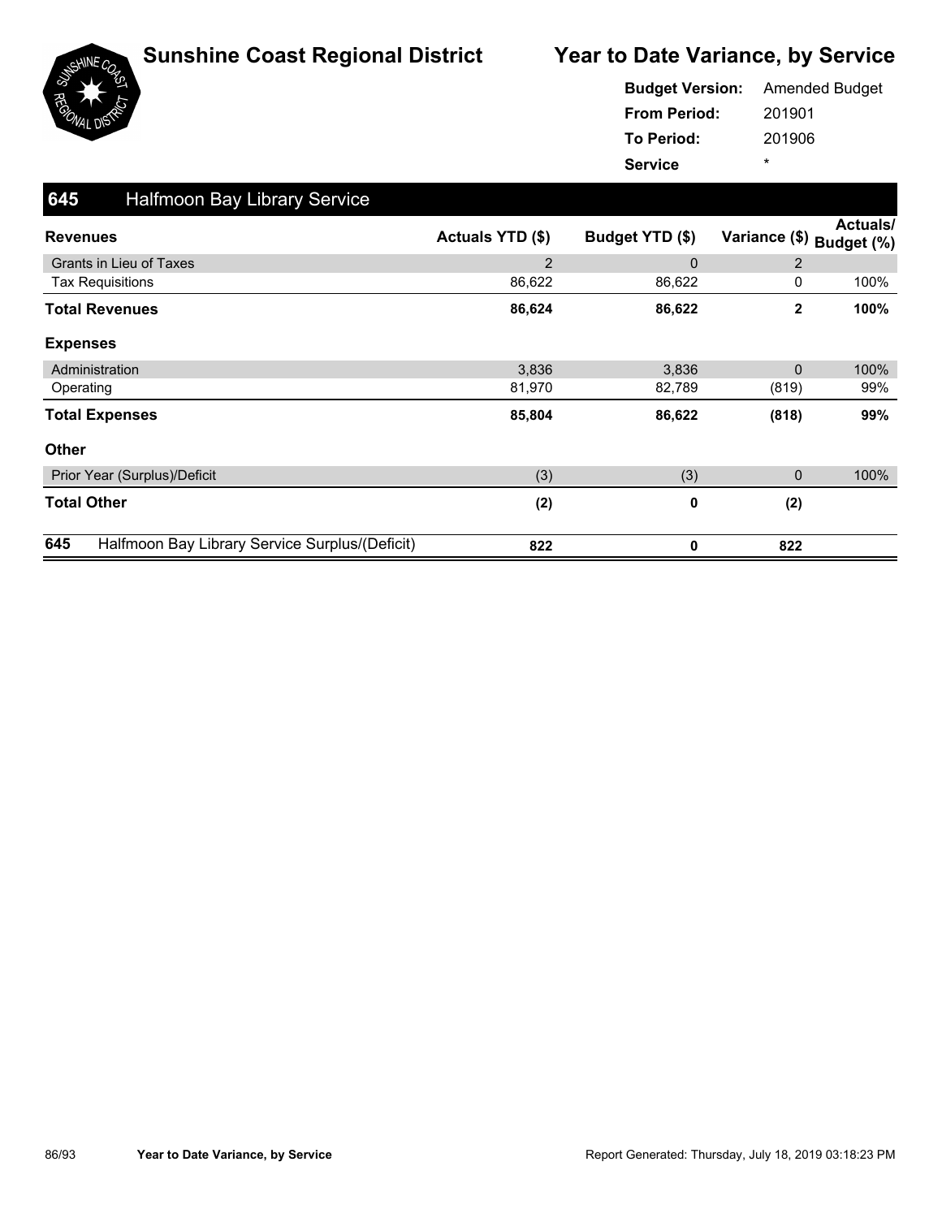# Sunshine Coast Regional District

## Year to Date Variance, by Service

**Budget Version:** Amended Budget
**From Period:** 201901
**To Period:** 201906
**Service** *

### 645 Halfmoon Bay Library Service

| Revenues | Actuals YTD ($) | Budget YTD ($) | Variance ($) | Actuals/ Budget (%) |
|---|---|---|---|---|
| Grants in Lieu of Taxes | 2 | 0 | 2 | |
| Tax Requisitions | 86,622 | 86,622 | 0 | 100% |
| **Total Revenues** | **86,624** | **86,622** | **2** | **100%** |
| **Expenses** | | | | |
| Administration | 3,836 | 3,836 | 0 | 100% |
| Operating | 81,970 | 82,789 | (819) | 99% |
| **Total Expenses** | **85,804** | **86,622** | **(818)** | **99%** |
| **Other** | | | | |
| Prior Year (Surplus)/Deficit | (3) | (3) | 0 | 100% |
| **Total Other** | **(2)** | **0** | **(2)** | |
| **645 Halfmoon Bay Library Service Surplus/(Deficit)** | **822** | **0** | **822** | |

Report Generated: Thursday, July 18, 2019 03:18:23 PM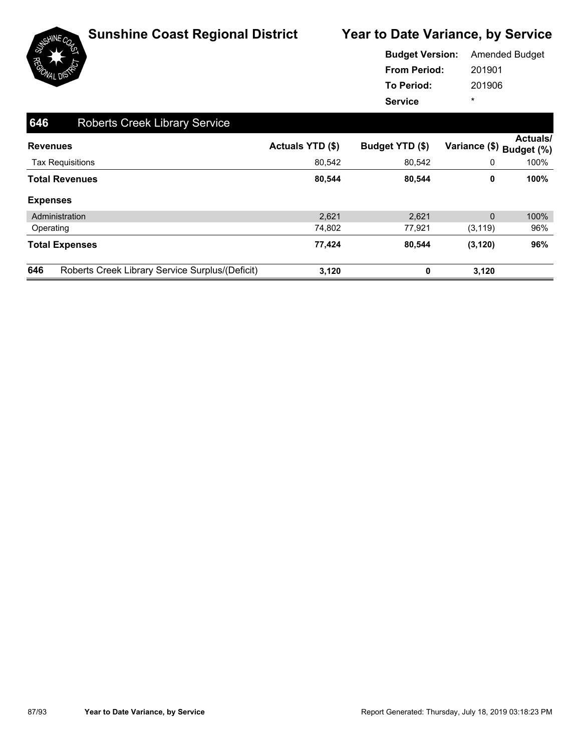# Sunshine Coast Regional District

## Year to Date Variance, by Service

**Budget Version:** Amended Budget
**From Period:** 201901
**To Period:** 201906
**Service** *

### 646 Roberts Creek Library Service

| Revenues | Actuals YTD ($) | Budget YTD ($) | Variance ($) | Actuals/ Budget (%) |
|---|---|---|---|---|
| Tax Requisitions | 80,542 | 80,542 | 0 | 100% |
| **Total Revenues** | **80,544** | **80,544** | **0** | **100%** |
| **Expenses** | | | | |
| Administration | 2,621 | 2,621 | 0 | 100% |
| Operating | 74,802 | 77,921 | (3,119) | 96% |
| **Total Expenses** | **77,424** | **80,544** | **(3,120)** | **96%** |
| **646 Roberts Creek Library Service Surplus/(Deficit)** | **3,120** | **0** | **3,120** | |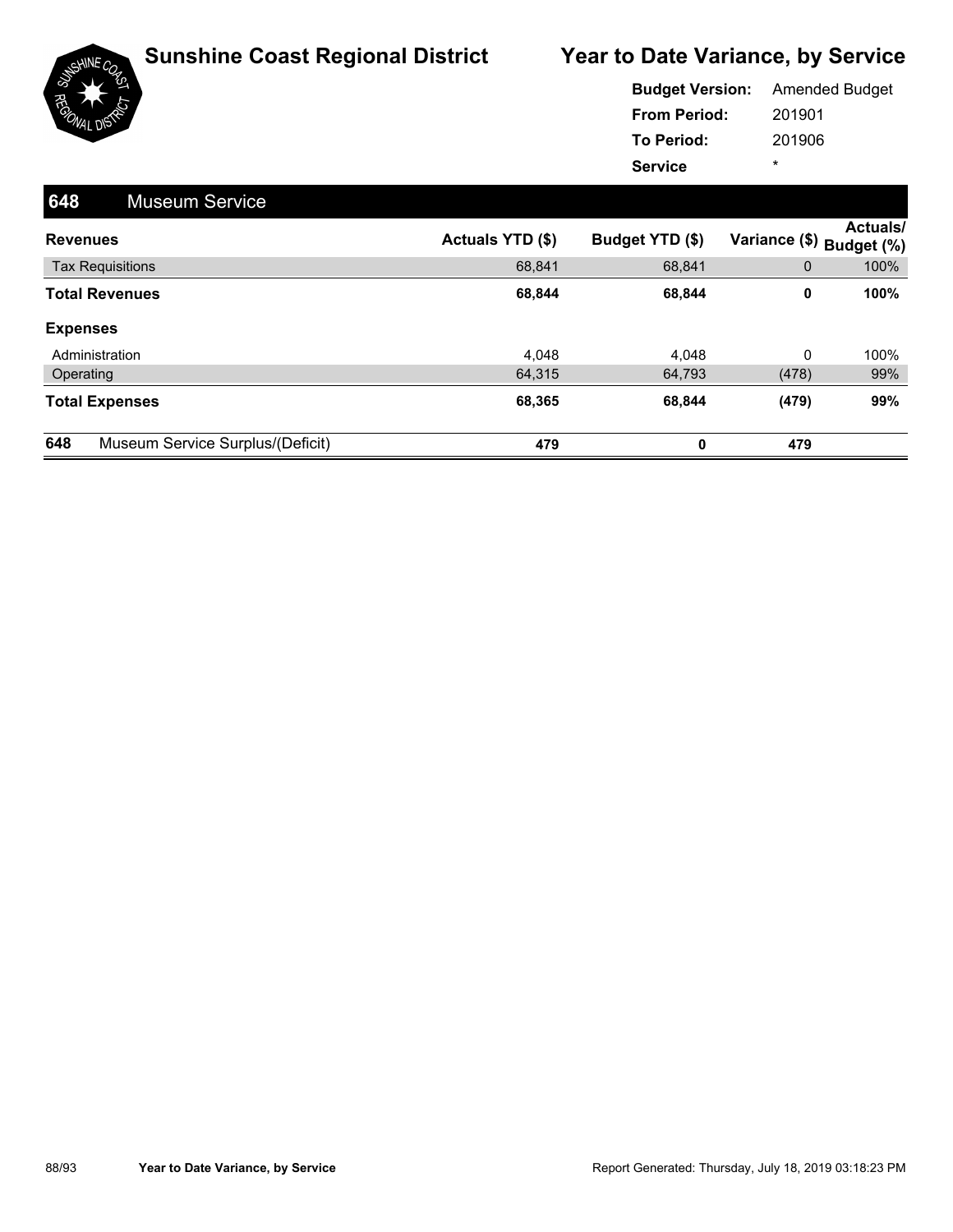# Sunshine Coast Regional District

# Year to Date Variance, by Service

**Budget Version:** Amended Budget
**From Period:** 201901
**To Period:** 201906
**Service** *

## 648 Museum Service

| Revenues | Actuals YTD ($) | Budget YTD ($) | Variance ($) | Actuals/ Budget (%) |
|---|---|---|---|---|
| Tax Requisitions | 68,841 | 68,841 | 0 | 100% |
| **Total Revenues** | **68,844** | **68,844** | **0** | **100%** |
| **Expenses** | | | | |
| Administration | 4,048 | 4,048 | 0 | 100% |
| Operating | 64,315 | 64,793 | (478) | 99% |
| **Total Expenses** | **68,365** | **68,844** | **(479)** | **99%** |
| **648 Museum Service Surplus/(Deficit)** | **479** | **0** | **479** | |

Report Generated: Thursday, July 18, 2019 03:18:23 PM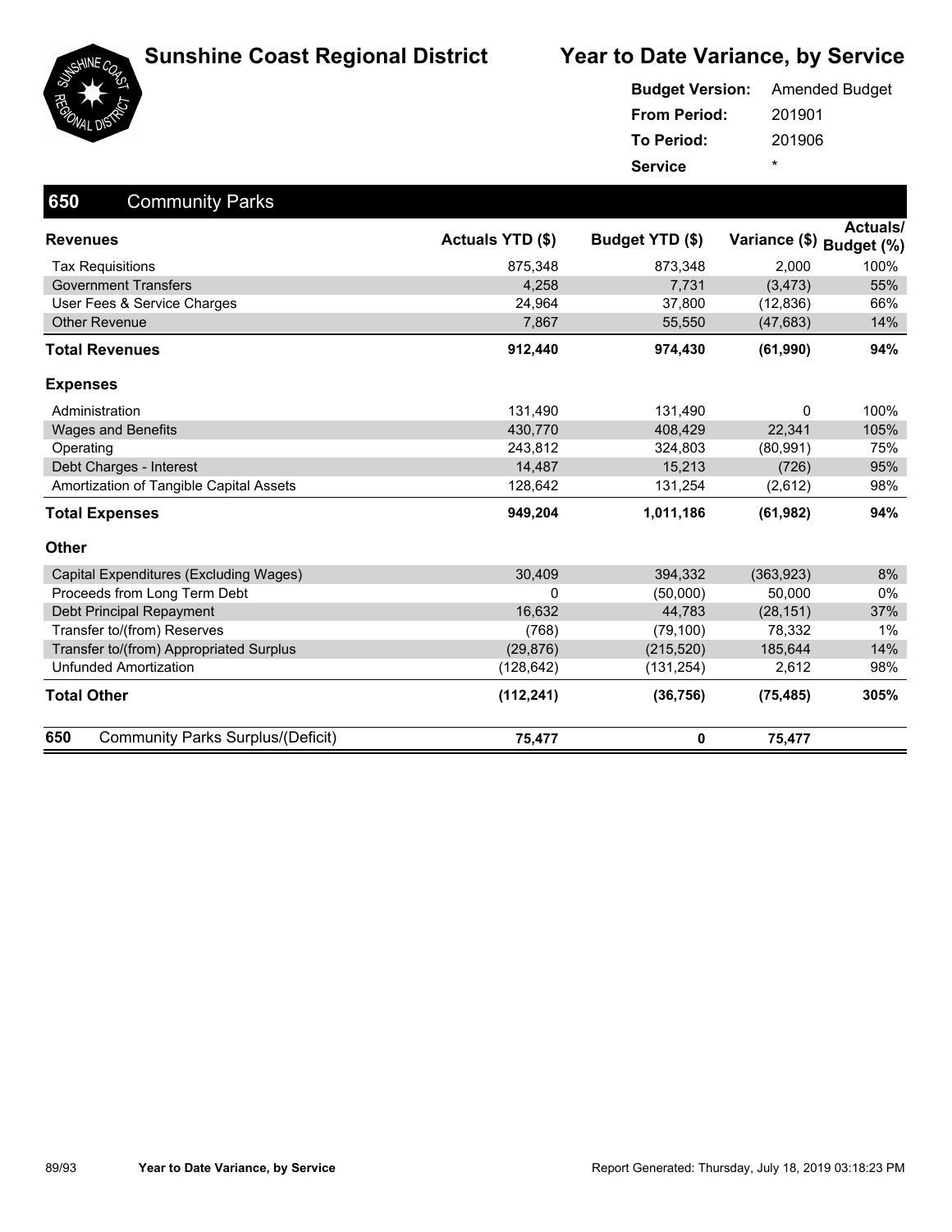# Sunshine Coast Regional District

## Year to Date Variance, by Service

**Budget Version:** Amended Budget
**From Period:** 201901
**To Period:** 201906
**Service** *

### 650 Community Parks

| Revenues | Actuals YTD ($) | Budget YTD ($) | Variance ($) | Actuals/ Budget (%) |
|---|---|---|---|---|
| Tax Requisitions | 875,348 | 873,348 | 2,000 | 100% |
| Government Transfers | 4,258 | 7,731 | (3,473) | 55% |
| User Fees & Service Charges | 24,964 | 37,800 | (12,836) | 66% |
| Other Revenue | 7,867 | 55,550 | (47,683) | 14% |
| **Total Revenues** | **912,440** | **974,430** | **(61,990)** | **94%** |
| **Expenses** | | | | |
| Administration | 131,490 | 131,490 | 0 | 100% |
| Wages and Benefits | 430,770 | 408,429 | 22,341 | 105% |
| Operating | 243,812 | 324,803 | (80,991) | 75% |
| Debt Charges - Interest | 14,487 | 15,213 | (726) | 95% |
| Amortization of Tangible Capital Assets | 128,642 | 131,254 | (2,612) | 98% |
| **Total Expenses** | **949,204** | **1,011,186** | **(61,982)** | **94%** |
| **Other** | | | | |
| Capital Expenditures (Excluding Wages) | 30,409 | 394,332 | (363,923) | 8% |
| Proceeds from Long Term Debt | 0 | (50,000) | 50,000 | 0% |
| Debt Principal Repayment | 16,632 | 44,783 | (28,151) | 37% |
| Transfer to/(from) Reserves | (768) | (79,100) | 78,332 | 1% |
| Transfer to/(from) Appropriated Surplus | (29,876) | (215,520) | 185,644 | 14% |
| Unfunded Amortization | (128,642) | (131,254) | 2,612 | 98% |
| **Total Other** | **(112,241)** | **(36,756)** | **(75,485)** | **305%** |
| **650 Community Parks Surplus/(Deficit)** | **75,477** | **0** | **75,477** | |

Report Generated: Thursday, July 18, 2019 03:18:23 PM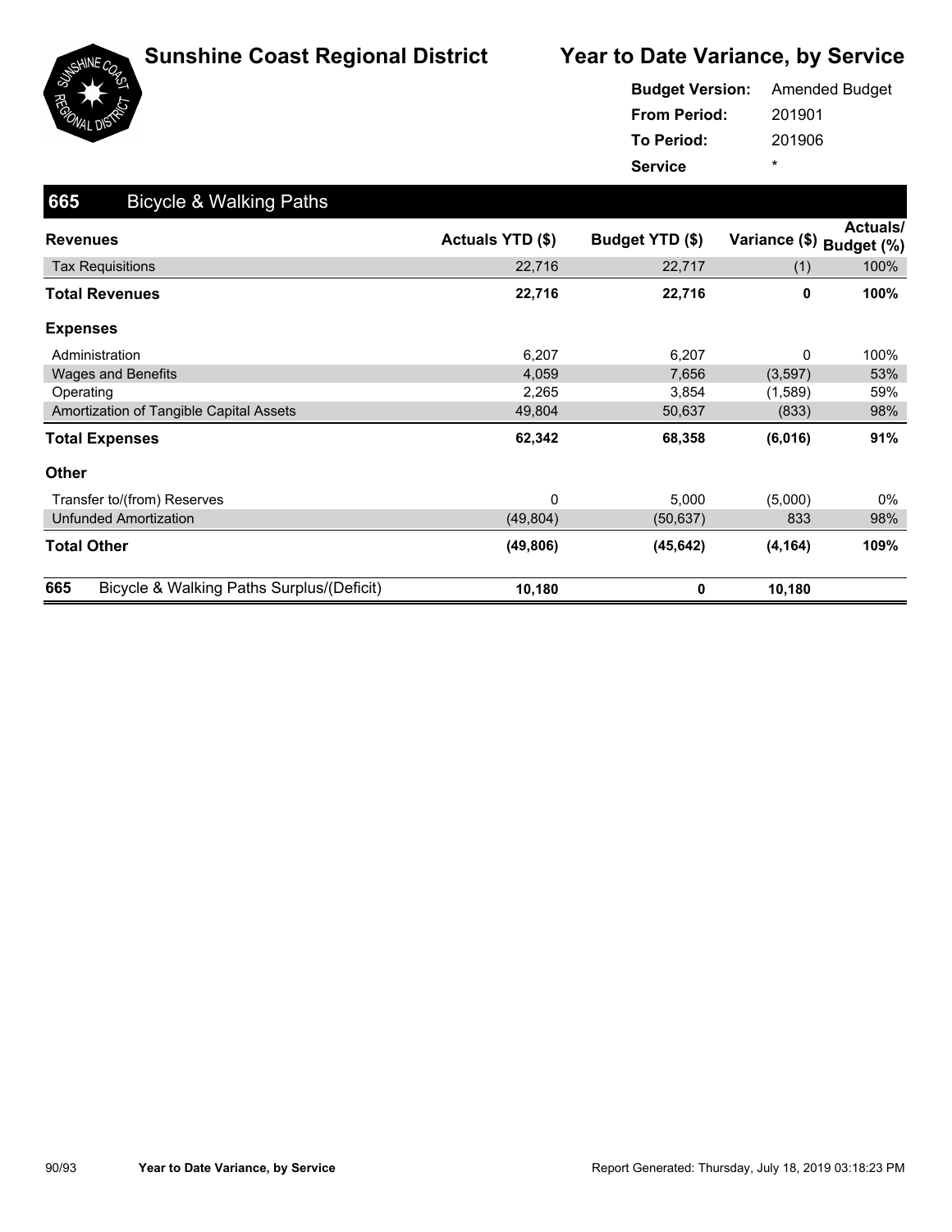# Sunshine Coast Regional District

## Year to Date Variance, by Service

**Budget Version:** Amended Budget
**From Period:** 201901
**To Period:** 201906
**Service** *

### 665 Bicycle & Walking Paths

| Revenues | Actuals YTD ($) | Budget YTD ($) | Variance ($) | Actuals/ Budget (%) |
|---|---|---|---|---|
| Tax Requisitions | 22,716 | 22,717 | (1) | 100% |
| **Total Revenues** | **22,716** | **22,716** | **0** | **100%** |
| **Expenses** | | | | |
| Administration | 6,207 | 6,207 | 0 | 100% |
| Wages and Benefits | 4,059 | 7,656 | (3,597) | 53% |
| Operating | 2,265 | 3,854 | (1,589) | 59% |
| Amortization of Tangible Capital Assets | 49,804 | 50,637 | (833) | 98% |
| **Total Expenses** | **62,342** | **68,358** | **(6,016)** | **91%** |
| **Other** | | | | |
| Transfer to/(from) Reserves | 0 | 5,000 | (5,000) | 0% |
| Unfunded Amortization | (49,804) | (50,637) | 833 | 98% |
| **Total Other** | **(49,806)** | **(45,642)** | **(4,164)** | **109%** |
| **665 Bicycle & Walking Paths Surplus/(Deficit)** | **10,180** | **0** | **10,180** | |

**Year to Date Variance, by Service** Report Generated: Thursday, July 18, 2019 03:18:23 PM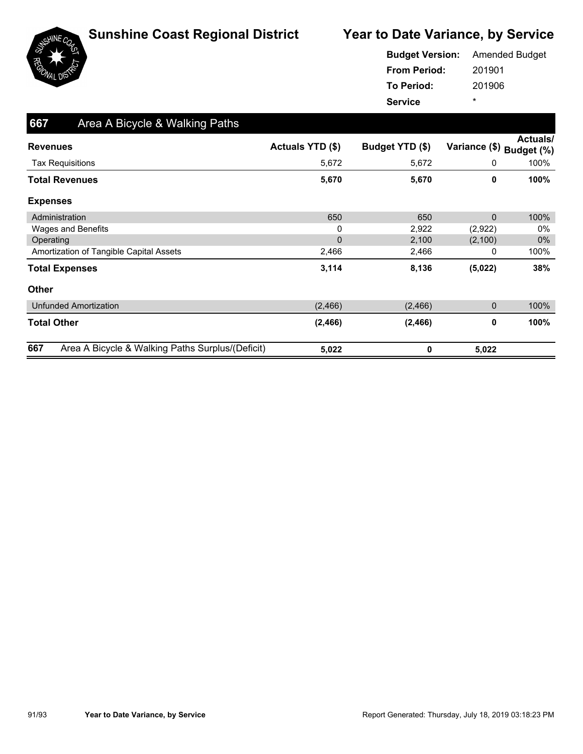# Sunshine Coast Regional District

# Year to Date Variance, by Service

**Budget Version:** Amended Budget
**From Period:** 201901
**To Period:** 201906
**Service** *

## 667 Area A Bicycle & Walking Paths

| Revenues | Actuals YTD ($) | Budget YTD ($) | Variance ($) | Actuals/ Budget (%) |
|---|---|---|---|---|
| Tax Requisitions | 5,672 | 5,672 | 0 | 100% |
| **Total Revenues** | **5,670** | **5,670** | **0** | **100%** |
| **Expenses** | | | | |
| Administration | 650 | 650 | 0 | 100% |
| Wages and Benefits | 0 | 2,922 | (2,922) | 0% |
| Operating | 0 | 2,100 | (2,100) | 0% |
| Amortization of Tangible Capital Assets | 2,466 | 2,466 | 0 | 100% |
| **Total Expenses** | **3,114** | **8,136** | **(5,022)** | **38%** |
| **Other** | | | | |
| Unfunded Amortization | (2,466) | (2,466) | 0 | 100% |
| **Total Other** | **(2,466)** | **(2,466)** | **0** | **100%** |
| **667 Area A Bicycle & Walking Paths Surplus/(Deficit)** | **5,022** | **0** | **5,022** | |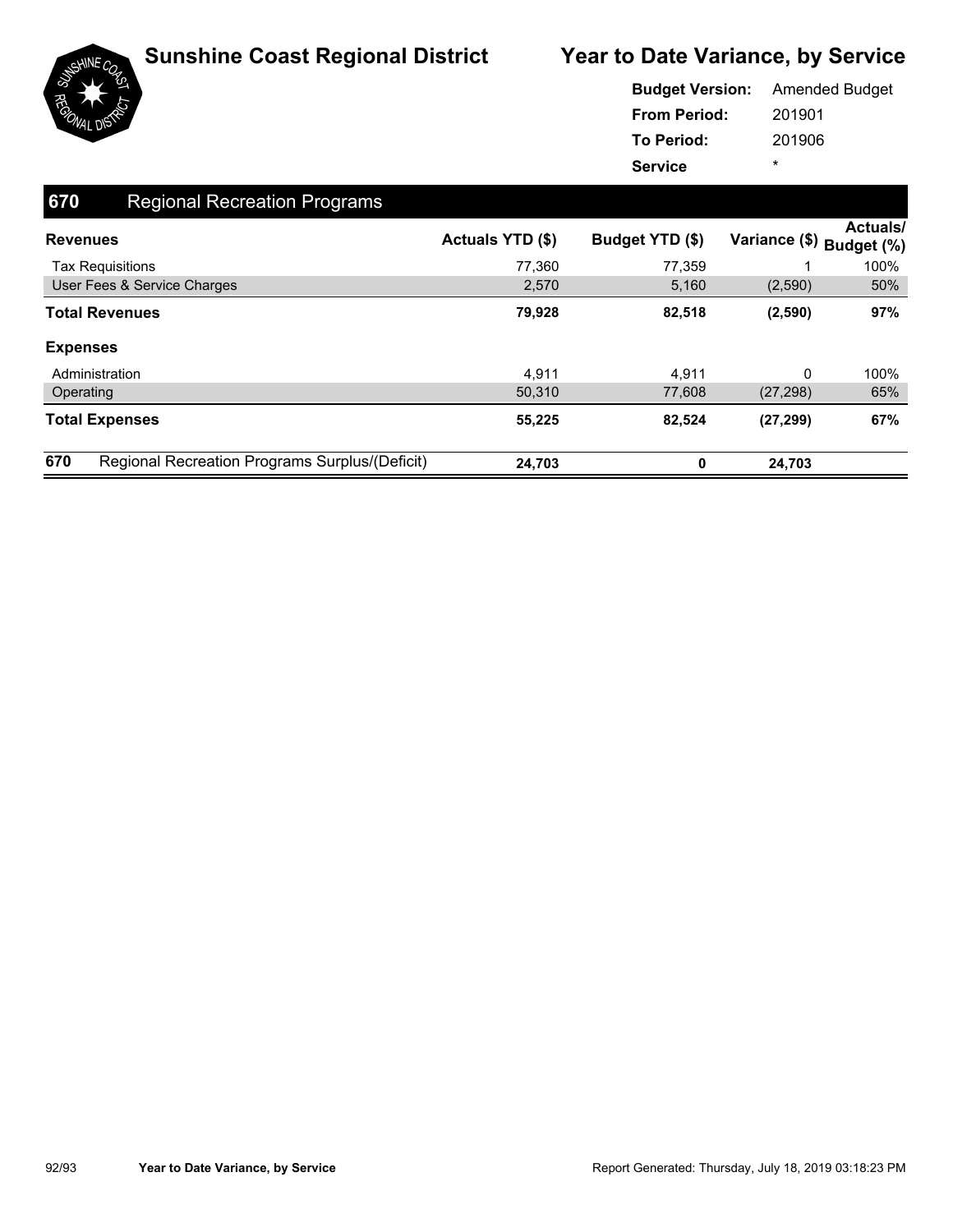# Sunshine Coast Regional District

## Year to Date Variance, by Service

**Budget Version:** Amended Budget
**From Period:** 201901
**To Period:** 201906
**Service** *

## 670 Regional Recreation Programs

| Revenues | Actuals YTD ($) | Budget YTD ($) | Variance ($) | Actuals/ Budget (%) |
|---|---|---|---|---|
| Tax Requisitions | 77,360 | 77,359 | 1 | 100% |
| User Fees & Service Charges | 2,570 | 5,160 | (2,590) | 50% |
| **Total Revenues** | **79,928** | **82,518** | **(2,590)** | **97%** |
| **Expenses** | | | | |
| Administration | 4,911 | 4,911 | 0 | 100% |
| Operating | 50,310 | 77,608 | (27,298) | 65% |
| **Total Expenses** | **55,225** | **82,524** | **(27,299)** | **67%** |
| **670 Regional Recreation Programs Surplus/(Deficit)** | **24,703** | **0** | **24,703** | |

**Year to Date Variance, by Service**

Report Generated: Thursday, July 18, 2019 03:18:23 PM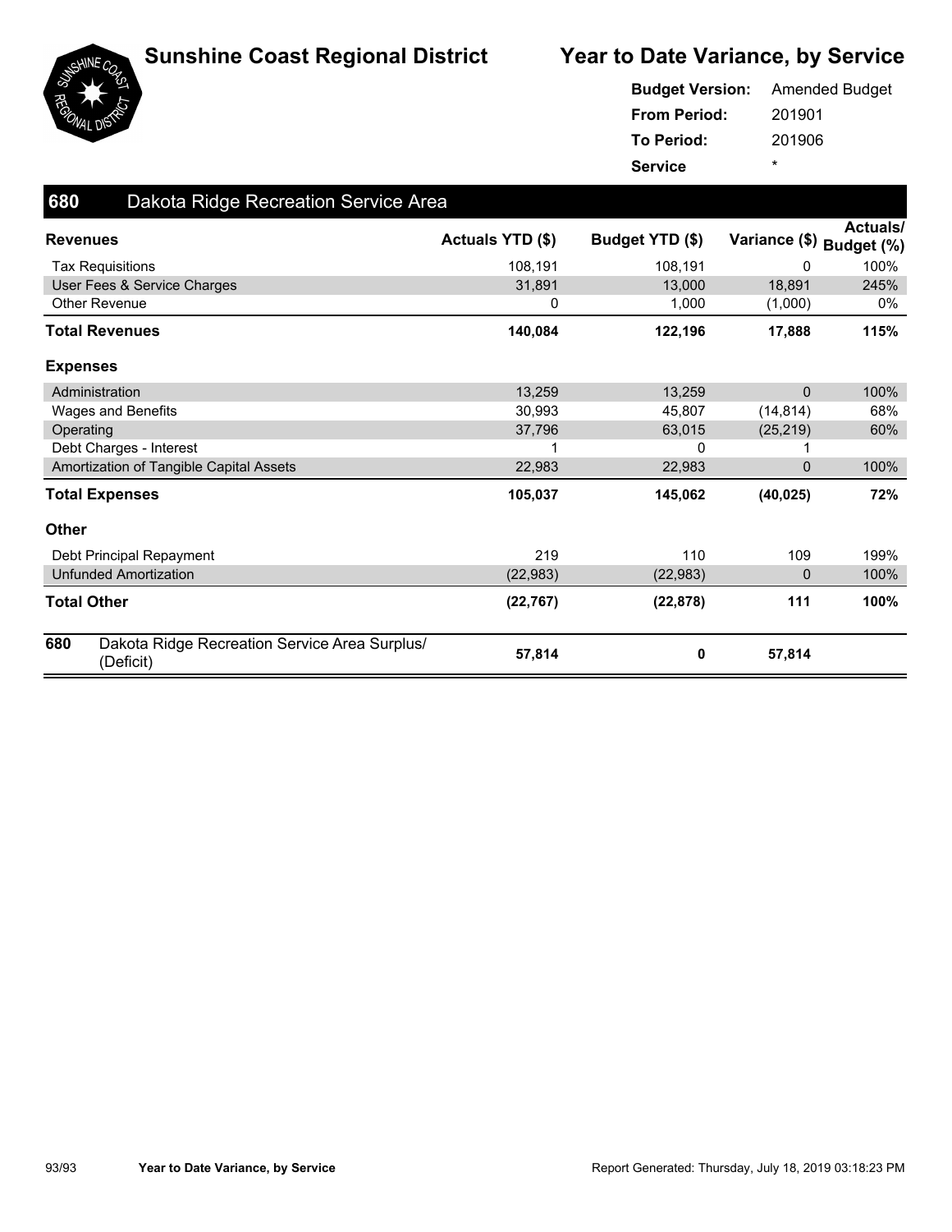# Sunshine Coast Regional District

## Year to Date Variance, by Service

**Budget Version:** Amended Budget
**From Period:** 201901
**To Period:** 201906
**Service** *

### 680 Dakota Ridge Recreation Service Area

| Revenues | Actuals YTD ($) | Budget YTD ($) | Variance ($) | Actuals/ Budget (%) |
|---|---|---|---|---|
| Tax Requisitions | 108,191 | 108,191 | 0 | 100% |
| User Fees & Service Charges | 31,891 | 13,000 | 18,891 | 245% |
| Other Revenue | 0 | 1,000 | (1,000) | 0% |
| **Total Revenues** | **140,084** | **122,196** | **17,888** | **115%** |
| **Expenses** | | | | |
| Administration | 13,259 | 13,259 | 0 | 100% |
| Wages and Benefits | 30,993 | 45,807 | (14,814) | 68% |
| Operating | 37,796 | 63,015 | (25,219) | 60% |
| Debt Charges - Interest | 1 | 0 | 1 | |
| Amortization of Tangible Capital Assets | 22,983 | 22,983 | 0 | 100% |
| **Total Expenses** | **105,037** | **145,062** | **(40,025)** | **72%** |
| **Other** | | | | |
| Debt Principal Repayment | 219 | 110 | 109 | 199% |
| Unfunded Amortization | (22,983) | (22,983) | 0 | 100% |
| **Total Other** | **(22,767)** | **(22,878)** | **111** | **100%** |
| **680 Dakota Ridge Recreation Service Area Surplus/ (Deficit)** | **57,814** | **0** | **57,814** | |

Year to Date Variance, by Service

Report Generated: Thursday, July 18, 2019 03:18:23 PM